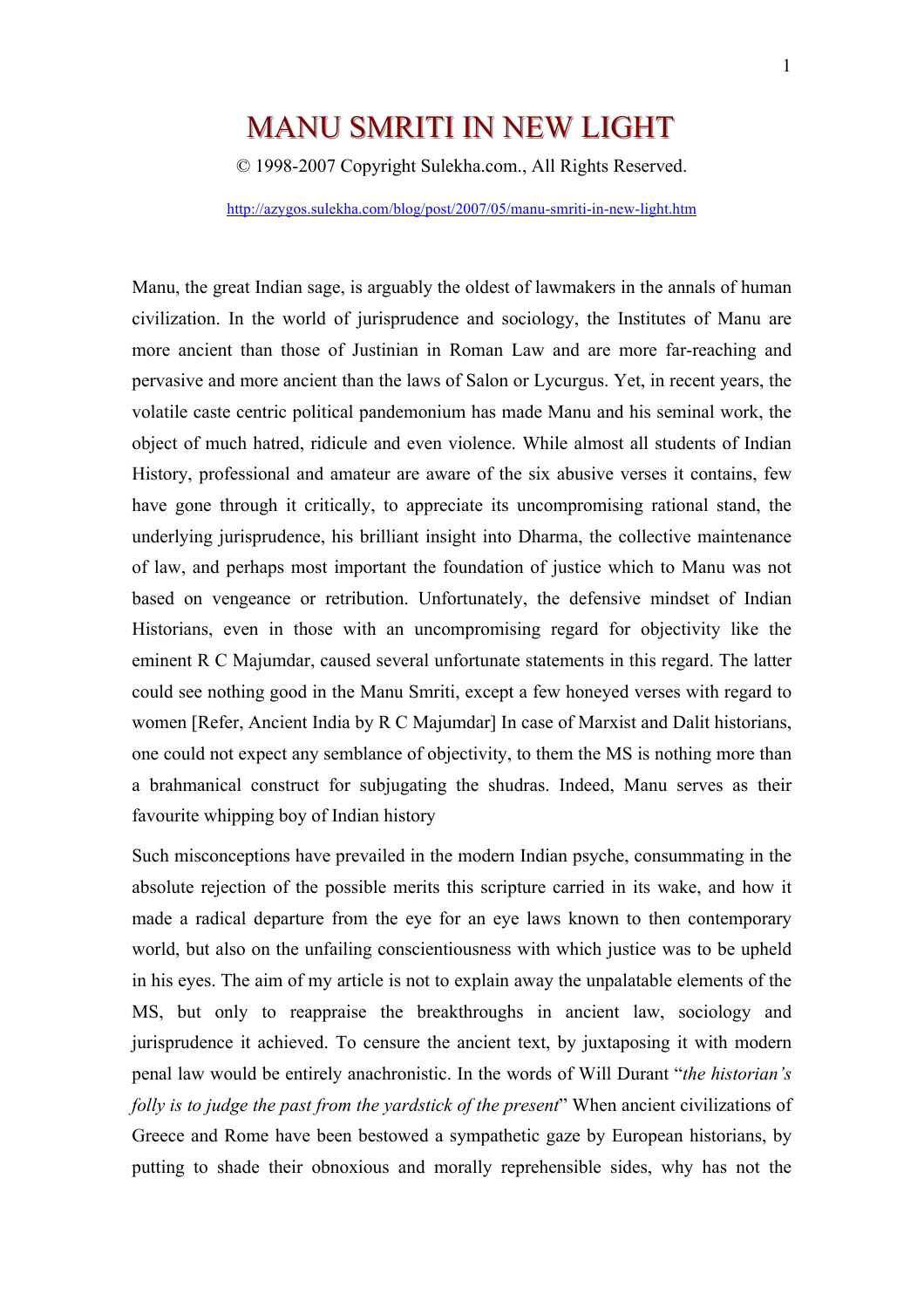# MANU SMRITI IN NEW LIGHT

© 1998-2007 Copyright Sulekha.com., All Rights Reserved.

http://azygos.sulekha.com/blog/post/2007/05/manu-smriti-in-new-light.htm

Manu, the great Indian sage, is arguably the oldest of lawmakers in the annals of human civilization. In the world of jurisprudence and sociology, the Institutes of Manu are more ancient than those of Justinian in Roman Law and are more far-reaching and pervasive and more ancient than the laws of Salon or Lycurgus. Yet, in recent years, the volatile caste centric political pandemonium has made Manu and his seminal work, the object of much hatred, ridicule and even violence. While almost all students of Indian History, professional and amateur are aware of the six abusive verses it contains, few have gone through it critically, to appreciate its uncompromising rational stand, the underlying jurisprudence, his brilliant insight into Dharma, the collective maintenance of law, and perhaps most important the foundation of justice which to Manu was not based on vengeance or retribution. Unfortunately, the defensive mindset of Indian Historians, even in those with an uncompromising regard for objectivity like the eminent R C Majumdar, caused several unfortunate statements in this regard. The latter could see nothing good in the Manu Smriti, except a few honeyed verses with regard to women [Refer, Ancient India by R C Majumdar] In case of Marxist and Dalit historians, one could not expect any semblance of objectivity, to them the MS is nothing more than a brahmanical construct for subjugating the shudras. Indeed, Manu serves as their favourite whipping boy of Indian history

Such misconceptions have prevailed in the modern Indian psyche, consummating in the absolute rejection of the possible merits this scripture carried in its wake, and how it made a radical departure from the eye for an eye laws known to then contemporary world, but also on the unfailing conscientiousness with which justice was to be upheld in his eyes. The aim of my article is not to explain away the unpalatable elements of the MS, but only to reappraise the breakthroughs in ancient law, sociology and jurisprudence it achieved. To censure the ancient text, by juxtaposing it with modern penal law would be entirely anachronistic. In the words of Will Durant "*the historian's folly is to judge the past from the yardstick of the present*" When ancient civilizations of Greece and Rome have been bestowed a sympathetic gaze by European historians, by putting to shade their obnoxious and morally reprehensible sides, why has not the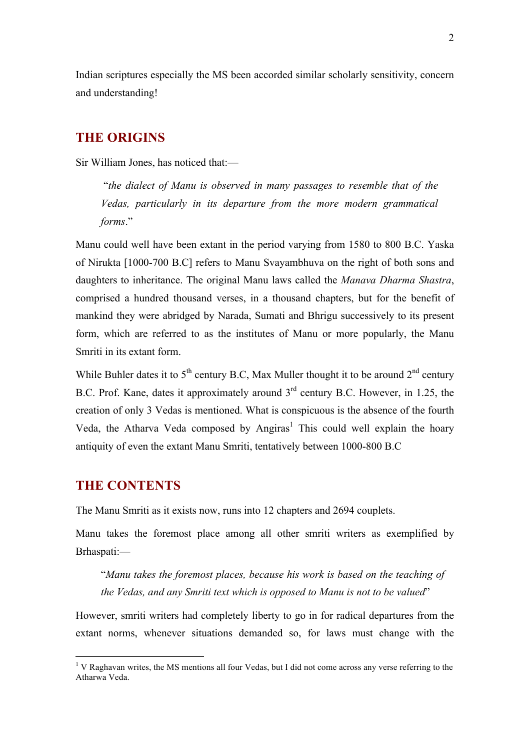Indian scriptures especially the MS been accorded similar scholarly sensitivity, concern and understanding!

## THE ORIGINS

Sir William Jones, has noticed that:—

> "*the dialect of Manu is observed in many passages to resemble that of the Vedas, particularly in its departure from the more modern grammatical forms*."

Manu could well have been extant in the period varying from 1580 to 800 B.C. Yaska of Nirukta [1000-700 B.C] refers to Manu Svayambhuva on the right of both sons and daughters to inheritance. The original Manu laws called the *Manava Dharma Shastra*, comprised a hundred thousand verses, in a thousand chapters, but for the benefit of mankind they were abridged by Narada, Sumati and Bhrigu successively to its present form, which are referred to as the institutes of Manu or more popularly, the Manu Smriti in its extant form.

While Buhler dates it to 5th century B.C, Max Muller thought it to be around 2nd century B.C. Prof. Kane, dates it approximately around 3rd century B.C. However, in 1.25, the creation of only 3 Vedas is mentioned. What is conspicuous is the absence of the fourth Veda, the Atharva Veda composed by Angiras[1] This could well explain the hoary antiquity of even the extant Manu Smriti, tentatively between 1000-800 B.C

## THE CONTENTS

The Manu Smriti as it exists now, runs into 12 chapters and 2694 couplets.

Manu takes the foremost place among all other smriti writers as exemplified by Brhaspati:—

> "*Manu takes the foremost places, because his work is based on the teaching of the Vedas, and any Smriti text which is opposed to Manu is not to be valued*"

However, smriti writers had completely liberty to go in for radical departures from the extant norms, whenever situations demanded so, for laws must change with the

---

[1] V Raghavan writes, the MS mentions all four Vedas, but I did not come across any verse referring to the Atharwa Veda.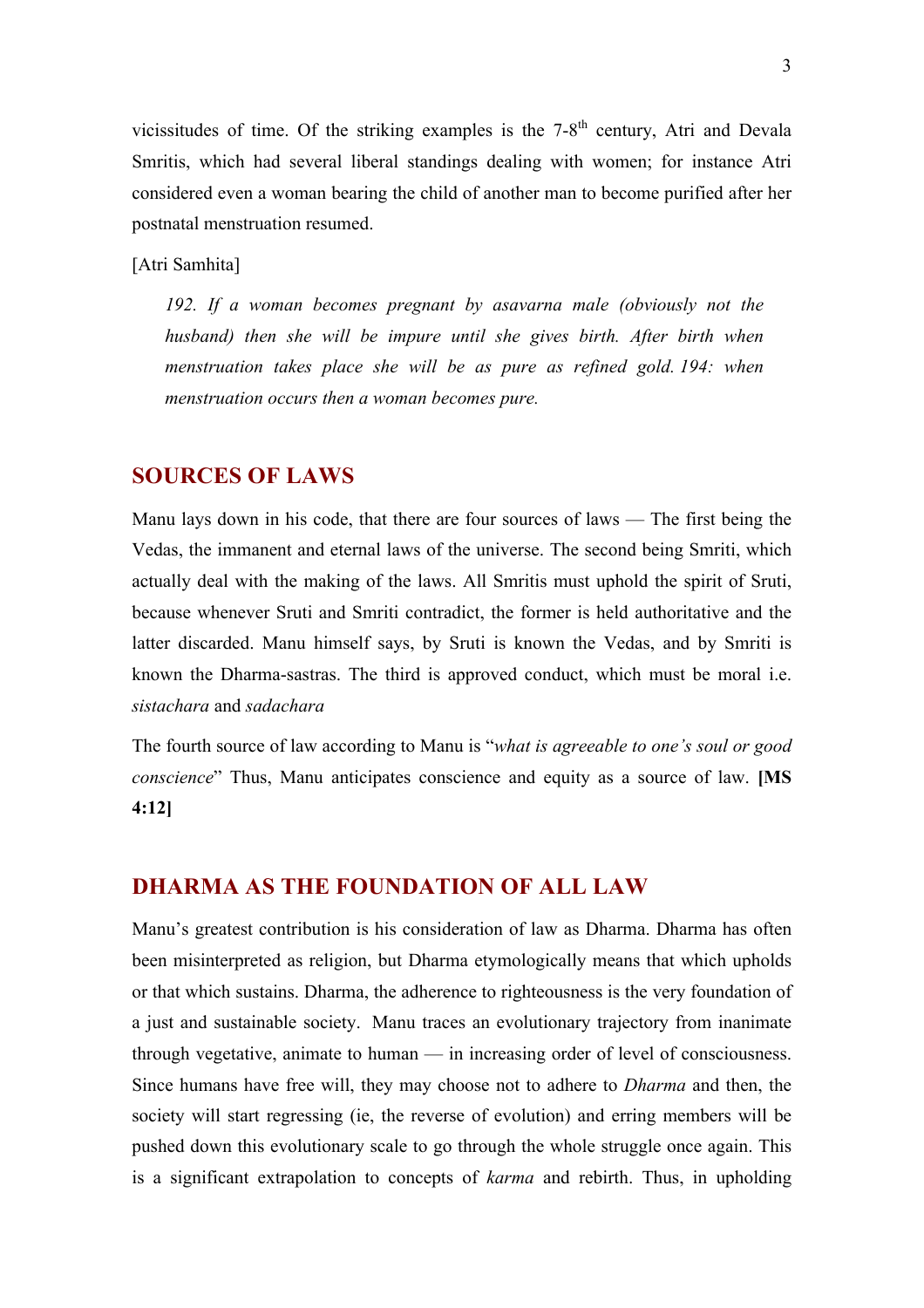vicissitudes of time. Of the striking examples is the 7-8th century, Atri and Devala Smritis, which had several liberal standings dealing with women; for instance Atri considered even a woman bearing the child of another man to become purified after her postnatal menstruation resumed.

[Atri Samhita]

> *192. If a woman becomes pregnant by asavarna male (obviously not the husband) then she will be impure until she gives birth. After birth when menstruation takes place she will be as pure as refined gold. 194: when menstruation occurs then a woman becomes pure.*

## SOURCES OF LAWS

Manu lays down in his code, that there are four sources of laws — The first being the Vedas, the immanent and eternal laws of the universe. The second being Smriti, which actually deal with the making of the laws. All Smritis must uphold the spirit of Sruti, because whenever Sruti and Smriti contradict, the former is held authoritative and the latter discarded. Manu himself says, by Sruti is known the Vedas, and by Smriti is known the Dharma-sastras. The third is approved conduct, which must be moral i.e. *sistachara* and *sadachara*

The fourth source of law according to Manu is "*what is agreeable to one's soul or good conscience*" Thus, Manu anticipates conscience and equity as a source of law. **[MS 4:12]**

## DHARMA AS THE FOUNDATION OF ALL LAW

Manu's greatest contribution is his consideration of law as Dharma. Dharma has often been misinterpreted as religion, but Dharma etymologically means that which upholds or that which sustains. Dharma, the adherence to righteousness is the very foundation of a just and sustainable society. Manu traces an evolutionary trajectory from inanimate through vegetative, animate to human — in increasing order of level of consciousness. Since humans have free will, they may choose not to adhere to *Dharma* and then, the society will start regressing (ie, the reverse of evolution) and erring members will be pushed down this evolutionary scale to go through the whole struggle once again. This is a significant extrapolation to concepts of *karma* and rebirth. Thus, in upholding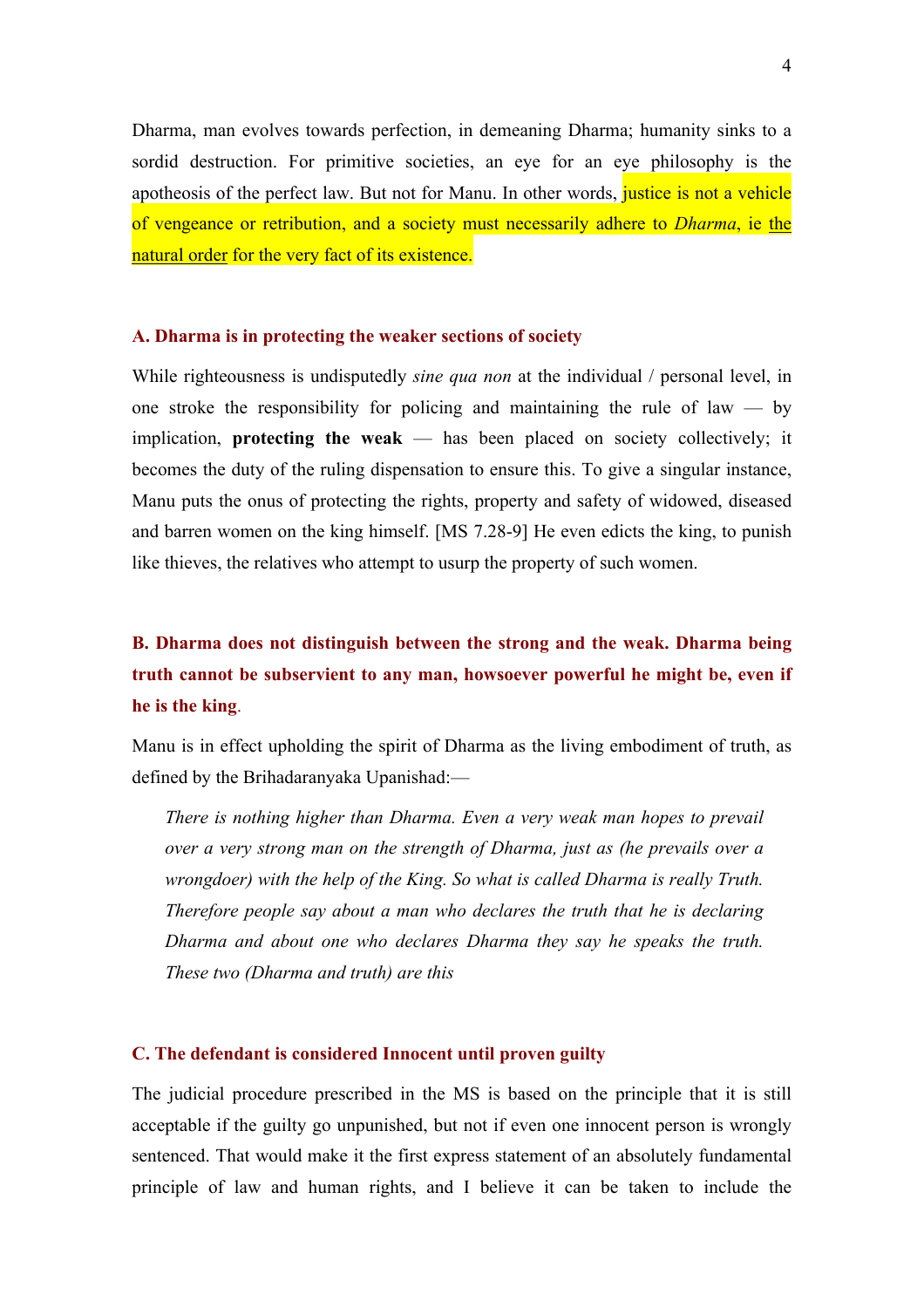Dharma, man evolves towards perfection, in demeaning Dharma; humanity sinks to a sordid destruction. For primitive societies, an eye for an eye philosophy is the apotheosis of the perfect law. But not for Manu. In other words, justice is not a vehicle of vengeance or retribution, and a society must necessarily adhere to *Dharma*, ie <u>the natural order</u> for the very fact of its existence.

### A. Dharma is in protecting the weaker sections of society

While righteousness is undisputedly *sine qua non* at the individual / personal level, in one stroke the responsibility for policing and maintaining the rule of law — by implication, **protecting the weak** — has been placed on society collectively; it becomes the duty of the ruling dispensation to ensure this. To give a singular instance, Manu puts the onus of protecting the rights, property and safety of widowed, diseased and barren women on the king himself. [MS 7.28-9] He even edicts the king, to punish like thieves, the relatives who attempt to usurp the property of such women.

### B. Dharma does not distinguish between the strong and the weak. Dharma being truth cannot be subservient to any man, howsoever powerful he might be, even if he is the king.

Manu is in effect upholding the spirit of Dharma as the living embodiment of truth, as defined by the Brihadaranyaka Upanishad:—

> *There is nothing higher than Dharma. Even a very weak man hopes to prevail over a very strong man on the strength of Dharma, just as (he prevails over a wrongdoer) with the help of the King. So what is called Dharma is really Truth. Therefore people say about a man who declares the truth that he is declaring Dharma and about one who declares Dharma they say he speaks the truth. These two (Dharma and truth) are this*

### C. The defendant is considered Innocent until proven guilty

The judicial procedure prescribed in the MS is based on the principle that it is still acceptable if the guilty go unpunished, but not if even one innocent person is wrongly sentenced. That would make it the first express statement of an absolutely fundamental principle of law and human rights, and I believe it can be taken to include the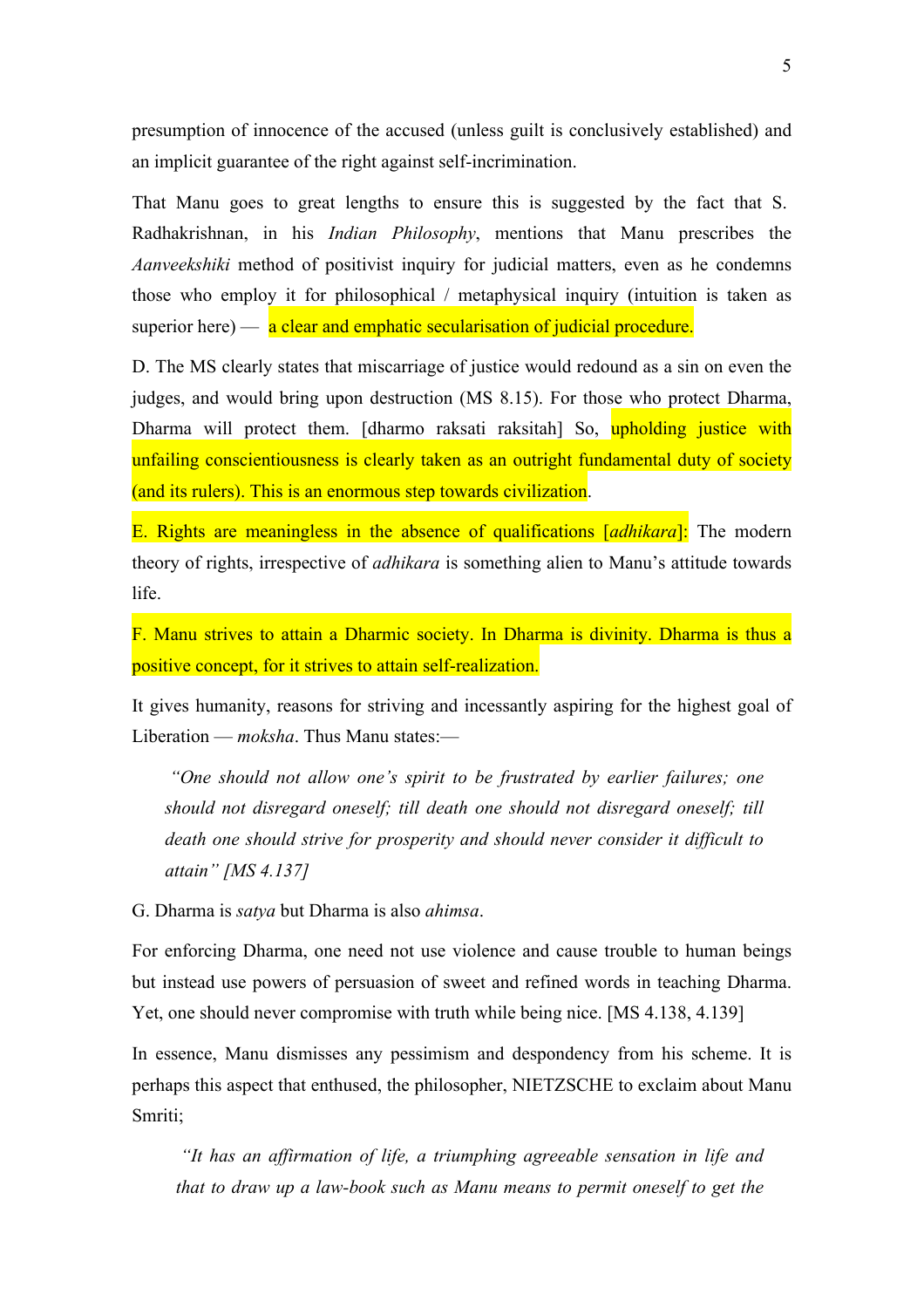presumption of innocence of the accused (unless guilt is conclusively established) and an implicit guarantee of the right against self-incrimination.

That Manu goes to great lengths to ensure this is suggested by the fact that S. Radhakrishnan, in his *Indian Philosophy*, mentions that Manu prescribes the *Aanveekshiki* method of positivist inquiry for judicial matters, even as he condemns those who employ it for philosophical / metaphysical inquiry (intuition is taken as superior here) — a clear and emphatic secularisation of judicial procedure.

D. The MS clearly states that miscarriage of justice would redound as a sin on even the judges, and would bring upon destruction (MS 8.15). For those who protect Dharma, Dharma will protect them. [dharmo raksati raksitah] So, upholding justice with unfailing conscientiousness is clearly taken as an outright fundamental duty of society (and its rulers). This is an enormous step towards civilization.

E. Rights are meaningless in the absence of qualifications [*adhikara*]: The modern theory of rights, irrespective of *adhikara* is something alien to Manu's attitude towards life.

F. Manu strives to attain a Dharmic society. In Dharma is divinity. Dharma is thus a positive concept, for it strives to attain self-realization.

It gives humanity, reasons for striving and incessantly aspiring for the highest goal of Liberation — *moksha*. Thus Manu states:—

> *"One should not allow one's spirit to be frustrated by earlier failures; one should not disregard oneself; till death one should not disregard oneself; till death one should strive for prosperity and should never consider it difficult to attain" [MS 4.137]*

G. Dharma is *satya* but Dharma is also *ahimsa*.

For enforcing Dharma, one need not use violence and cause trouble to human beings but instead use powers of persuasion of sweet and refined words in teaching Dharma. Yet, one should never compromise with truth while being nice. [MS 4.138, 4.139]

In essence, Manu dismisses any pessimism and despondency from his scheme. It is perhaps this aspect that enthused, the philosopher, NIETZSCHE to exclaim about Manu Smriti;

> *"It has an affirmation of life, a triumphing agreeable sensation in life and that to draw up a law-book such as Manu means to permit oneself to get the*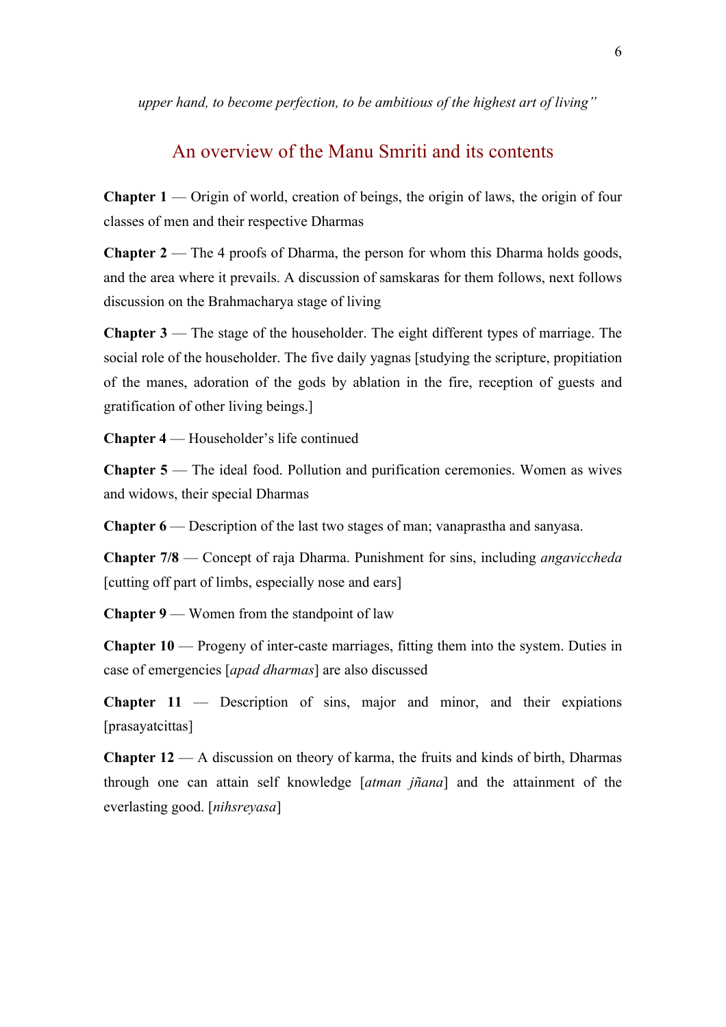*upper hand, to become perfection, to be ambitious of the highest art of living"*

## An overview of the Manu Smriti and its contents

**Chapter 1** — Origin of world, creation of beings, the origin of laws, the origin of four classes of men and their respective Dharmas

**Chapter 2** — The 4 proofs of Dharma, the person for whom this Dharma holds goods, and the area where it prevails. A discussion of samskaras for them follows, next follows discussion on the Brahmacharya stage of living

**Chapter 3** — The stage of the householder. The eight different types of marriage. The social role of the householder. The five daily yagnas [studying the scripture, propitiation of the manes, adoration of the gods by ablation in the fire, reception of guests and gratification of other living beings.]

**Chapter 4** — Householder's life continued

**Chapter 5** — The ideal food. Pollution and purification ceremonies. Women as wives and widows, their special Dharmas

**Chapter 6** — Description of the last two stages of man; vanaprastha and sanyasa.

**Chapter 7/8** — Concept of raja Dharma. Punishment for sins, including *angaviccheda* [cutting off part of limbs, especially nose and ears]

**Chapter 9** — Women from the standpoint of law

**Chapter 10** — Progeny of inter-caste marriages, fitting them into the system. Duties in case of emergencies [*apad dharmas*] are also discussed

**Chapter 11** — Description of sins, major and minor, and their expiations [prasayatcittas]

**Chapter 12** — A discussion on theory of karma, the fruits and kinds of birth, Dharmas through one can attain self knowledge [*atman jñana*] and the attainment of the everlasting good. [*nihsreyasa*]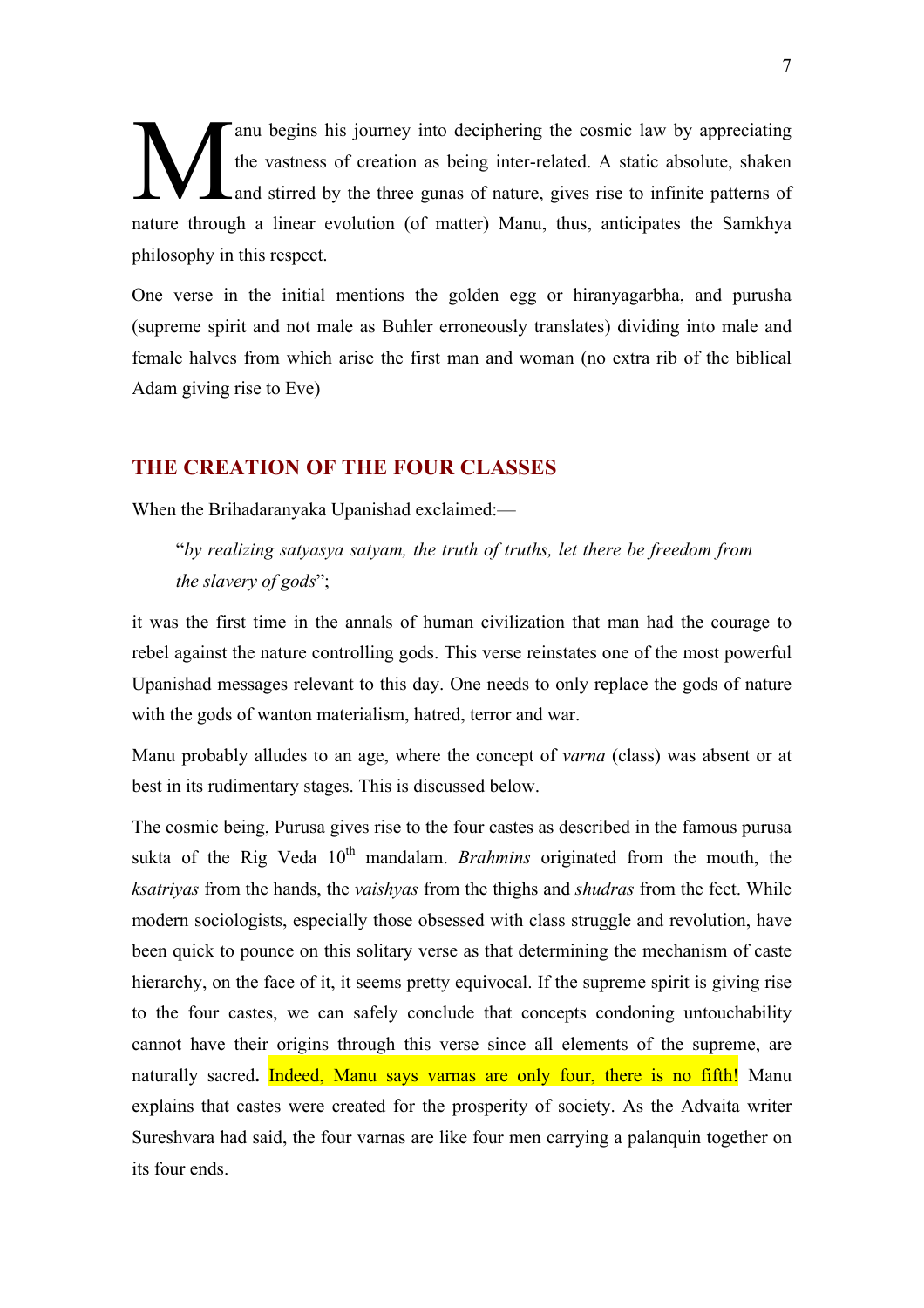Manu begins his journey into deciphering the cosmic law by appreciating the vastness of creation as being inter-related. A static absolute, shaken and stirred by the three gunas of nature, gives rise to infinite patterns of nature through a linear evolution (of matter) Manu, thus, anticipates the Samkhya philosophy in this respect.

One verse in the initial mentions the golden egg or hiranyagarbha, and purusha (supreme spirit and not male as Buhler erroneously translates) dividing into male and female halves from which arise the first man and woman (no extra rib of the biblical Adam giving rise to Eve)

## THE CREATION OF THE FOUR CLASSES

When the Brihadaranyaka Upanishad exclaimed:—

> "*by realizing satyasya satyam, the truth of truths, let there be freedom from the slavery of gods*";

it was the first time in the annals of human civilization that man had the courage to rebel against the nature controlling gods. This verse reinstates one of the most powerful Upanishad messages relevant to this day. One needs to only replace the gods of nature with the gods of wanton materialism, hatred, terror and war.

Manu probably alludes to an age, where the concept of *varna* (class) was absent or at best in its rudimentary stages. This is discussed below.

The cosmic being, Purusa gives rise to the four castes as described in the famous purusa sukta of the Rig Veda 10th mandalam. *Brahmins* originated from the mouth, the *ksatriyas* from the hands, the *vaishyas* from the thighs and *shudras* from the feet. While modern sociologists, especially those obsessed with class struggle and revolution, have been quick to pounce on this solitary verse as that determining the mechanism of caste hierarchy, on the face of it, it seems pretty equivocal. If the supreme spirit is giving rise to the four castes, we can safely conclude that concepts condoning untouchability cannot have their origins through this verse since all elements of the supreme, are naturally sacred**.** Indeed, Manu says varnas are only four, there is no fifth! Manu explains that castes were created for the prosperity of society. As the Advaita writer Sureshvara had said, the four varnas are like four men carrying a palanquin together on its four ends.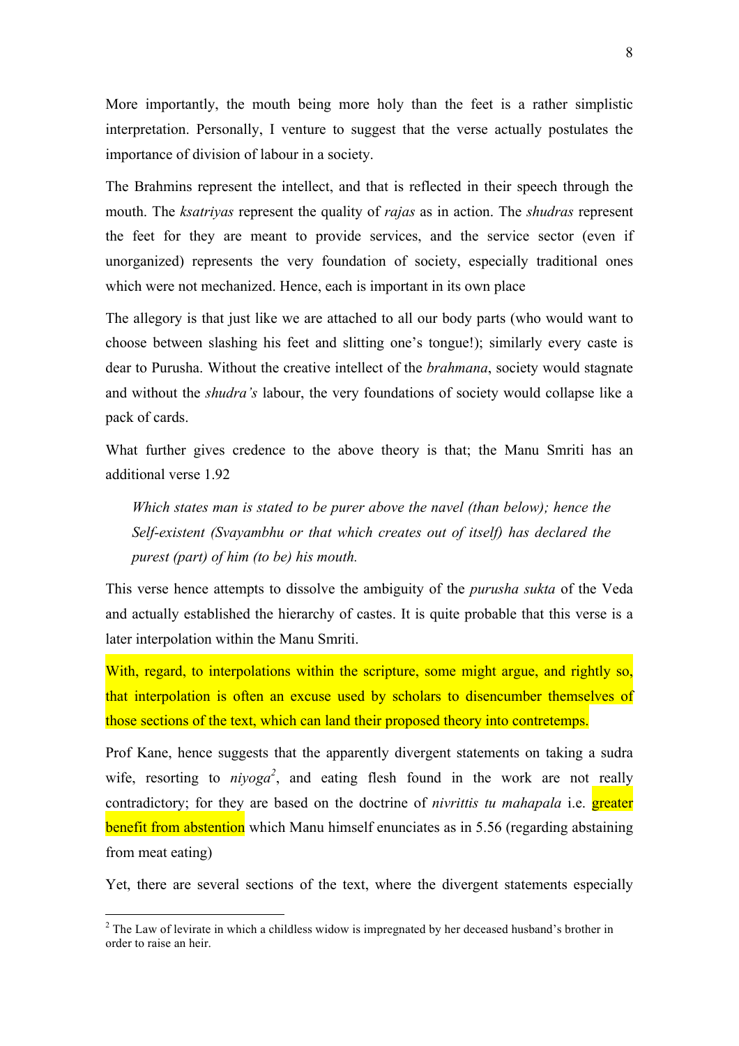More importantly, the mouth being more holy than the feet is a rather simplistic interpretation. Personally, I venture to suggest that the verse actually postulates the importance of division of labour in a society.

The Brahmins represent the intellect, and that is reflected in their speech through the mouth. The *ksatriyas* represent the quality of *rajas* as in action. The *shudras* represent the feet for they are meant to provide services, and the service sector (even if unorganized) represents the very foundation of society, especially traditional ones which were not mechanized. Hence, each is important in its own place

The allegory is that just like we are attached to all our body parts (who would want to choose between slashing his feet and slitting one's tongue!); similarly every caste is dear to Purusha. Without the creative intellect of the *brahmana*, society would stagnate and without the *shudra's* labour, the very foundations of society would collapse like a pack of cards.

What further gives credence to the above theory is that; the Manu Smriti has an additional verse 1.92

> *Which states man is stated to be purer above the navel (than below); hence the Self-existent (Svayambhu or that which creates out of itself) has declared the purest (part) of him (to be) his mouth.*

This verse hence attempts to dissolve the ambiguity of the *purusha sukta* of the Veda and actually established the hierarchy of castes. It is quite probable that this verse is a later interpolation within the Manu Smriti.

With, regard, to interpolations within the scripture, some might argue, and rightly so, that interpolation is often an excuse used by scholars to disencumber themselves of those sections of the text, which can land their proposed theory into contretemps.

Prof Kane, hence suggests that the apparently divergent statements on taking a sudra wife, resorting to *niyoga*[2], and eating flesh found in the work are not really contradictory; for they are based on the doctrine of *nivrittis tu mahapala* i.e. greater benefit from abstention which Manu himself enunciates as in 5.56 (regarding abstaining from meat eating)

Yet, there are several sections of the text, where the divergent statements especially

---

[2] The Law of levirate in which a childless widow is impregnated by her deceased husband's brother in order to raise an heir.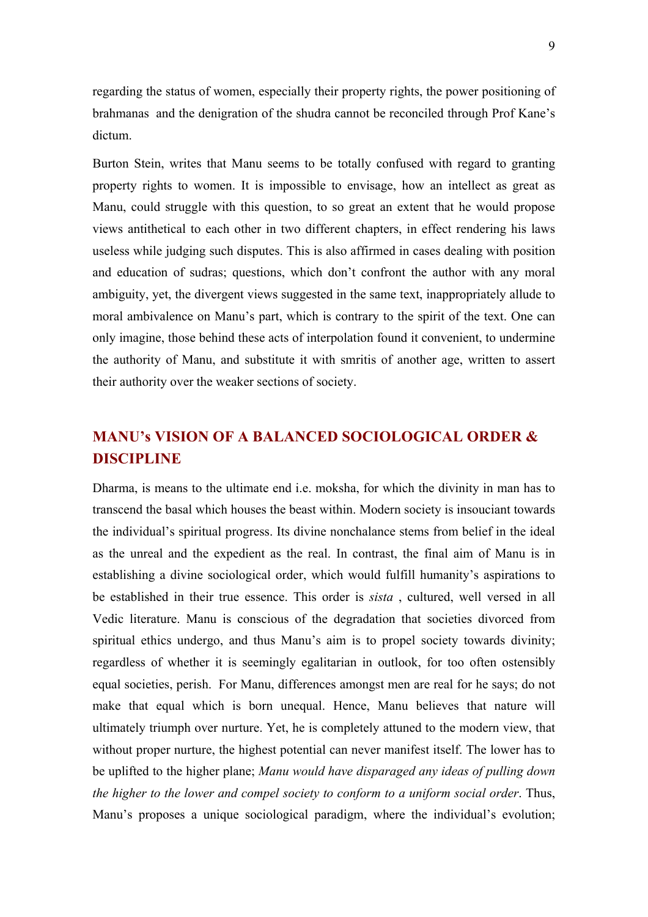regarding the status of women, especially their property rights, the power positioning of brahmanas and the denigration of the shudra cannot be reconciled through Prof Kane's dictum.

Burton Stein, writes that Manu seems to be totally confused with regard to granting property rights to women. It is impossible to envisage, how an intellect as great as Manu, could struggle with this question, to so great an extent that he would propose views antithetical to each other in two different chapters, in effect rendering his laws useless while judging such disputes. This is also affirmed in cases dealing with position and education of sudras; questions, which don't confront the author with any moral ambiguity, yet, the divergent views suggested in the same text, inappropriately allude to moral ambivalence on Manu's part, which is contrary to the spirit of the text. One can only imagine, those behind these acts of interpolation found it convenient, to undermine the authority of Manu, and substitute it with smritis of another age, written to assert their authority over the weaker sections of society.

## MANU's VISION OF A BALANCED SOCIOLOGICAL ORDER & DISCIPLINE

Dharma, is means to the ultimate end i.e. moksha, for which the divinity in man has to transcend the basal which houses the beast within. Modern society is insouciant towards the individual's spiritual progress. Its divine nonchalance stems from belief in the ideal as the unreal and the expedient as the real. In contrast, the final aim of Manu is in establishing a divine sociological order, which would fulfill humanity's aspirations to be established in their true essence. This order is *sista* , cultured, well versed in all Vedic literature. Manu is conscious of the degradation that societies divorced from spiritual ethics undergo, and thus Manu's aim is to propel society towards divinity; regardless of whether it is seemingly egalitarian in outlook, for too often ostensibly equal societies, perish. For Manu, differences amongst men are real for he says; do not make that equal which is born unequal. Hence, Manu believes that nature will ultimately triumph over nurture. Yet, he is completely attuned to the modern view, that without proper nurture, the highest potential can never manifest itself. The lower has to be uplifted to the higher plane; *Manu would have disparaged any ideas of pulling down the higher to the lower and compel society to conform to a uniform social order*. Thus, Manu's proposes a unique sociological paradigm, where the individual's evolution;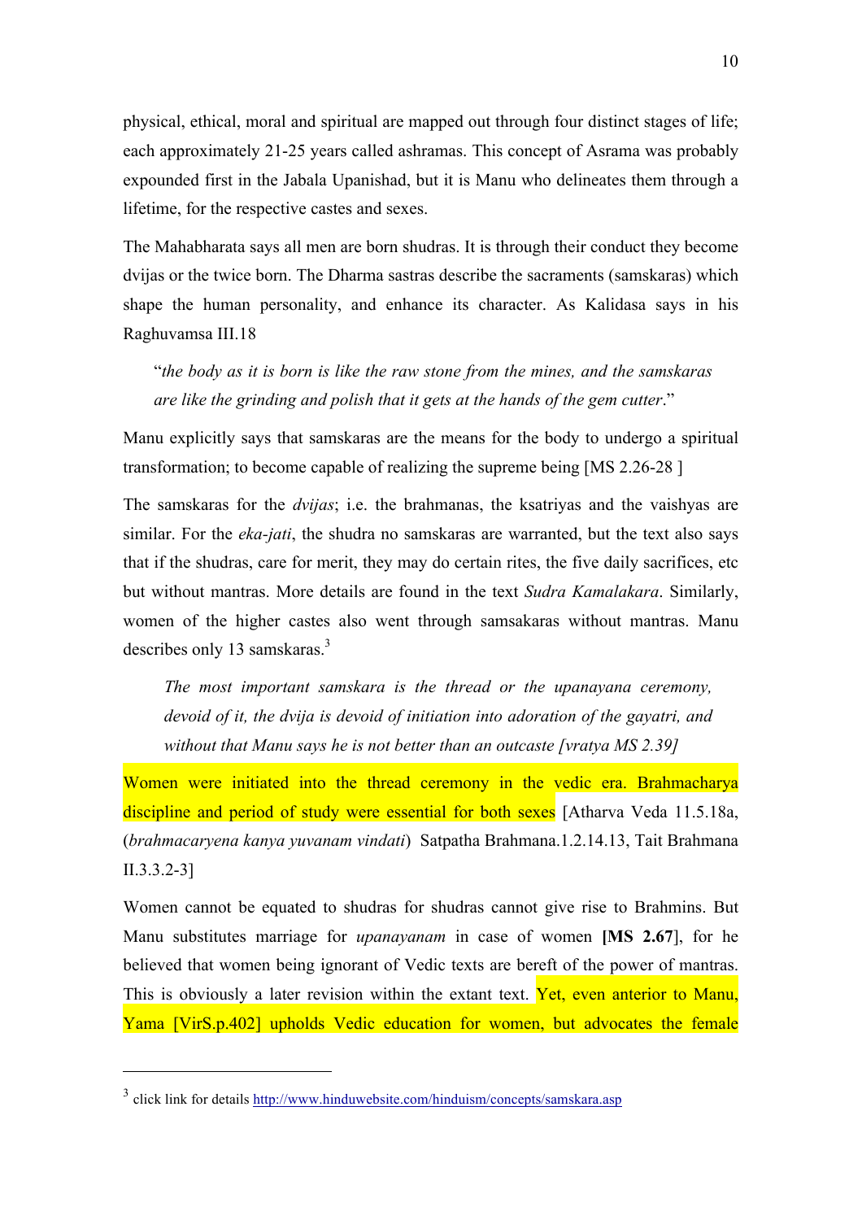physical, ethical, moral and spiritual are mapped out through four distinct stages of life; each approximately 21-25 years called ashramas. This concept of Asrama was probably expounded first in the Jabala Upanishad, but it is Manu who delineates them through a lifetime, for the respective castes and sexes.

The Mahabharata says all men are born shudras. It is through their conduct they become dvijas or the twice born. The Dharma sastras describe the sacraments (samskaras) which shape the human personality, and enhance its character. As Kalidasa says in his Raghuvamsa III.18

> "*the body as it is born is like the raw stone from the mines, and the samskaras are like the grinding and polish that it gets at the hands of the gem cutter*."

Manu explicitly says that samskaras are the means for the body to undergo a spiritual transformation; to become capable of realizing the supreme being [MS 2.26-28 ]

The samskaras for the *dvijas*; i.e. the brahmanas, the ksatriyas and the vaishyas are similar. For the *eka-jati*, the shudra no samskaras are warranted, but the text also says that if the shudras, care for merit, they may do certain rites, the five daily sacrifices, etc but without mantras. More details are found in the text *Sudra Kamalakara*. Similarly, women of the higher castes also went through samsakaras without mantras. Manu describes only 13 samskaras.[3]

> *The most important samskara is the thread or the upanayana ceremony, devoid of it, the dvija is devoid of initiation into adoration of the gayatri, and without that Manu says he is not better than an outcaste [vratya MS 2.39]*

Women were initiated into the thread ceremony in the vedic era. Brahmacharya discipline and period of study were essential for both sexes [Atharva Veda 11.5.18a, (*brahmacaryena kanya yuvanam vindati*) Satpatha Brahmana.1.2.14.13, Tait Brahmana II.3.3.2-3]

Women cannot be equated to shudras for shudras cannot give rise to Brahmins. But Manu substitutes marriage for *upanayanam* in case of women **[MS 2.67]**, for he believed that women being ignorant of Vedic texts are bereft of the power of mantras. This is obviously a later revision within the extant text. Yet, even anterior to Manu, Yama [VirS.p.402] upholds Vedic education for women, but advocates the female

---

[3] click link for details http://www.hinduwebsite.com/hinduism/concepts/samskara.asp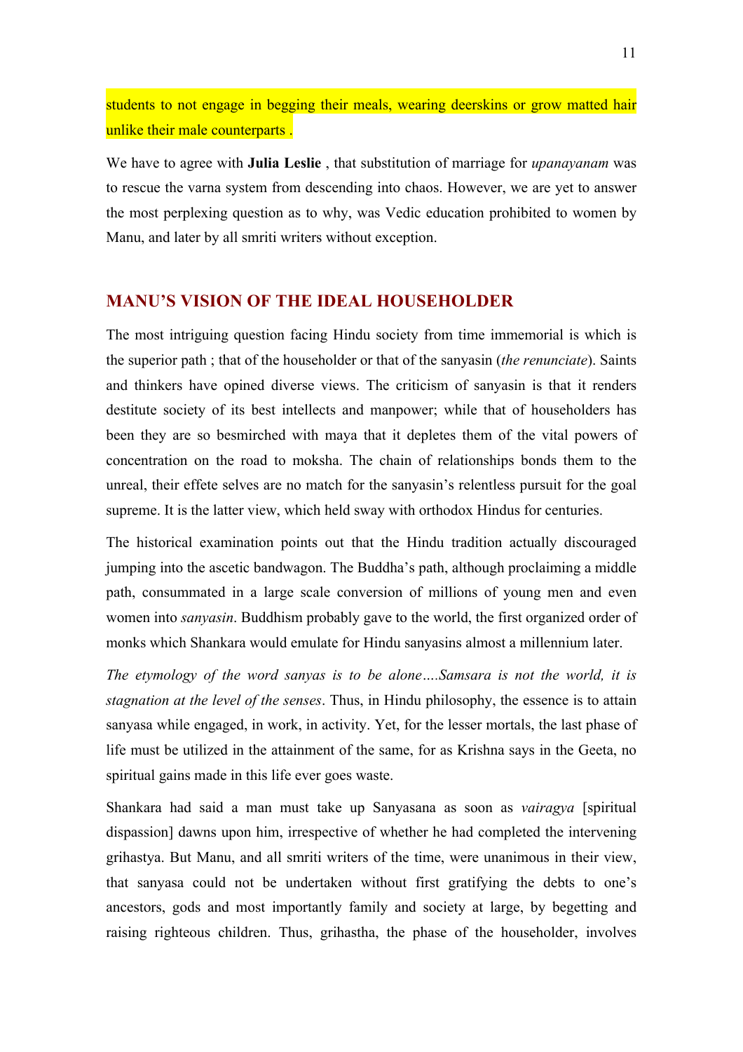students to not engage in begging their meals, wearing deerskins or grow matted hair unlike their male counterparts .

We have to agree with **Julia Leslie** , that substitution of marriage for *upanayanam* was to rescue the varna system from descending into chaos. However, we are yet to answer the most perplexing question as to why, was Vedic education prohibited to women by Manu, and later by all smriti writers without exception.

## MANU'S VISION OF THE IDEAL HOUSEHOLDER

The most intriguing question facing Hindu society from time immemorial is which is the superior path ; that of the householder or that of the sanyasin (*the renunciate*). Saints and thinkers have opined diverse views. The criticism of sanyasin is that it renders destitute society of its best intellects and manpower; while that of householders has been they are so besmirched with maya that it depletes them of the vital powers of concentration on the road to moksha. The chain of relationships bonds them to the unreal, their effete selves are no match for the sanyasin's relentless pursuit for the goal supreme. It is the latter view, which held sway with orthodox Hindus for centuries.

The historical examination points out that the Hindu tradition actually discouraged jumping into the ascetic bandwagon. The Buddha's path, although proclaiming a middle path, consummated in a large scale conversion of millions of young men and even women into *sanyasin*. Buddhism probably gave to the world, the first organized order of monks which Shankara would emulate for Hindu sanyasins almost a millennium later.

*The etymology of the word sanyas is to be alone….Samsara is not the world, it is stagnation at the level of the senses*. Thus, in Hindu philosophy, the essence is to attain sanyasa while engaged, in work, in activity. Yet, for the lesser mortals, the last phase of life must be utilized in the attainment of the same, for as Krishna says in the Geeta, no spiritual gains made in this life ever goes waste.

Shankara had said a man must take up Sanyasana as soon as *vairagya* [spiritual dispassion] dawns upon him, irrespective of whether he had completed the intervening grihastya. But Manu, and all smriti writers of the time, were unanimous in their view, that sanyasa could not be undertaken without first gratifying the debts to one's ancestors, gods and most importantly family and society at large, by begetting and raising righteous children. Thus, grihastha, the phase of the householder, involves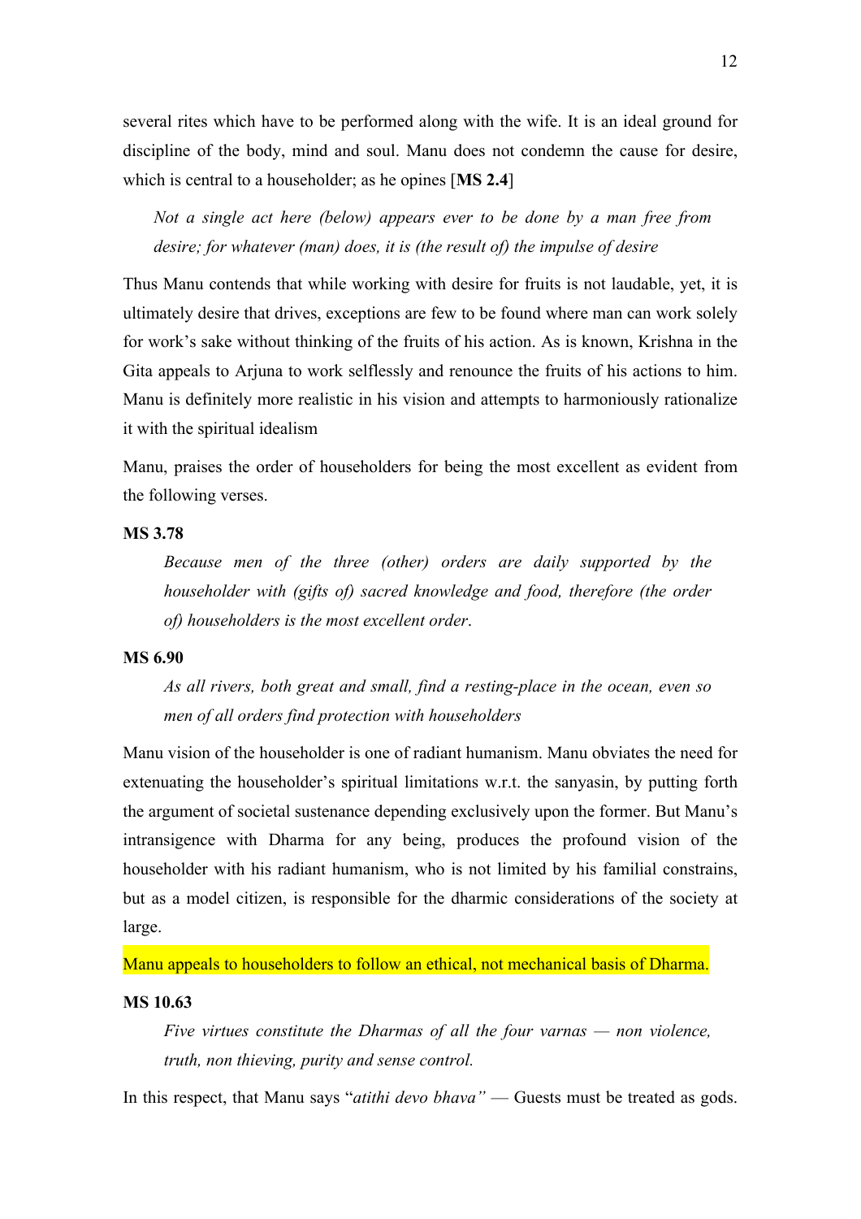several rites which have to be performed along with the wife. It is an ideal ground for discipline of the body, mind and soul. Manu does not condemn the cause for desire, which is central to a householder; as he opines [**MS 2.4**]

> *Not a single act here (below) appears ever to be done by a man free from desire; for whatever (man) does, it is (the result of) the impulse of desire*

Thus Manu contends that while working with desire for fruits is not laudable, yet, it is ultimately desire that drives, exceptions are few to be found where man can work solely for work's sake without thinking of the fruits of his action. As is known, Krishna in the Gita appeals to Arjuna to work selflessly and renounce the fruits of his actions to him. Manu is definitely more realistic in his vision and attempts to harmoniously rationalize it with the spiritual idealism

Manu, praises the order of householders for being the most excellent as evident from the following verses.

**MS 3.78**

> *Because men of the three (other) orders are daily supported by the householder with (gifts of) sacred knowledge and food, therefore (the order of) householders is the most excellent order.*

**MS 6.90**

> *As all rivers, both great and small, find a resting-place in the ocean, even so men of all orders find protection with householders*

Manu vision of the householder is one of radiant humanism. Manu obviates the need for extenuating the householder's spiritual limitations w.r.t. the sanyasin, by putting forth the argument of societal sustenance depending exclusively upon the former. But Manu's intransigence with Dharma for any being, produces the profound vision of the householder with his radiant humanism, who is not limited by his familial constrains, but as a model citizen, is responsible for the dharmic considerations of the society at large.

Manu appeals to householders to follow an ethical, not mechanical basis of Dharma.

**MS 10.63**

> *Five virtues constitute the Dharmas of all the four varnas — non violence, truth, non thieving, purity and sense control.*

In this respect, that Manu says "*atithi devo bhava"* — Guests must be treated as gods.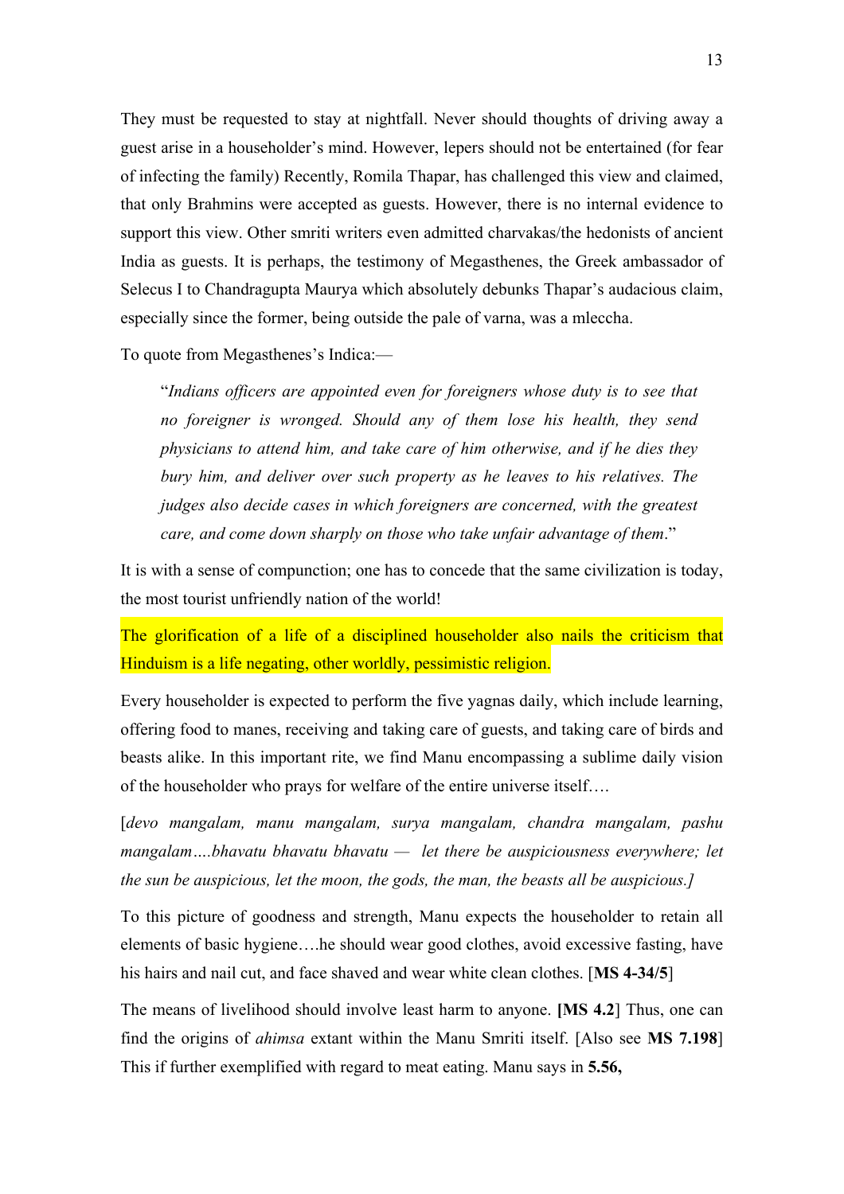They must be requested to stay at nightfall. Never should thoughts of driving away a guest arise in a householder's mind. However, lepers should not be entertained (for fear of infecting the family) Recently, Romila Thapar, has challenged this view and claimed, that only Brahmins were accepted as guests. However, there is no internal evidence to support this view. Other smriti writers even admitted charvakas/the hedonists of ancient India as guests. It is perhaps, the testimony of Megasthenes, the Greek ambassador of Selecus I to Chandragupta Maurya which absolutely debunks Thapar's audacious claim, especially since the former, being outside the pale of varna, was a mleccha.

To quote from Megasthenes's Indica:—

> "*Indians officers are appointed even for foreigners whose duty is to see that no foreigner is wronged. Should any of them lose his health, they send physicians to attend him, and take care of him otherwise, and if he dies they bury him, and deliver over such property as he leaves to his relatives. The judges also decide cases in which foreigners are concerned, with the greatest care, and come down sharply on those who take unfair advantage of them*."

It is with a sense of compunction; one has to concede that the same civilization is today, the most tourist unfriendly nation of the world!

The glorification of a life of a disciplined householder also nails the criticism that Hinduism is a life negating, other worldly, pessimistic religion.

Every householder is expected to perform the five yagnas daily, which include learning, offering food to manes, receiving and taking care of guests, and taking care of birds and beasts alike. In this important rite, we find Manu encompassing a sublime daily vision of the householder who prays for welfare of the entire universe itself….

[*devo mangalam, manu mangalam, surya mangalam, chandra mangalam, pashu mangalam….bhavatu bhavatu bhavatu — let there be auspiciousness everywhere; let the sun be auspicious, let the moon, the gods, the man, the beasts all be auspicious.]*

To this picture of goodness and strength, Manu expects the householder to retain all elements of basic hygiene….he should wear good clothes, avoid excessive fasting, have his hairs and nail cut, and face shaved and wear white clean clothes. [**MS 4-34/5**]

The means of livelihood should involve least harm to anyone. **[MS 4.2**] Thus, one can find the origins of *ahimsa* extant within the Manu Smriti itself. [Also see **MS 7.198**] This if further exemplified with regard to meat eating. Manu says in **5.56,**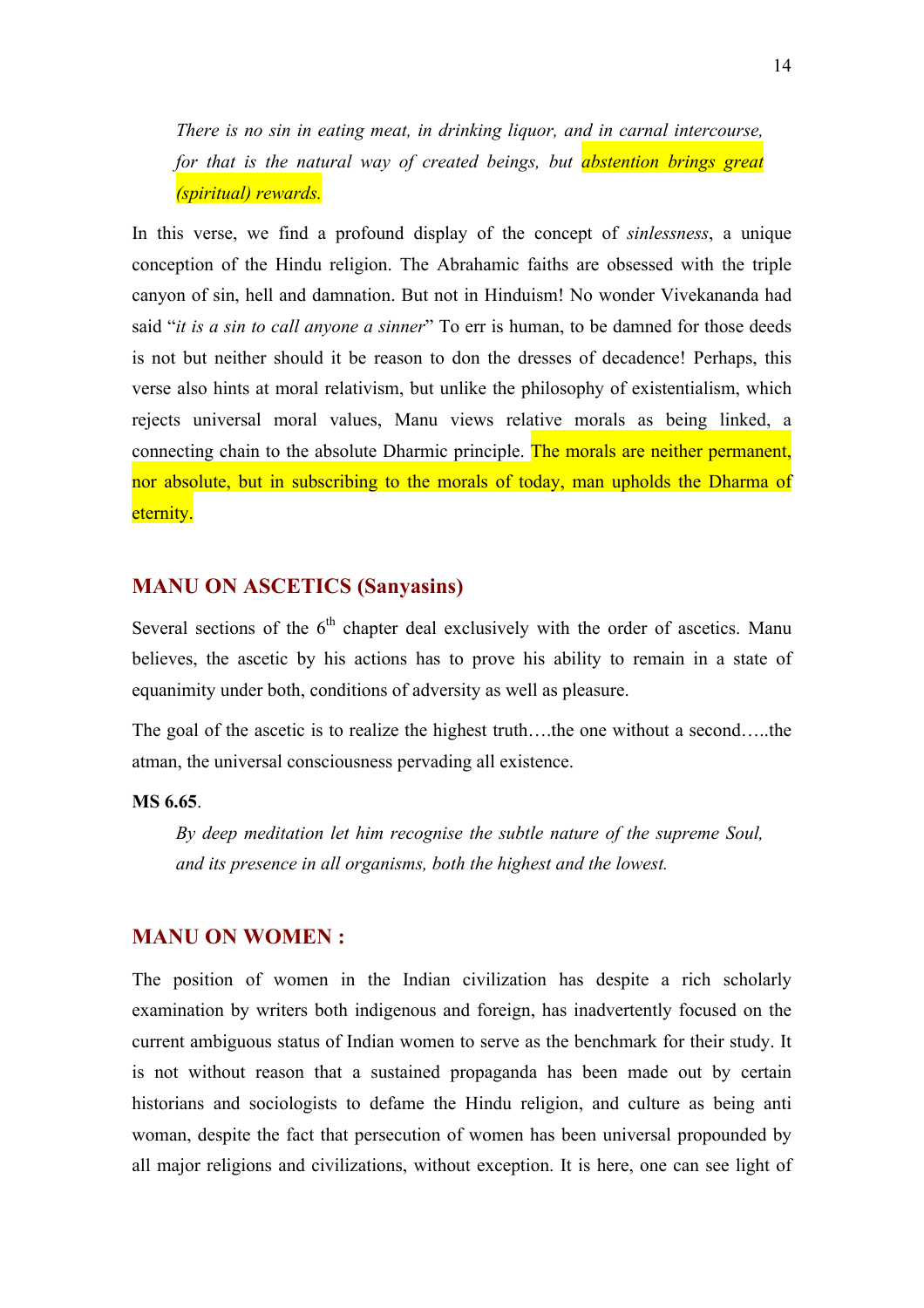> *There is no sin in eating meat, in drinking liquor, and in carnal intercourse, for that is the natural way of created beings, but abstention brings great (spiritual) rewards.*

In this verse, we find a profound display of the concept of *sinlessness*, a unique conception of the Hindu religion. The Abrahamic faiths are obsessed with the triple canyon of sin, hell and damnation. But not in Hinduism! No wonder Vivekananda had said "*it is a sin to call anyone a sinner*" To err is human, to be damned for those deeds is not but neither should it be reason to don the dresses of decadence! Perhaps, this verse also hints at moral relativism, but unlike the philosophy of existentialism, which rejects universal moral values, Manu views relative morals as being linked, a connecting chain to the absolute Dharmic principle. The morals are neither permanent, nor absolute, but in subscribing to the morals of today, man upholds the Dharma of eternity.

## MANU ON ASCETICS (Sanyasins)

Several sections of the 6th chapter deal exclusively with the order of ascetics. Manu believes, the ascetic by his actions has to prove his ability to remain in a state of equanimity under both, conditions of adversity as well as pleasure.

The goal of the ascetic is to realize the highest truth….the one without a second…..the atman, the universal consciousness pervading all existence.

**MS 6.65**.

> *By deep meditation let him recognise the subtle nature of the supreme Soul, and its presence in all organisms, both the highest and the lowest.*

## MANU ON WOMEN :

The position of women in the Indian civilization has despite a rich scholarly examination by writers both indigenous and foreign, has inadvertently focused on the current ambiguous status of Indian women to serve as the benchmark for their study. It is not without reason that a sustained propaganda has been made out by certain historians and sociologists to defame the Hindu religion, and culture as being anti woman, despite the fact that persecution of women has been universal propounded by all major religions and civilizations, without exception. It is here, one can see light of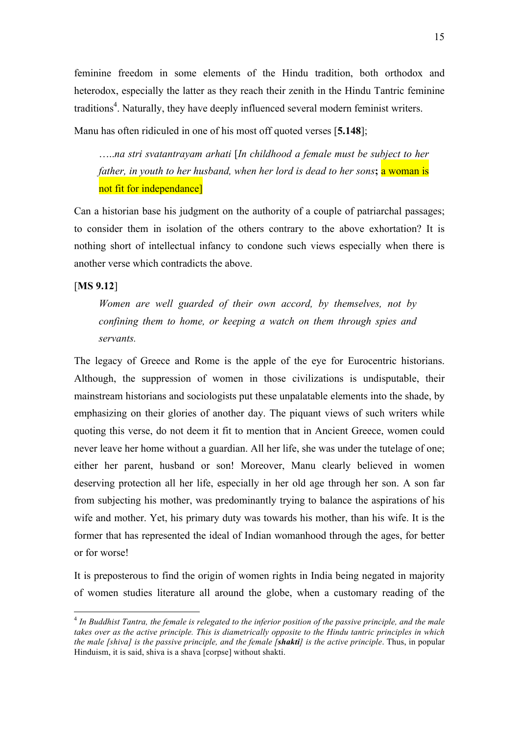feminine freedom in some elements of the Hindu tradition, both orthodox and heterodox, especially the latter as they reach their zenith in the Hindu Tantric feminine traditions[4]. Naturally, they have deeply influenced several modern feminist writers.

Manu has often ridiculed in one of his most off quoted verses [**5.148**];

> *…..na stri svatantrayam arhati* [*In childhood a female must be subject to her father, in youth to her husband, when her lord is dead to her sons*; a woman is not fit for independance]

Can a historian base his judgment on the authority of a couple of patriarchal passages; to consider them in isolation of the others contrary to the above exhortation? It is nothing short of intellectual infancy to condone such views especially when there is another verse which contradicts the above.

[**MS 9.12**]

> *Women are well guarded of their own accord, by themselves, not by confining them to home, or keeping a watch on them through spies and servants.*

The legacy of Greece and Rome is the apple of the eye for Eurocentric historians. Although, the suppression of women in those civilizations is undisputable, their mainstream historians and sociologists put these unpalatable elements into the shade, by emphasizing on their glories of another day. The piquant views of such writers while quoting this verse, do not deem it fit to mention that in Ancient Greece, women could never leave her home without a guardian. All her life, she was under the tutelage of one; either her parent, husband or son! Moreover, Manu clearly believed in women deserving protection all her life, especially in her old age through her son. A son far from subjecting his mother, was predominantly trying to balance the aspirations of his wife and mother. Yet, his primary duty was towards his mother, than his wife. It is the former that has represented the ideal of Indian womanhood through the ages, for better or for worse!

It is preposterous to find the origin of women rights in India being negated in majority of women studies literature all around the globe, when a customary reading of the

---

[4] *In Buddhist Tantra, the female is relegated to the inferior position of the passive principle, and the male takes over as the active principle. This is diametrically opposite to the Hindu tantric principles in which the male [shiva] is the passive principle, and the female [**shakti**] is the active principle*. Thus, in popular Hinduism, it is said, shiva is a shava [corpse] without shakti.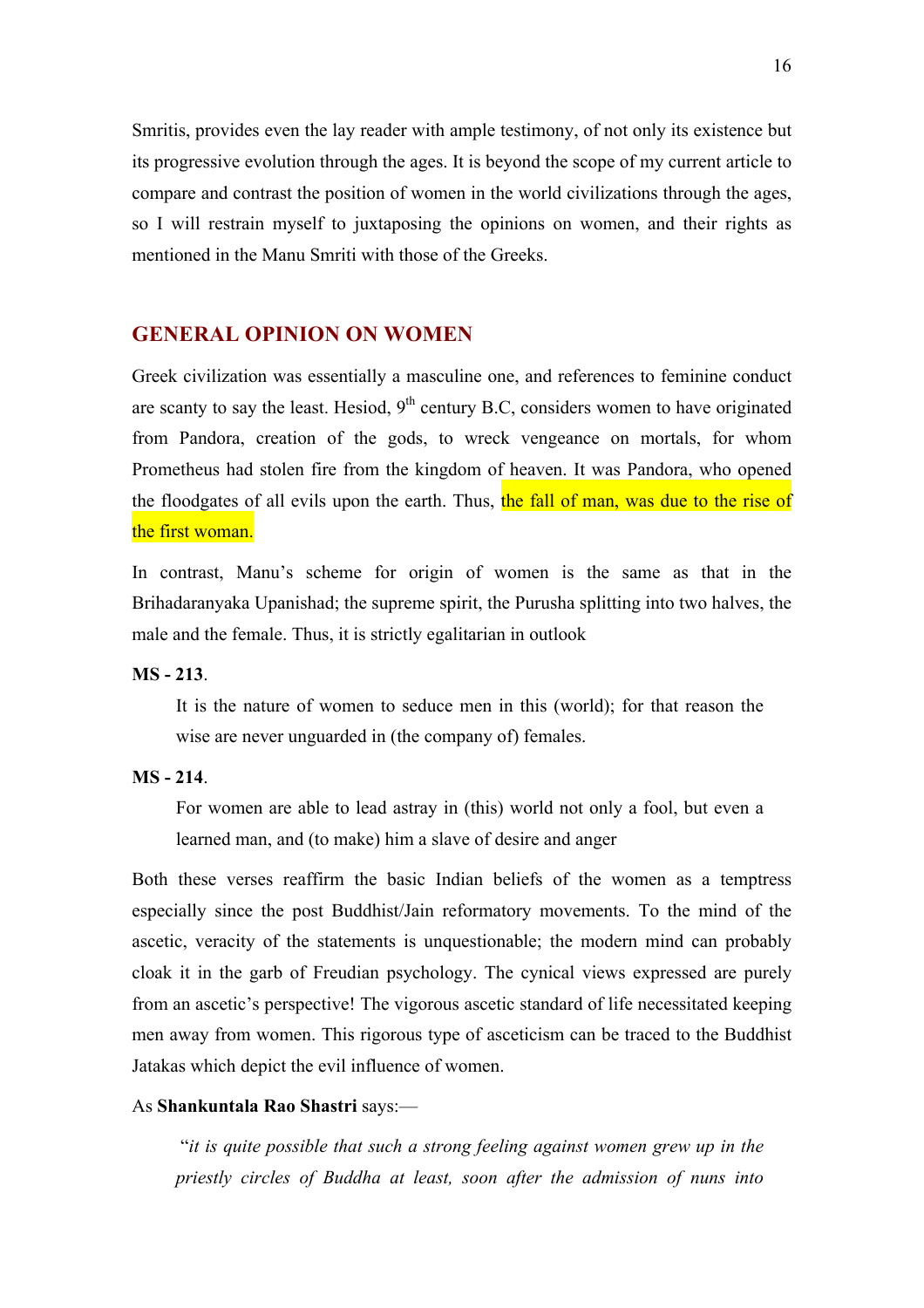Smritis, provides even the lay reader with ample testimony, of not only its existence but its progressive evolution through the ages. It is beyond the scope of my current article to compare and contrast the position of women in the world civilizations through the ages, so I will restrain myself to juxtaposing the opinions on women, and their rights as mentioned in the Manu Smriti with those of the Greeks.

## GENERAL OPINION ON WOMEN

Greek civilization was essentially a masculine one, and references to feminine conduct are scanty to say the least. Hesiod, 9th century B.C, considers women to have originated from Pandora, creation of the gods, to wreck vengeance on mortals, for whom Prometheus had stolen fire from the kingdom of heaven. It was Pandora, who opened the floodgates of all evils upon the earth. Thus, the fall of man, was due to the rise of the first woman.

In contrast, Manu's scheme for origin of women is the same as that in the Brihadaranyaka Upanishad; the supreme spirit, the Purusha splitting into two halves, the male and the female. Thus, it is strictly egalitarian in outlook

**MS - 213**.

> It is the nature of women to seduce men in this (world); for that reason the wise are never unguarded in (the company of) females.

**MS - 214**.

> For women are able to lead astray in (this) world not only a fool, but even a learned man, and (to make) him a slave of desire and anger

Both these verses reaffirm the basic Indian beliefs of the women as a temptress especially since the post Buddhist/Jain reformatory movements. To the mind of the ascetic, veracity of the statements is unquestionable; the modern mind can probably cloak it in the garb of Freudian psychology. The cynical views expressed are purely from an ascetic's perspective! The vigorous ascetic standard of life necessitated keeping men away from women. This rigorous type of asceticism can be traced to the Buddhist Jatakas which depict the evil influence of women.

As **Shankuntala Rao Shastri** says:—

> "*it is quite possible that such a strong feeling against women grew up in the priestly circles of Buddha at least, soon after the admission of nuns into*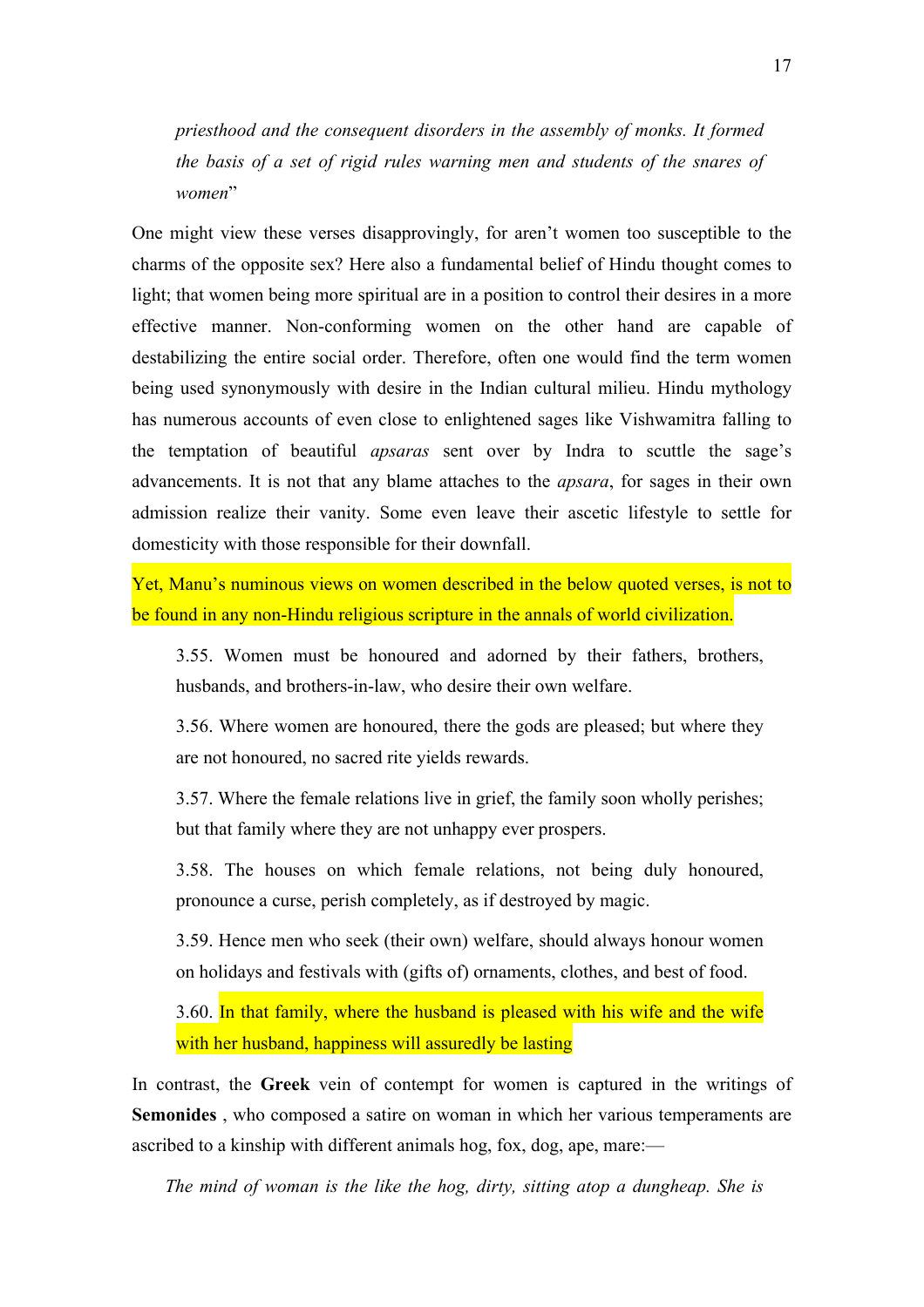*priesthood and the consequent disorders in the assembly of monks. It formed the basis of a set of rigid rules warning men and students of the snares of women*"

One might view these verses disapprovingly, for aren't women too susceptible to the charms of the opposite sex? Here also a fundamental belief of Hindu thought comes to light; that women being more spiritual are in a position to control their desires in a more effective manner. Non-conforming women on the other hand are capable of destabilizing the entire social order. Therefore, often one would find the term women being used synonymously with desire in the Indian cultural milieu. Hindu mythology has numerous accounts of even close to enlightened sages like Vishwamitra falling to the temptation of beautiful *apsaras* sent over by Indra to scuttle the sage's advancements. It is not that any blame attaches to the *apsara*, for sages in their own admission realize their vanity. Some even leave their ascetic lifestyle to settle for domesticity with those responsible for their downfall.

Yet, Manu's numinous views on women described in the below quoted verses, is not to be found in any non-Hindu religious scripture in the annals of world civilization.

> 3.55. Women must be honoured and adorned by their fathers, brothers, husbands, and brothers-in-law, who desire their own welfare.
>
> 3.56. Where women are honoured, there the gods are pleased; but where they are not honoured, no sacred rite yields rewards.
>
> 3.57. Where the female relations live in grief, the family soon wholly perishes; but that family where they are not unhappy ever prospers.
>
> 3.58. The houses on which female relations, not being duly honoured, pronounce a curse, perish completely, as if destroyed by magic.
>
> 3.59. Hence men who seek (their own) welfare, should always honour women on holidays and festivals with (gifts of) ornaments, clothes, and best of food.
>
> 3.60. In that family, where the husband is pleased with his wife and the wife with her husband, happiness will assuredly be lasting

In contrast, the **Greek** vein of contempt for women is captured in the writings of **Semonides** , who composed a satire on woman in which her various temperaments are ascribed to a kinship with different animals hog, fox, dog, ape, mare:—

*The mind of woman is the like the hog, dirty, sitting atop a dungheap. She is*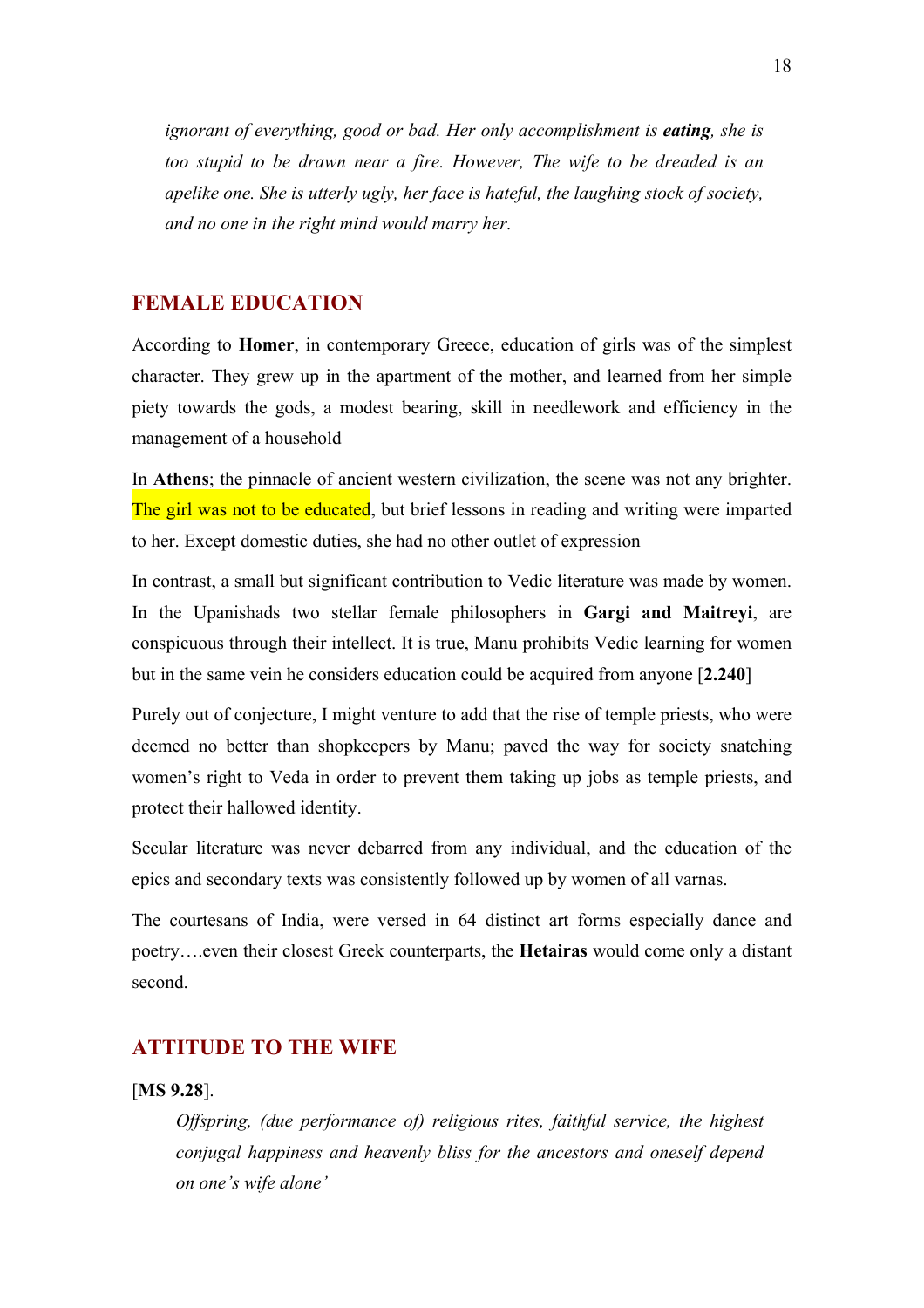*ignorant of everything, good or bad. Her only accomplishment is **eating**, she is too stupid to be drawn near a fire. However, The wife to be dreaded is an apelike one. She is utterly ugly, her face is hateful, the laughing stock of society, and no one in the right mind would marry her.*

## FEMALE EDUCATION

According to **Homer**, in contemporary Greece, education of girls was of the simplest character. They grew up in the apartment of the mother, and learned from her simple piety towards the gods, a modest bearing, skill in needlework and efficiency in the management of a household

In **Athens**; the pinnacle of ancient western civilization, the scene was not any brighter. The girl was not to be educated, but brief lessons in reading and writing were imparted to her. Except domestic duties, she had no other outlet of expression

In contrast, a small but significant contribution to Vedic literature was made by women. In the Upanishads two stellar female philosophers in **Gargi and Maitreyi**, are conspicuous through their intellect. It is true, Manu prohibits Vedic learning for women but in the same vein he considers education could be acquired from anyone [**2.240**]

Purely out of conjecture, I might venture to add that the rise of temple priests, who were deemed no better than shopkeepers by Manu; paved the way for society snatching women's right to Veda in order to prevent them taking up jobs as temple priests, and protect their hallowed identity.

Secular literature was never debarred from any individual, and the education of the epics and secondary texts was consistently followed up by women of all varnas.

The courtesans of India, were versed in 64 distinct art forms especially dance and poetry….even their closest Greek counterparts, the **Hetairas** would come only a distant second.

## ATTITUDE TO THE WIFE

[**MS 9.28**].

*Offspring, (due performance of) religious rites, faithful service, the highest conjugal happiness and heavenly bliss for the ancestors and oneself depend on one's wife alone'*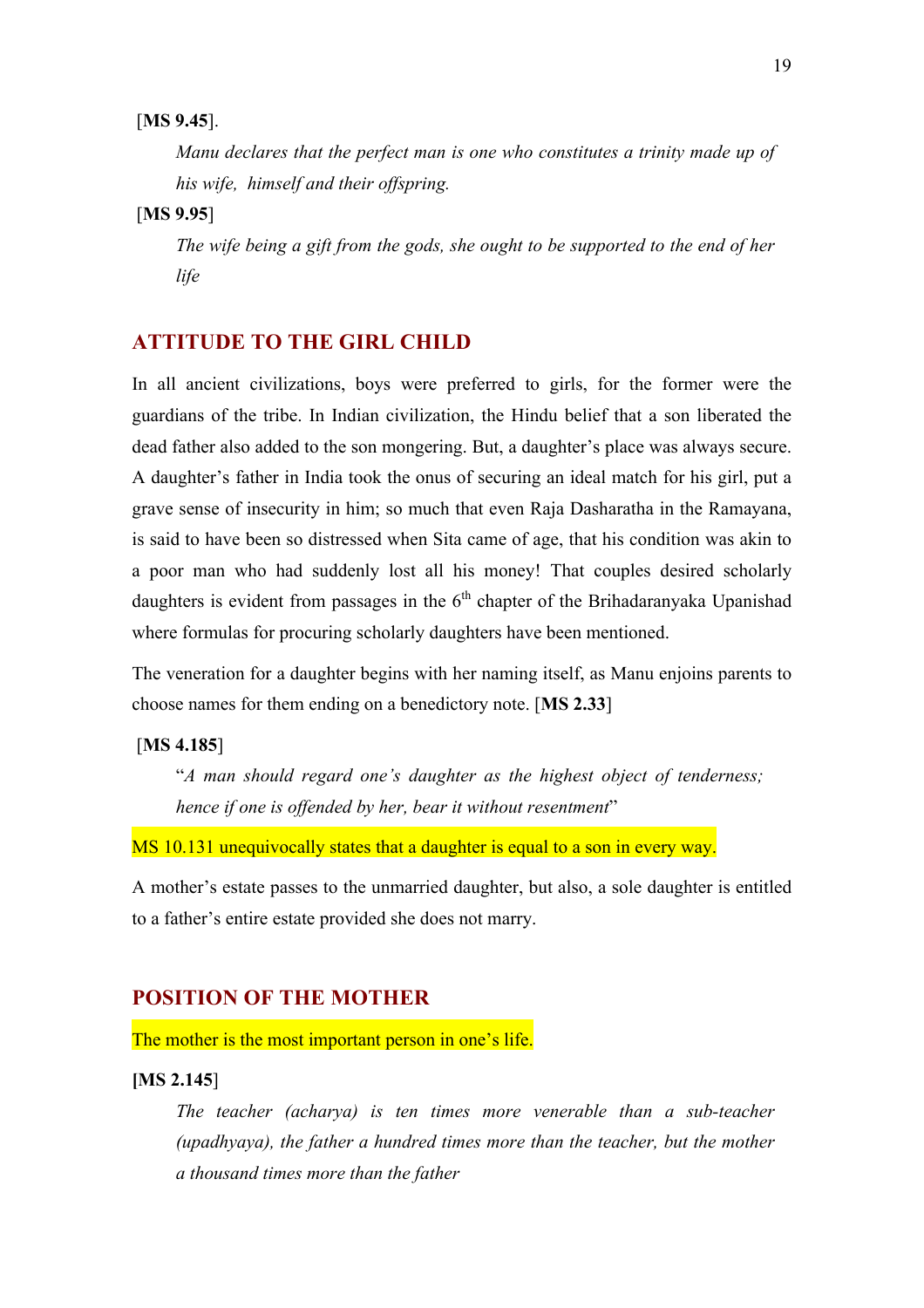[**MS 9.45**].

*Manu declares that the perfect man is one who constitutes a trinity made up of his wife, himself and their offspring.*

[**MS 9.95**]

*The wife being a gift from the gods, she ought to be supported to the end of her life*

## ATTITUDE TO THE GIRL CHILD

In all ancient civilizations, boys were preferred to girls, for the former were the guardians of the tribe. In Indian civilization, the Hindu belief that a son liberated the dead father also added to the son mongering. But, a daughter's place was always secure. A daughter's father in India took the onus of securing an ideal match for his girl, put a grave sense of insecurity in him; so much that even Raja Dasharatha in the Ramayana, is said to have been so distressed when Sita came of age, that his condition was akin to a poor man who had suddenly lost all his money! That couples desired scholarly daughters is evident from passages in the 6th chapter of the Brihadaranyaka Upanishad where formulas for procuring scholarly daughters have been mentioned.

The veneration for a daughter begins with her naming itself, as Manu enjoins parents to choose names for them ending on a benedictory note. [**MS 2.33**]

[**MS 4.185**]

"*A man should regard one's daughter as the highest object of tenderness; hence if one is offended by her, bear it without resentment*"

MS 10.131 unequivocally states that a daughter is equal to a son in every way.

A mother's estate passes to the unmarried daughter, but also, a sole daughter is entitled to a father's entire estate provided she does not marry.

## POSITION OF THE MOTHER

The mother is the most important person in one's life.

**[MS 2.145**]

*The teacher (acharya) is ten times more venerable than a sub-teacher (upadhyaya), the father a hundred times more than the teacher, but the mother a thousand times more than the father*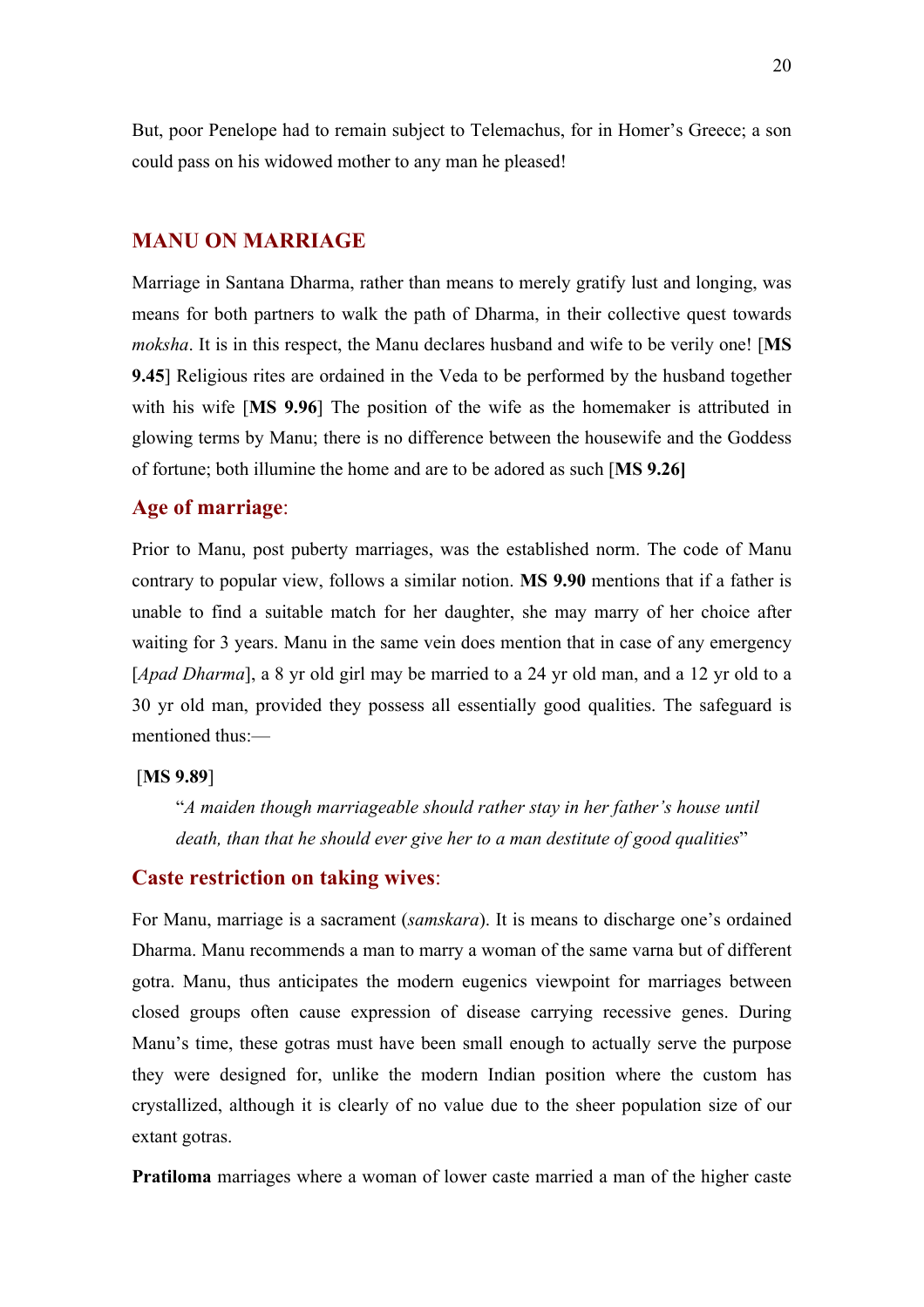But, poor Penelope had to remain subject to Telemachus, for in Homer's Greece; a son could pass on his widowed mother to any man he pleased!

## MANU ON MARRIAGE

Marriage in Santana Dharma, rather than means to merely gratify lust and longing, was means for both partners to walk the path of Dharma, in their collective quest towards *moksha*. It is in this respect, the Manu declares husband and wife to be verily one! [**MS 9.45**] Religious rites are ordained in the Veda to be performed by the husband together with his wife [**MS 9.96**] The position of the wife as the homemaker is attributed in glowing terms by Manu; there is no difference between the housewife and the Goddess of fortune; both illumine the home and are to be adored as such [**MS 9.26]**

### Age of marriage:

Prior to Manu, post puberty marriages, was the established norm. The code of Manu contrary to popular view, follows a similar notion. **MS 9.90** mentions that if a father is unable to find a suitable match for her daughter, she may marry of her choice after waiting for 3 years. Manu in the same vein does mention that in case of any emergency [*Apad Dharma*], a 8 yr old girl may be married to a 24 yr old man, and a 12 yr old to a 30 yr old man, provided they possess all essentially good qualities. The safeguard is mentioned thus:—

[**MS 9.89**]

> "*A maiden though marriageable should rather stay in her father's house until death, than that he should ever give her to a man destitute of good qualities*"

### Caste restriction on taking wives:

For Manu, marriage is a sacrament (*samskara*). It is means to discharge one's ordained Dharma. Manu recommends a man to marry a woman of the same varna but of different gotra. Manu, thus anticipates the modern eugenics viewpoint for marriages between closed groups often cause expression of disease carrying recessive genes. During Manu's time, these gotras must have been small enough to actually serve the purpose they were designed for, unlike the modern Indian position where the custom has crystallized, although it is clearly of no value due to the sheer population size of our extant gotras.

**Pratiloma** marriages where a woman of lower caste married a man of the higher caste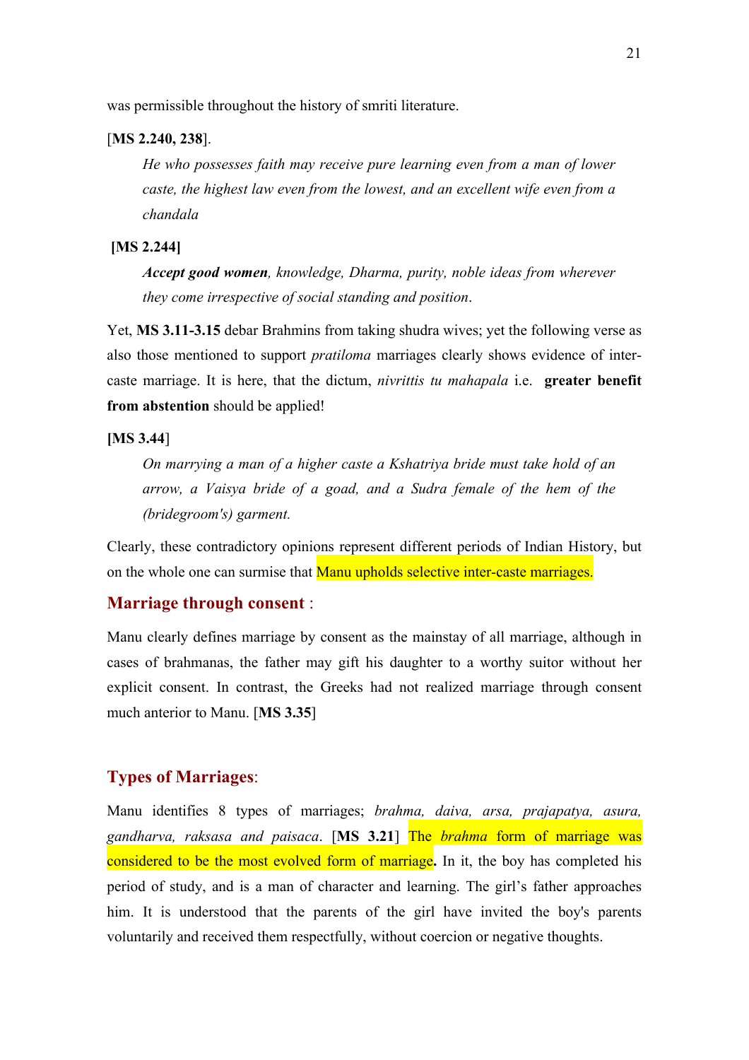was permissible throughout the history of smriti literature.

[**MS 2.240, 238**].

> *He who possesses faith may receive pure learning even from a man of lower caste, the highest law even from the lowest, and an excellent wife even from a chandala*

**[MS 2.244]**

> ***Accept good women**, knowledge, Dharma, purity, noble ideas from wherever they come irrespective of social standing and position*.

Yet, **MS 3.11-3.15** debar Brahmins from taking shudra wives; yet the following verse as also those mentioned to support *pratiloma* marriages clearly shows evidence of inter-caste marriage. It is here, that the dictum, *nivrittis tu mahapala* i.e. **greater benefit from abstention** should be applied!

**[MS 3.44]**

> *On marrying a man of a higher caste a Kshatriya bride must take hold of an arrow, a Vaisya bride of a goad, and a Sudra female of the hem of the (bridegroom's) garment.*

Clearly, these contradictory opinions represent different periods of Indian History, but on the whole one can surmise that Manu upholds selective inter-caste marriages.

## Marriage through consent :

Manu clearly defines marriage by consent as the mainstay of all marriage, although in cases of brahmanas, the father may gift his daughter to a worthy suitor without her explicit consent. In contrast, the Greeks had not realized marriage through consent much anterior to Manu. [**MS 3.35**]

## Types of Marriages:

Manu identifies 8 types of marriages; *brahma, daiva, arsa, prajapatya, asura, gandharva, raksasa and paisaca*. [**MS 3.21**] The *brahma* form of marriage was considered to be the most evolved form of marriage**.** In it, the boy has completed his period of study, and is a man of character and learning. The girl's father approaches him. It is understood that the parents of the girl have invited the boy's parents voluntarily and received them respectfully, without coercion or negative thoughts.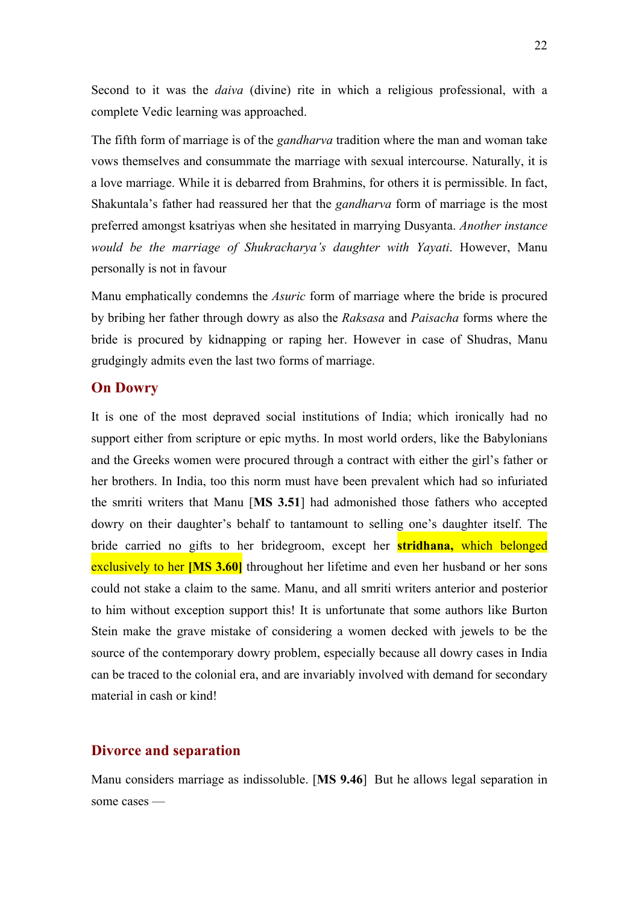Second to it was the *daiva* (divine) rite in which a religious professional, with a complete Vedic learning was approached.

The fifth form of marriage is of the *gandharva* tradition where the man and woman take vows themselves and consummate the marriage with sexual intercourse. Naturally, it is a love marriage. While it is debarred from Brahmins, for others it is permissible. In fact, Shakuntala's father had reassured her that the *gandharva* form of marriage is the most preferred amongst ksatriyas when she hesitated in marrying Dusyanta. *Another instance would be the marriage of Shukracharya's daughter with Yayati*. However, Manu personally is not in favour

Manu emphatically condemns the *Asuric* form of marriage where the bride is procured by bribing her father through dowry as also the *Raksasa* and *Paisacha* forms where the bride is procured by kidnapping or raping her. However in case of Shudras, Manu grudgingly admits even the last two forms of marriage.

## On Dowry

It is one of the most depraved social institutions of India; which ironically had no support either from scripture or epic myths. In most world orders, like the Babylonians and the Greeks women were procured through a contract with either the girl's father or her brothers. In India, too this norm must have been prevalent which had so infuriated the smriti writers that Manu [**MS 3.51**] had admonished those fathers who accepted dowry on their daughter's behalf to tantamount to selling one's daughter itself. The bride carried no gifts to her bridegroom, except her **stridhana,** which belonged exclusively to her **[MS 3.60]** throughout her lifetime and even her husband or her sons could not stake a claim to the same. Manu, and all smriti writers anterior and posterior to him without exception support this! It is unfortunate that some authors like Burton Stein make the grave mistake of considering a women decked with jewels to be the source of the contemporary dowry problem, especially because all dowry cases in India can be traced to the colonial era, and are invariably involved with demand for secondary material in cash or kind!

## Divorce and separation

Manu considers marriage as indissoluble. [**MS 9.46**] But he allows legal separation in some cases —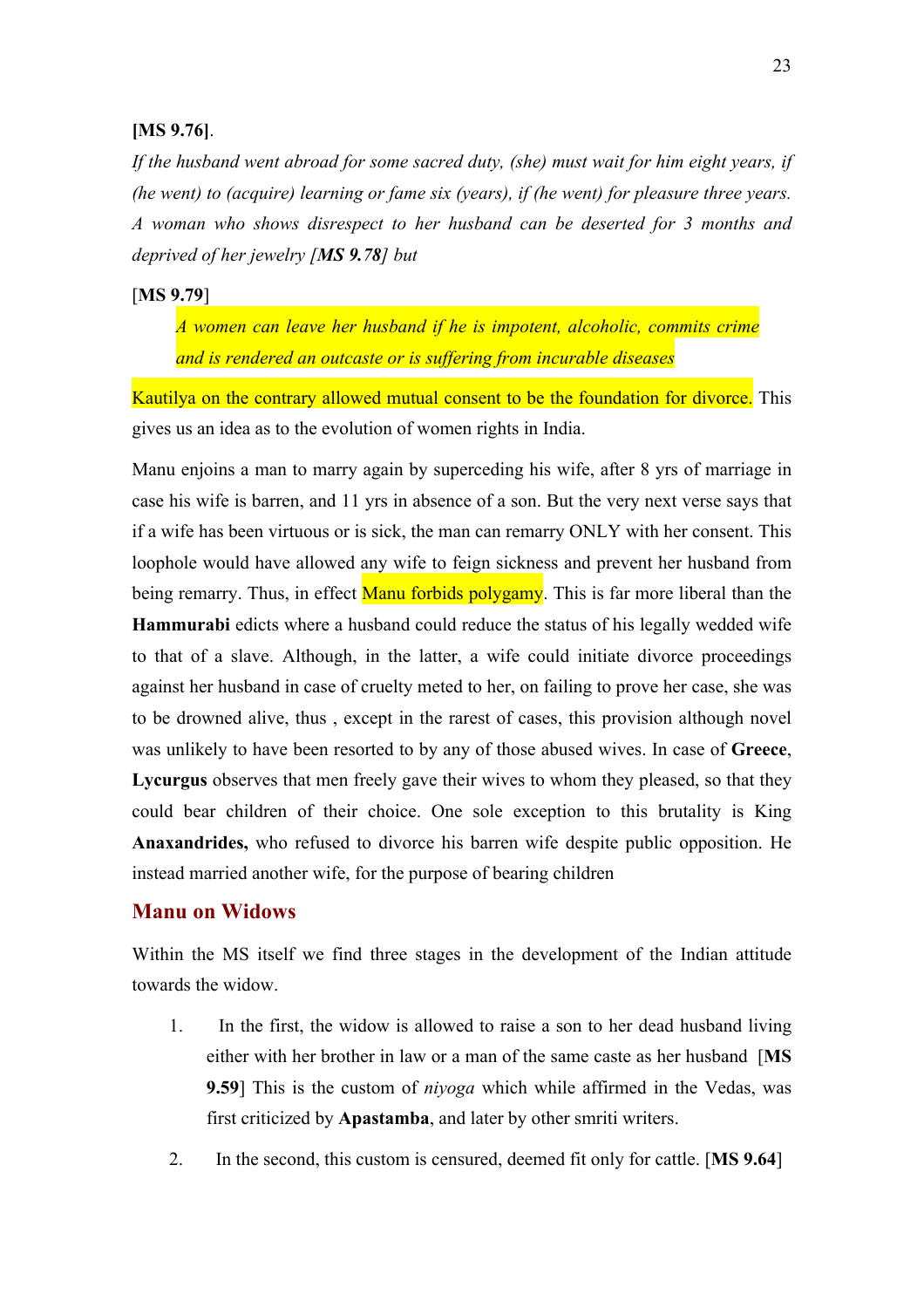**[MS 9.76]**.

*If the husband went abroad for some sacred duty, (she) must wait for him eight years, if (he went) to (acquire) learning or fame six (years), if (he went) for pleasure three years. A woman who shows disrespect to her husband can be deserted for 3 months and deprived of her jewelry [**MS 9.78**] but*

[**MS 9.79**]

> *A women can leave her husband if he is impotent, alcoholic, commits crime and is rendered an outcaste or is suffering from incurable diseases*

Kautilya on the contrary allowed mutual consent to be the foundation for divorce. This gives us an idea as to the evolution of women rights in India.

Manu enjoins a man to marry again by superceding his wife, after 8 yrs of marriage in case his wife is barren, and 11 yrs in absence of a son. But the very next verse says that if a wife has been virtuous or is sick, the man can remarry ONLY with her consent. This loophole would have allowed any wife to feign sickness and prevent her husband from being remarry. Thus, in effect Manu forbids polygamy. This is far more liberal than the **Hammurabi** edicts where a husband could reduce the status of his legally wedded wife to that of a slave. Although, in the latter, a wife could initiate divorce proceedings against her husband in case of cruelty meted to her, on failing to prove her case, she was to be drowned alive, thus , except in the rarest of cases, this provision although novel was unlikely to have been resorted to by any of those abused wives. In case of **Greece**, **Lycurgus** observes that men freely gave their wives to whom they pleased, so that they could bear children of their choice. One sole exception to this brutality is King **Anaxandrides,** who refused to divorce his barren wife despite public opposition. He instead married another wife, for the purpose of bearing children

## Manu on Widows

Within the MS itself we find three stages in the development of the Indian attitude towards the widow.

1. In the first, the widow is allowed to raise a son to her dead husband living either with her brother in law or a man of the same caste as her husband [**MS 9.59**] This is the custom of *niyoga* which while affirmed in the Vedas, was first criticized by **Apastamba**, and later by other smriti writers.
2. In the second, this custom is censured, deemed fit only for cattle. [**MS 9.64**]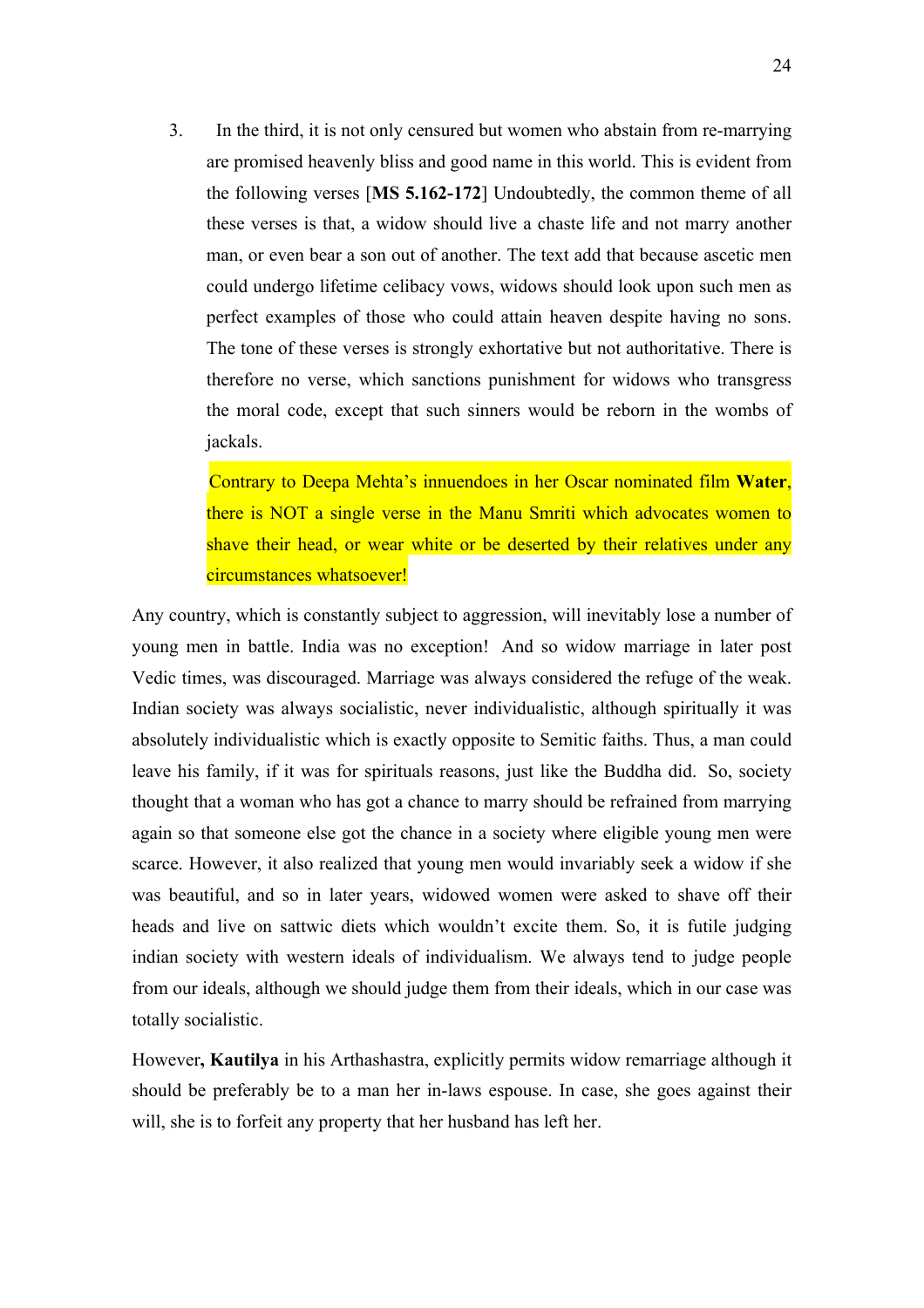3. In the third, it is not only censured but women who abstain from re-marrying are promised heavenly bliss and good name in this world. This is evident from the following verses [**MS 5.162-172**] Undoubtedly, the common theme of all these verses is that, a widow should live a chaste life and not marry another man, or even bear a son out of another. The text add that because ascetic men could undergo lifetime celibacy vows, widows should look upon such men as perfect examples of those who could attain heaven despite having no sons. The tone of these verses is strongly exhortative but not authoritative. There is therefore no verse, which sanctions punishment for widows who transgress the moral code, except that such sinners would be reborn in the wombs of jackals.

   Contrary to Deepa Mehta's innuendoes in her Oscar nominated film **Water**, there is NOT a single verse in the Manu Smriti which advocates women to shave their head, or wear white or be deserted by their relatives under any circumstances whatsoever!

Any country, which is constantly subject to aggression, will inevitably lose a number of young men in battle. India was no exception! And so widow marriage in later post Vedic times, was discouraged. Marriage was always considered the refuge of the weak. Indian society was always socialistic, never individualistic, although spiritually it was absolutely individualistic which is exactly opposite to Semitic faiths. Thus, a man could leave his family, if it was for spirituals reasons, just like the Buddha did. So, society thought that a woman who has got a chance to marry should be refrained from marrying again so that someone else got the chance in a society where eligible young men were scarce. However, it also realized that young men would invariably seek a widow if she was beautiful, and so in later years, widowed women were asked to shave off their heads and live on sattwic diets which wouldn't excite them. So, it is futile judging indian society with western ideals of individualism. We always tend to judge people from our ideals, although we should judge them from their ideals, which in our case was totally socialistic.

However**, Kautilya** in his Arthashastra, explicitly permits widow remarriage although it should be preferably be to a man her in-laws espouse. In case, she goes against their will, she is to forfeit any property that her husband has left her.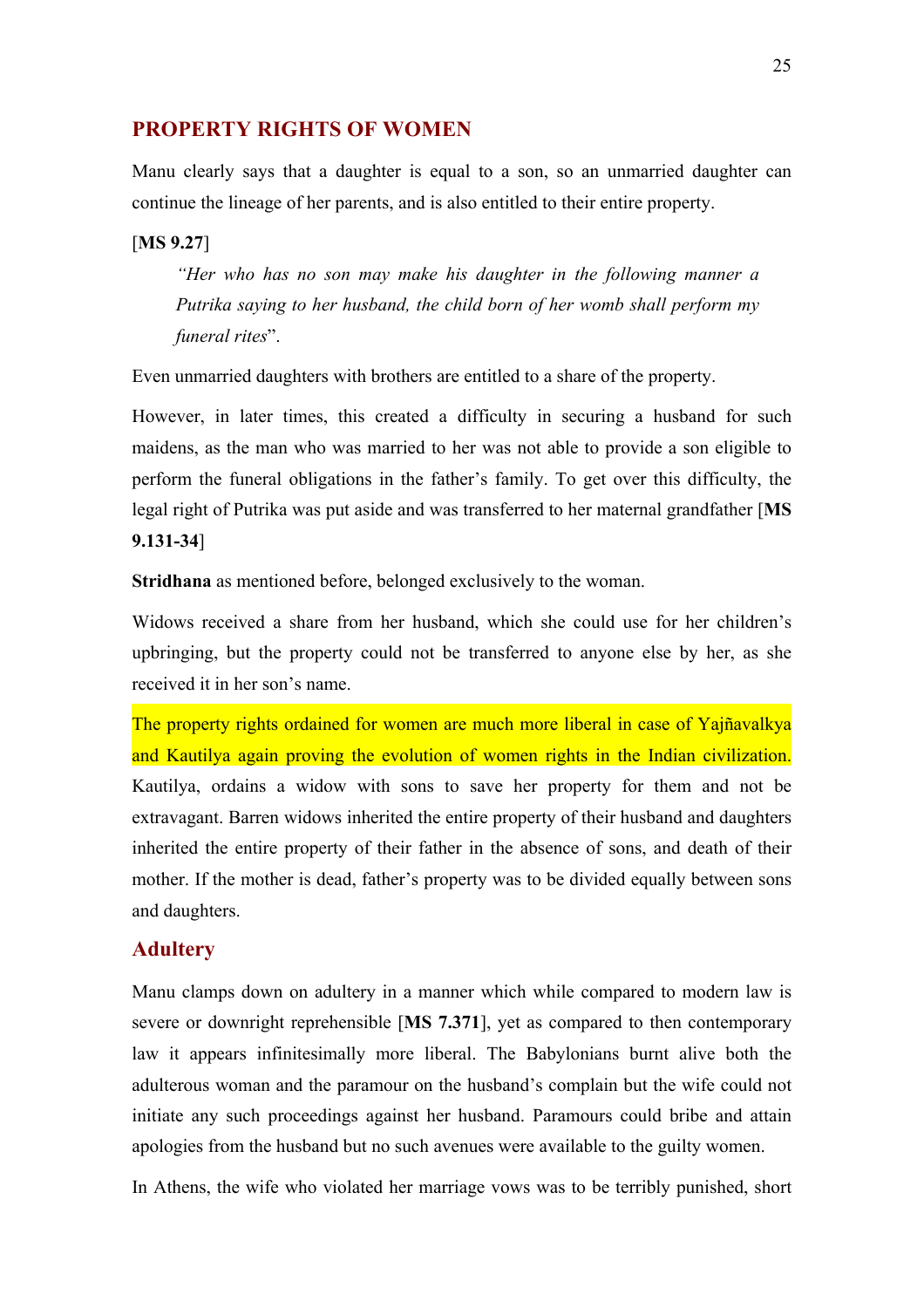## PROPERTY RIGHTS OF WOMEN

Manu clearly says that a daughter is equal to a son, so an unmarried daughter can continue the lineage of her parents, and is also entitled to their entire property.

[**MS 9.27**]

> *"Her who has no son may make his daughter in the following manner a Putrika saying to her husband, the child born of her womb shall perform my funeral rites*".

Even unmarried daughters with brothers are entitled to a share of the property.

However, in later times, this created a difficulty in securing a husband for such maidens, as the man who was married to her was not able to provide a son eligible to perform the funeral obligations in the father's family. To get over this difficulty, the legal right of Putrika was put aside and was transferred to her maternal grandfather [**MS 9.131-34**]

**Stridhana** as mentioned before, belonged exclusively to the woman.

Widows received a share from her husband, which she could use for her children's upbringing, but the property could not be transferred to anyone else by her, as she received it in her son's name.

The property rights ordained for women are much more liberal in case of Yajñavalkya and Kautilya again proving the evolution of women rights in the Indian civilization. Kautilya, ordains a widow with sons to save her property for them and not be extravagant. Barren widows inherited the entire property of their husband and daughters inherited the entire property of their father in the absence of sons, and death of their mother. If the mother is dead, father's property was to be divided equally between sons and daughters.

### Adultery

Manu clamps down on adultery in a manner which while compared to modern law is severe or downright reprehensible [**MS 7.371**], yet as compared to then contemporary law it appears infinitesimally more liberal. The Babylonians burnt alive both the adulterous woman and the paramour on the husband's complain but the wife could not initiate any such proceedings against her husband. Paramours could bribe and attain apologies from the husband but no such avenues were available to the guilty women.

In Athens, the wife who violated her marriage vows was to be terribly punished, short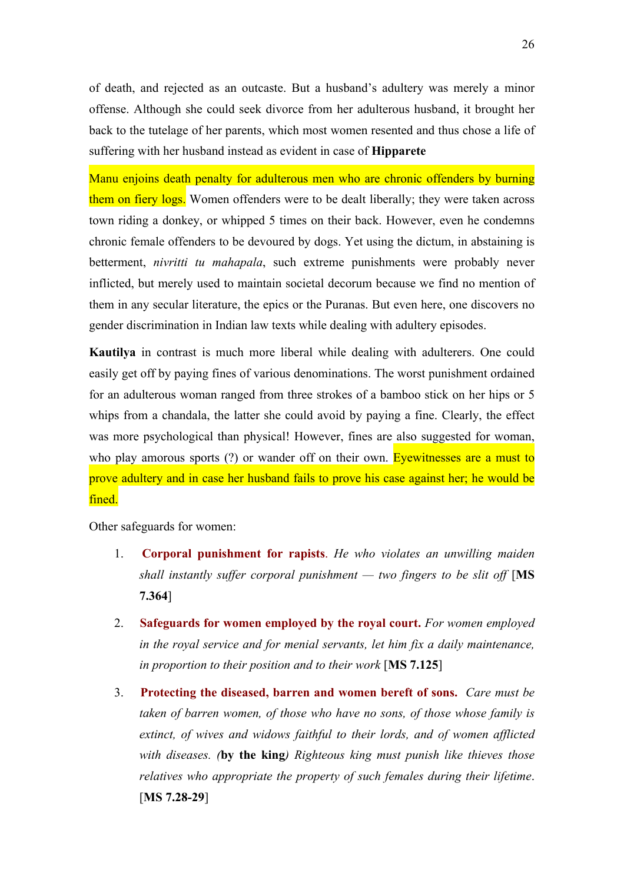of death, and rejected as an outcaste. But a husband's adultery was merely a minor offense. Although she could seek divorce from her adulterous husband, it brought her back to the tutelage of her parents, which most women resented and thus chose a life of suffering with her husband instead as evident in case of **Hipparete**

Manu enjoins death penalty for adulterous men who are chronic offenders by burning them on fiery logs. Women offenders were to be dealt liberally; they were taken across town riding a donkey, or whipped 5 times on their back. However, even he condemns chronic female offenders to be devoured by dogs. Yet using the dictum, in abstaining is betterment, *nivritti tu mahapala*, such extreme punishments were probably never inflicted, but merely used to maintain societal decorum because we find no mention of them in any secular literature, the epics or the Puranas. But even here, one discovers no gender discrimination in Indian law texts while dealing with adultery episodes.

**Kautilya** in contrast is much more liberal while dealing with adulterers. One could easily get off by paying fines of various denominations. The worst punishment ordained for an adulterous woman ranged from three strokes of a bamboo stick on her hips or 5 whips from a chandala, the latter she could avoid by paying a fine. Clearly, the effect was more psychological than physical! However, fines are also suggested for woman, who play amorous sports (?) or wander off on their own. Eyewitnesses are a must to prove adultery and in case her husband fails to prove his case against her; he would be fined.

Other safeguards for women:

1. **Corporal punishment for rapists**. *He who violates an unwilling maiden shall instantly suffer corporal punishment — two fingers to be slit off* [**MS 7.364**]

2. **Safeguards for women employed by the royal court.** *For women employed in the royal service and for menial servants, let him fix a daily maintenance, in proportion to their position and to their work* [**MS 7.125**]

3. **Protecting the diseased, barren and women bereft of sons.** *Care must be taken of barren women, of those who have no sons, of those whose family is extinct, of wives and widows faithful to their lords, and of women afflicted with diseases. (***by the king***) Righteous king must punish like thieves those relatives who appropriate the property of such females during their lifetime*. [**MS 7.28-29**]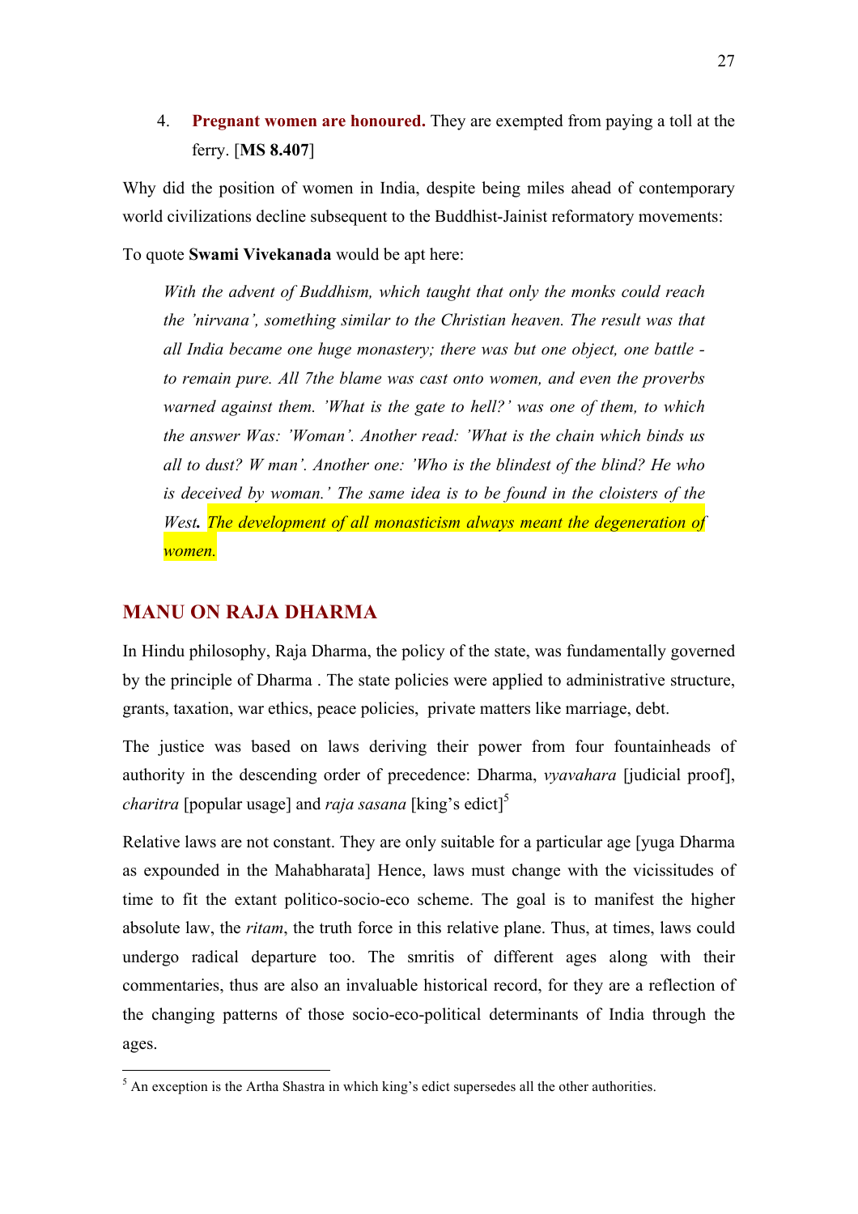4. **Pregnant women are honoured.** They are exempted from paying a toll at the ferry. [**MS 8.407**]

Why did the position of women in India, despite being miles ahead of contemporary world civilizations decline subsequent to the Buddhist-Jainist reformatory movements:

To quote **Swami Vivekanada** would be apt here:

> *With the advent of Buddhism, which taught that only the monks could reach the 'nirvana', something similar to the Christian heaven. The result was that all India became one huge monastery; there was but one object, one battle - to remain pure. All 7the blame was cast onto women, and even the proverbs warned against them. 'What is the gate to hell?' was one of them, to which the answer Was: 'Woman'. Another read: 'What is the chain which binds us all to dust? W man'. Another one: 'Who is the blindest of the blind? He who is deceived by woman.' The same idea is to be found in the cloisters of the West**.** The development of all monasticism always meant the degeneration of women.*

## MANU ON RAJA DHARMA

In Hindu philosophy, Raja Dharma, the policy of the state, was fundamentally governed by the principle of Dharma . The state policies were applied to administrative structure, grants, taxation, war ethics, peace policies, private matters like marriage, debt.

The justice was based on laws deriving their power from four fountainheads of authority in the descending order of precedence: Dharma, *vyavahara* [judicial proof], *charitra* [popular usage] and *raja sasana* [king's edict][5]

Relative laws are not constant. They are only suitable for a particular age [yuga Dharma as expounded in the Mahabharata] Hence, laws must change with the vicissitudes of time to fit the extant politico-socio-eco scheme. The goal is to manifest the higher absolute law, the *ritam*, the truth force in this relative plane. Thus, at times, laws could undergo radical departure too. The smritis of different ages along with their commentaries, thus are also an invaluable historical record, for they are a reflection of the changing patterns of those socio-eco-political determinants of India through the ages.

---

[5] An exception is the Artha Shastra in which king's edict supersedes all the other authorities.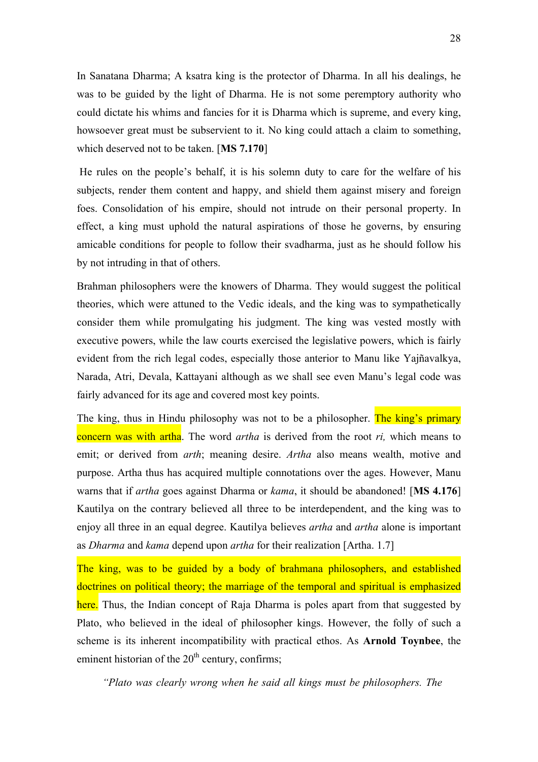In Sanatana Dharma; A ksatra king is the protector of Dharma. In all his dealings, he was to be guided by the light of Dharma. He is not some peremptory authority who could dictate his whims and fancies for it is Dharma which is supreme, and every king, howsoever great must be subservient to it. No king could attach a claim to something, which deserved not to be taken. [**MS 7.170**]

He rules on the people's behalf, it is his solemn duty to care for the welfare of his subjects, render them content and happy, and shield them against misery and foreign foes. Consolidation of his empire, should not intrude on their personal property. In effect, a king must uphold the natural aspirations of those he governs, by ensuring amicable conditions for people to follow their svadharma, just as he should follow his by not intruding in that of others.

Brahman philosophers were the knowers of Dharma. They would suggest the political theories, which were attuned to the Vedic ideals, and the king was to sympathetically consider them while promulgating his judgment. The king was vested mostly with executive powers, while the law courts exercised the legislative powers, which is fairly evident from the rich legal codes, especially those anterior to Manu like Yajñavalkya, Narada, Atri, Devala, Kattayani although as we shall see even Manu's legal code was fairly advanced for its age and covered most key points.

The king, thus in Hindu philosophy was not to be a philosopher. The king's primary concern was with artha. The word *artha* is derived from the root *ri,* which means to emit; or derived from *arth*; meaning desire. *Artha* also means wealth, motive and purpose. Artha thus has acquired multiple connotations over the ages. However, Manu warns that if *artha* goes against Dharma or *kama*, it should be abandoned! [**MS 4.176**] Kautilya on the contrary believed all three to be interdependent, and the king was to enjoy all three in an equal degree. Kautilya believes *artha* and *artha* alone is important as *Dharma* and *kama* depend upon *artha* for their realization [Artha. 1.7]

The king, was to be guided by a body of brahmana philosophers, and established doctrines on political theory; the marriage of the temporal and spiritual is emphasized here. Thus, the Indian concept of Raja Dharma is poles apart from that suggested by Plato, who believed in the ideal of philosopher kings. However, the folly of such a scheme is its inherent incompatibility with practical ethos. As **Arnold Toynbee**, the eminent historian of the 20th century, confirms;

*"Plato was clearly wrong when he said all kings must be philosophers. The*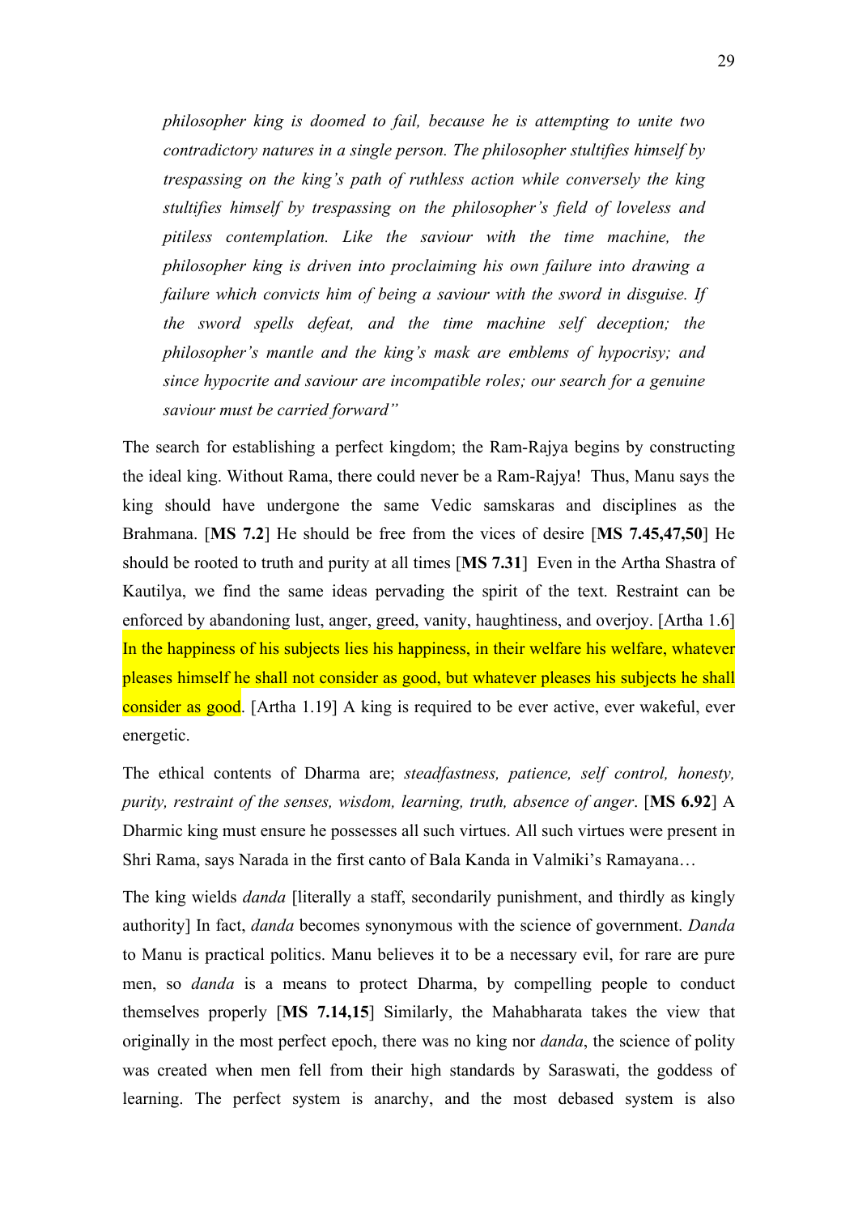> *philosopher king is doomed to fail, because he is attempting to unite two contradictory natures in a single person. The philosopher stultifies himself by trespassing on the king's path of ruthless action while conversely the king stultifies himself by trespassing on the philosopher's field of loveless and pitiless contemplation. Like the saviour with the time machine, the philosopher king is driven into proclaiming his own failure into drawing a failure which convicts him of being a saviour with the sword in disguise. If the sword spells defeat, and the time machine self deception; the philosopher's mantle and the king's mask are emblems of hypocrisy; and since hypocrite and saviour are incompatible roles; our search for a genuine saviour must be carried forward"*

The search for establishing a perfect kingdom; the Ram-Rajya begins by constructing the ideal king. Without Rama, there could never be a Ram-Rajya! Thus, Manu says the king should have undergone the same Vedic samskaras and disciplines as the Brahmana. [**MS 7.2**] He should be free from the vices of desire [**MS 7.45,47,50**] He should be rooted to truth and purity at all times [**MS 7.31**] Even in the Artha Shastra of Kautilya, we find the same ideas pervading the spirit of the text. Restraint can be enforced by abandoning lust, anger, greed, vanity, haughtiness, and overjoy. [Artha 1.6] In the happiness of his subjects lies his happiness, in their welfare his welfare, whatever pleases himself he shall not consider as good, but whatever pleases his subjects he shall consider as good. [Artha 1.19] A king is required to be ever active, ever wakeful, ever energetic.

The ethical contents of Dharma are; *steadfastness, patience, self control, honesty, purity, restraint of the senses, wisdom, learning, truth, absence of anger*. [**MS 6.92**] A Dharmic king must ensure he possesses all such virtues. All such virtues were present in Shri Rama, says Narada in the first canto of Bala Kanda in Valmiki's Ramayana…

The king wields *danda* [literally a staff, secondarily punishment, and thirdly as kingly authority] In fact, *danda* becomes synonymous with the science of government. *Danda* to Manu is practical politics. Manu believes it to be a necessary evil, for rare are pure men, so *danda* is a means to protect Dharma, by compelling people to conduct themselves properly [**MS 7.14,15**] Similarly, the Mahabharata takes the view that originally in the most perfect epoch, there was no king nor *danda*, the science of polity was created when men fell from their high standards by Saraswati, the goddess of learning. The perfect system is anarchy, and the most debased system is also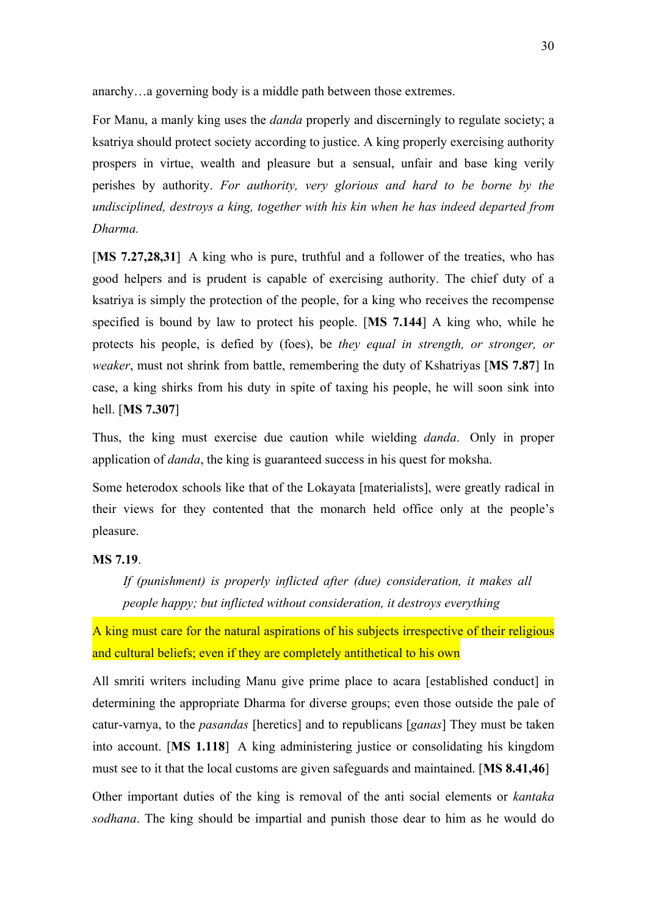anarchy…a governing body is a middle path between those extremes.

For Manu, a manly king uses the *danda* properly and discerningly to regulate society; a ksatriya should protect society according to justice. A king properly exercising authority prospers in virtue, wealth and pleasure but a sensual, unfair and base king verily perishes by authority. *For authority, very glorious and hard to be borne by the undisciplined, destroys a king, together with his kin when he has indeed departed from Dharma.*

[**MS 7.27,28,31**] A king who is pure, truthful and a follower of the treaties, who has good helpers and is prudent is capable of exercising authority. The chief duty of a ksatriya is simply the protection of the people, for a king who receives the recompense specified is bound by law to protect his people. [**MS 7.144**] A king who, while he protects his people, is defied by (foes), be *they equal in strength, or stronger, or weaker*, must not shrink from battle, remembering the duty of Kshatriyas [**MS 7.87**] In case, a king shirks from his duty in spite of taxing his people, he will soon sink into hell. [**MS 7.307**]

Thus, the king must exercise due caution while wielding *danda*. Only in proper application of *danda*, the king is guaranteed success in his quest for moksha.

Some heterodox schools like that of the Lokayata [materialists], were greatly radical in their views for they contented that the monarch held office only at the people's pleasure.

**MS 7.19**.

> *If (punishment) is properly inflicted after (due) consideration, it makes all people happy; but inflicted without consideration, it destroys everything*

A king must care for the natural aspirations of his subjects irrespective of their religious and cultural beliefs; even if they are completely antithetical to his own

All smriti writers including Manu give prime place to acara [established conduct] in determining the appropriate Dharma for diverse groups; even those outside the pale of catur-varnya, to the *pasandas* [heretics] and to republicans [*ganas*] They must be taken into account. [**MS 1.118**] A king administering justice or consolidating his kingdom must see to it that the local customs are given safeguards and maintained. [**MS 8.41,46**]

Other important duties of the king is removal of the anti social elements or *kantaka sodhana*. The king should be impartial and punish those dear to him as he would do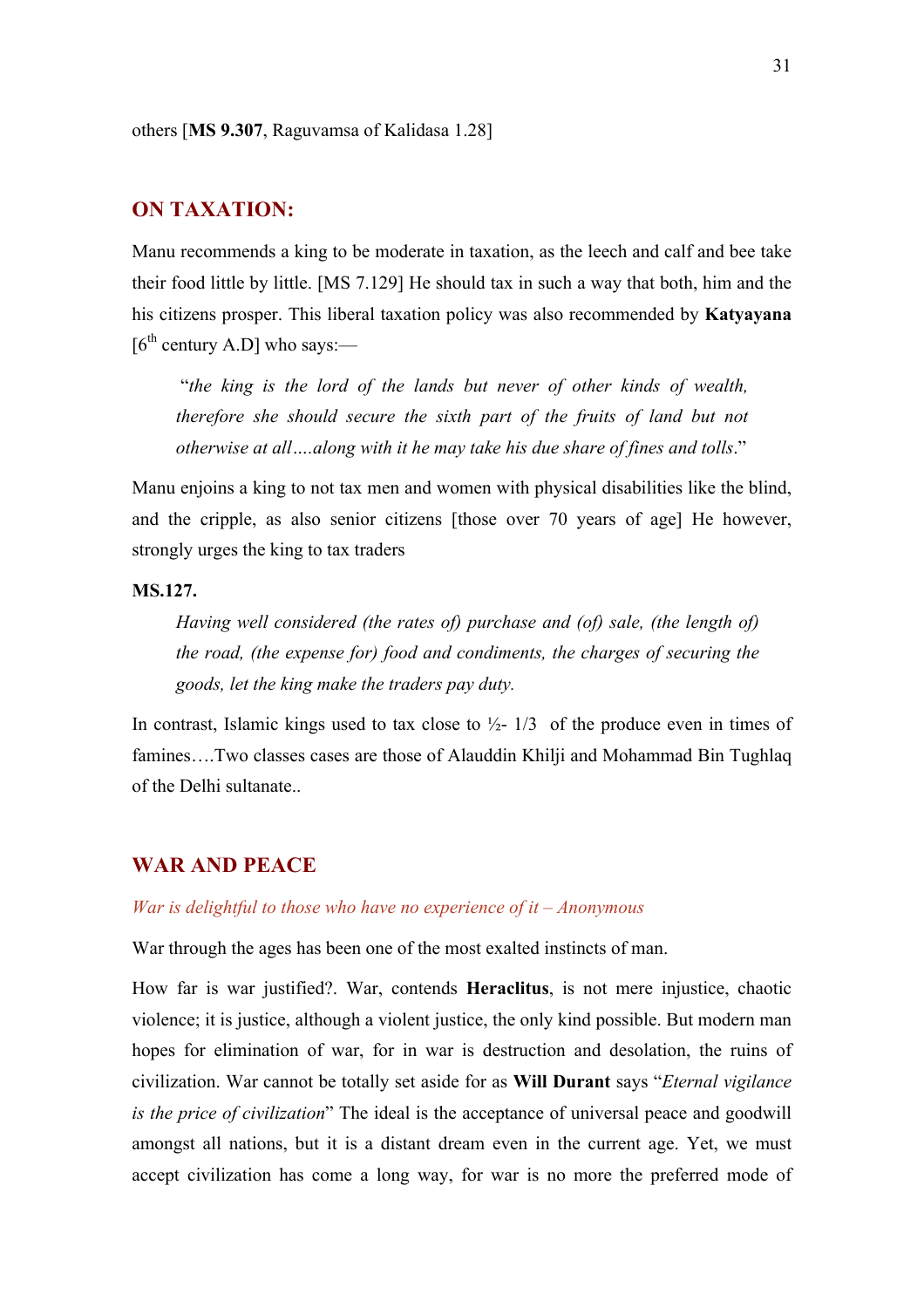others [**MS 9.307**, Raguvamsa of Kalidasa 1.28]

## ON TAXATION:

Manu recommends a king to be moderate in taxation, as the leech and calf and bee take their food little by little. [MS 7.129] He should tax in such a way that both, him and the his citizens prosper. This liberal taxation policy was also recommended by **Katyayana** [6th century A.D] who says:—

> "*the king is the lord of the lands but never of other kinds of wealth, therefore she should secure the sixth part of the fruits of land but not otherwise at all….along with it he may take his due share of fines and tolls*."

Manu enjoins a king to not tax men and women with physical disabilities like the blind, and the cripple, as also senior citizens [those over 70 years of age] He however, strongly urges the king to tax traders

**MS.127.**

> *Having well considered (the rates of) purchase and (of) sale, (the length of) the road, (the expense for) food and condiments, the charges of securing the goods, let the king make the traders pay duty.*

In contrast, Islamic kings used to tax close to ½- 1/3 of the produce even in times of famines….Two classes cases are those of Alauddin Khilji and Mohammad Bin Tughlaq of the Delhi sultanate..

## WAR AND PEACE

*War is delightful to those who have no experience of it – Anonymous*

War through the ages has been one of the most exalted instincts of man.

How far is war justified?. War, contends **Heraclitus**, is not mere injustice, chaotic violence; it is justice, although a violent justice, the only kind possible. But modern man hopes for elimination of war, for in war is destruction and desolation, the ruins of civilization. War cannot be totally set aside for as **Will Durant** says "*Eternal vigilance is the price of civilization*" The ideal is the acceptance of universal peace and goodwill amongst all nations, but it is a distant dream even in the current age. Yet, we must accept civilization has come a long way, for war is no more the preferred mode of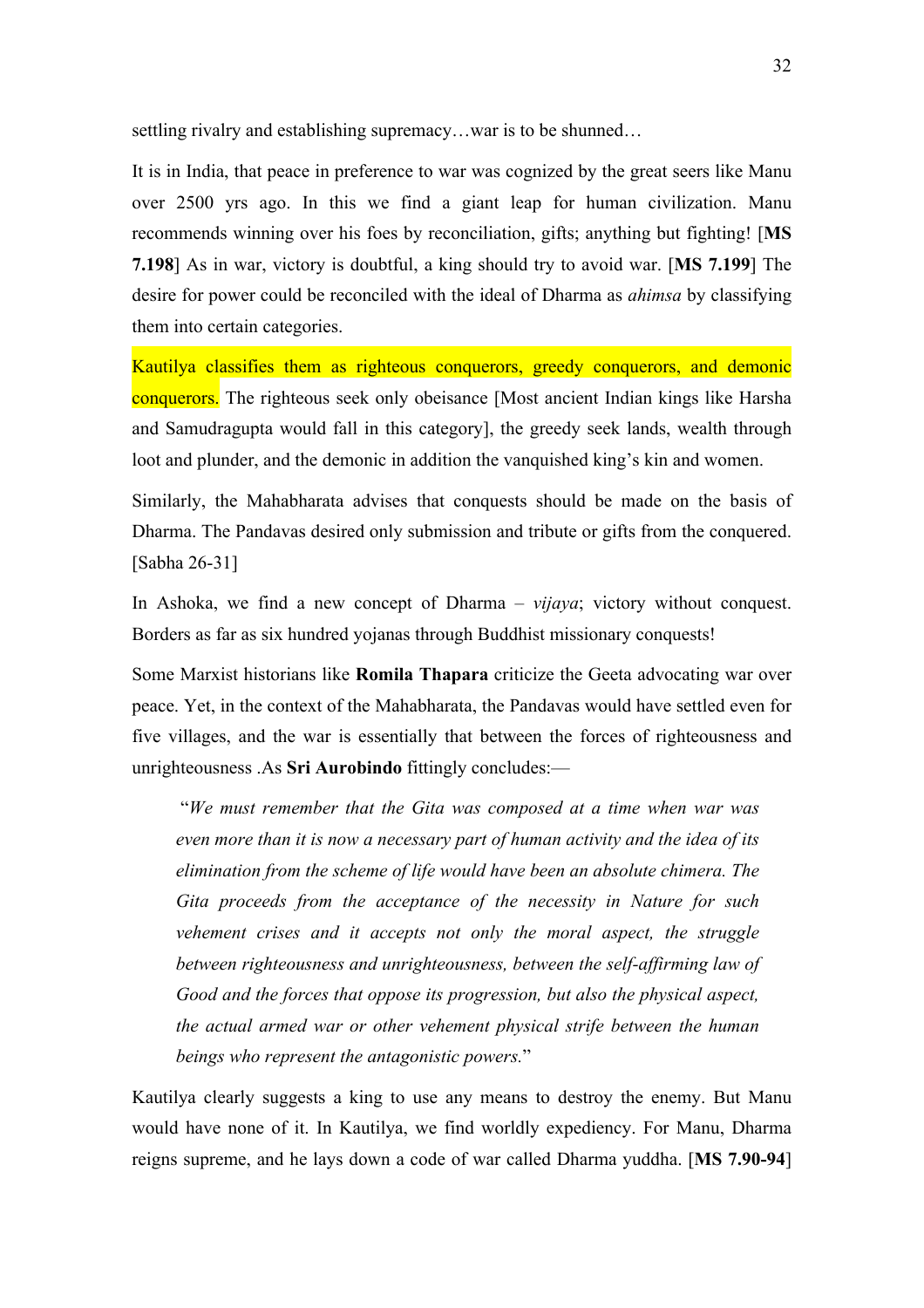settling rivalry and establishing supremacy…war is to be shunned…

It is in India, that peace in preference to war was cognized by the great seers like Manu over 2500 yrs ago. In this we find a giant leap for human civilization. Manu recommends winning over his foes by reconciliation, gifts; anything but fighting! [**MS 7.198**] As in war, victory is doubtful, a king should try to avoid war. [**MS 7.199**] The desire for power could be reconciled with the ideal of Dharma as *ahimsa* by classifying them into certain categories.

Kautilya classifies them as righteous conquerors, greedy conquerors, and demonic conquerors. The righteous seek only obeisance [Most ancient Indian kings like Harsha and Samudragupta would fall in this category], the greedy seek lands, wealth through loot and plunder, and the demonic in addition the vanquished king's kin and women.

Similarly, the Mahabharata advises that conquests should be made on the basis of Dharma. The Pandavas desired only submission and tribute or gifts from the conquered. [Sabha 26-31]

In Ashoka, we find a new concept of Dharma – *vijaya*; victory without conquest. Borders as far as six hundred yojanas through Buddhist missionary conquests!

Some Marxist historians like **Romila Thapara** criticize the Geeta advocating war over peace. Yet, in the context of the Mahabharata, the Pandavas would have settled even for five villages, and the war is essentially that between the forces of righteousness and unrighteousness .As **Sri Aurobindo** fittingly concludes:—

> "*We must remember that the Gita was composed at a time when war was even more than it is now a necessary part of human activity and the idea of its elimination from the scheme of life would have been an absolute chimera. The Gita proceeds from the acceptance of the necessity in Nature for such vehement crises and it accepts not only the moral aspect, the struggle between righteousness and unrighteousness, between the self-affirming law of Good and the forces that oppose its progression, but also the physical aspect, the actual armed war or other vehement physical strife between the human beings who represent the antagonistic powers.*"

Kautilya clearly suggests a king to use any means to destroy the enemy. But Manu would have none of it. In Kautilya, we find worldly expediency. For Manu, Dharma reigns supreme, and he lays down a code of war called Dharma yuddha. [**MS 7.90-94**]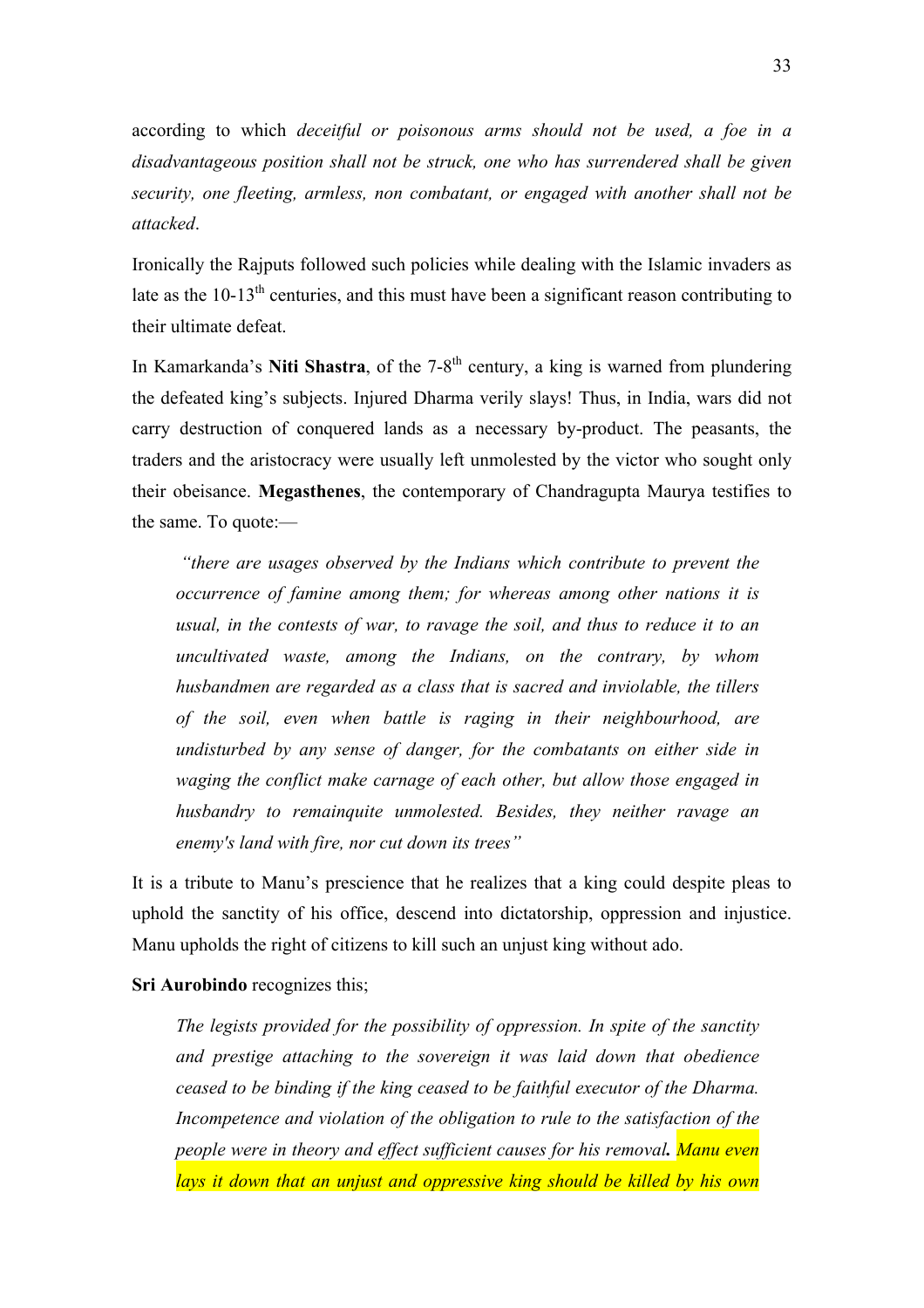according to which *deceitful or poisonous arms should not be used, a foe in a disadvantageous position shall not be struck, one who has surrendered shall be given security, one fleeting, armless, non combatant, or engaged with another shall not be attacked*.

Ironically the Rajputs followed such policies while dealing with the Islamic invaders as late as the 10-13th centuries, and this must have been a significant reason contributing to their ultimate defeat.

In Kamarkanda's **Niti Shastra**, of the 7-8th century, a king is warned from plundering the defeated king's subjects. Injured Dharma verily slays! Thus, in India, wars did not carry destruction of conquered lands as a necessary by-product. The peasants, the traders and the aristocracy were usually left unmolested by the victor who sought only their obeisance. **Megasthenes**, the contemporary of Chandragupta Maurya testifies to the same. To quote:—

> *"there are usages observed by the Indians which contribute to prevent the occurrence of famine among them; for whereas among other nations it is usual, in the contests of war, to ravage the soil, and thus to reduce it to an uncultivated waste, among the Indians, on the contrary, by whom husbandmen are regarded as a class that is sacred and inviolable, the tillers of the soil, even when battle is raging in their neighbourhood, are undisturbed by any sense of danger, for the combatants on either side in waging the conflict make carnage of each other, but allow those engaged in husbandry to remainquite unmolested. Besides, they neither ravage an enemy's land with fire, nor cut down its trees"*

It is a tribute to Manu's prescience that he realizes that a king could despite pleas to uphold the sanctity of his office, descend into dictatorship, oppression and injustice. Manu upholds the right of citizens to kill such an unjust king without ado.

**Sri Aurobindo** recognizes this;

> *The legists provided for the possibility of oppression. In spite of the sanctity and prestige attaching to the sovereign it was laid down that obedience ceased to be binding if the king ceased to be faithful executor of the Dharma. Incompetence and violation of the obligation to rule to the satisfaction of the people were in theory and effect sufficient causes for his removal.* ***Manu even lays it down that an unjust and oppressive king should be killed by his own***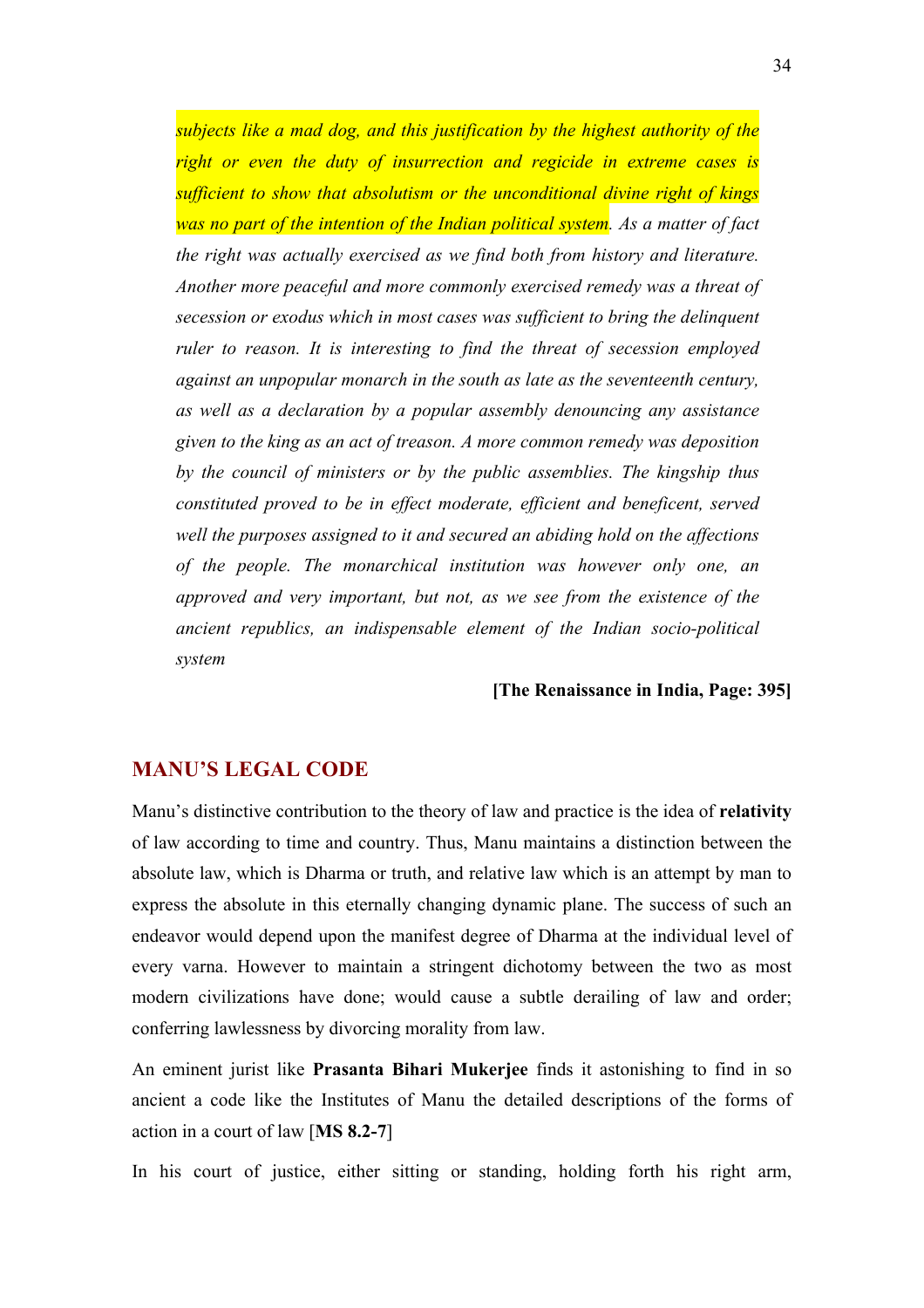*subjects like a mad dog, and this justification by the highest authority of the right or even the duty of insurrection and regicide in extreme cases is sufficient to show that absolutism or the unconditional divine right of kings was no part of the intention of the Indian political system. As a matter of fact the right was actually exercised as we find both from history and literature. Another more peaceful and more commonly exercised remedy was a threat of secession or exodus which in most cases was sufficient to bring the delinquent ruler to reason. It is interesting to find the threat of secession employed against an unpopular monarch in the south as late as the seventeenth century, as well as a declaration by a popular assembly denouncing any assistance given to the king as an act of treason. A more common remedy was deposition by the council of ministers or by the public assemblies. The kingship thus constituted proved to be in effect moderate, efficient and beneficent, served well the purposes assigned to it and secured an abiding hold on the affections of the people. The monarchical institution was however only one, an approved and very important, but not, as we see from the existence of the ancient republics, an indispensable element of the Indian socio-political system*

**[The Renaissance in India, Page: 395]**

## MANU'S LEGAL CODE

Manu's distinctive contribution to the theory of law and practice is the idea of **relativity** of law according to time and country. Thus, Manu maintains a distinction between the absolute law, which is Dharma or truth, and relative law which is an attempt by man to express the absolute in this eternally changing dynamic plane. The success of such an endeavor would depend upon the manifest degree of Dharma at the individual level of every varna. However to maintain a stringent dichotomy between the two as most modern civilizations have done; would cause a subtle derailing of law and order; conferring lawlessness by divorcing morality from law.

An eminent jurist like **Prasanta Bihari Mukerjee** finds it astonishing to find in so ancient a code like the Institutes of Manu the detailed descriptions of the forms of action in a court of law [**MS 8.2-7**]

In his court of justice, either sitting or standing, holding forth his right arm,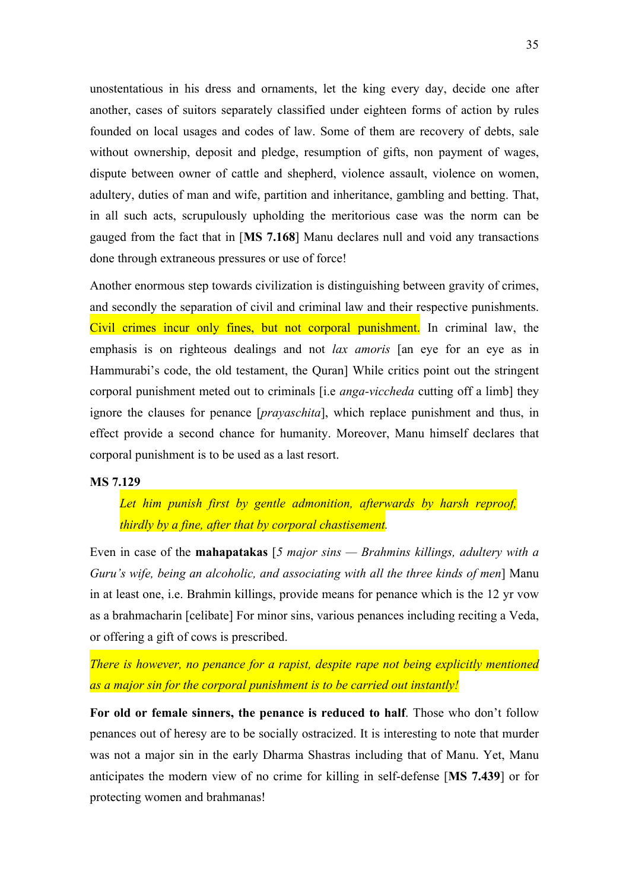unostentatious in his dress and ornaments, let the king every day, decide one after another, cases of suitors separately classified under eighteen forms of action by rules founded on local usages and codes of law. Some of them are recovery of debts, sale without ownership, deposit and pledge, resumption of gifts, non payment of wages, dispute between owner of cattle and shepherd, violence assault, violence on women, adultery, duties of man and wife, partition and inheritance, gambling and betting. That, in all such acts, scrupulously upholding the meritorious case was the norm can be gauged from the fact that in [**MS 7.168**] Manu declares null and void any transactions done through extraneous pressures or use of force!

Another enormous step towards civilization is distinguishing between gravity of crimes, and secondly the separation of civil and criminal law and their respective punishments. Civil crimes incur only fines, but not corporal punishment. In criminal law, the emphasis is on righteous dealings and not *lax amoris* [an eye for an eye as in Hammurabi's code, the old testament, the Quran] While critics point out the stringent corporal punishment meted out to criminals [i.e *anga-viccheda* cutting off a limb] they ignore the clauses for penance [*prayaschita*], which replace punishment and thus, in effect provide a second chance for humanity. Moreover, Manu himself declares that corporal punishment is to be used as a last resort.

**MS 7.129**

> *Let him punish first by gentle admonition, afterwards by harsh reproof, thirdly by a fine, after that by corporal chastisement.*

Even in case of the **mahapatakas** [*5 major sins — Brahmins killings, adultery with a Guru's wife, being an alcoholic, and associating with all the three kinds of men*] Manu in at least one, i.e. Brahmin killings, provide means for penance which is the 12 yr vow as a brahmacharin [celibate] For minor sins, various penances including reciting a Veda, or offering a gift of cows is prescribed.

*There is however, no penance for a rapist, despite rape not being explicitly mentioned as a major sin for the corporal punishment is to be carried out instantly!*

**For old or female sinners, the penance is reduced to half**. Those who don't follow penances out of heresy are to be socially ostracized. It is interesting to note that murder was not a major sin in the early Dharma Shastras including that of Manu. Yet, Manu anticipates the modern view of no crime for killing in self-defense [**MS 7.439**] or for protecting women and brahmanas!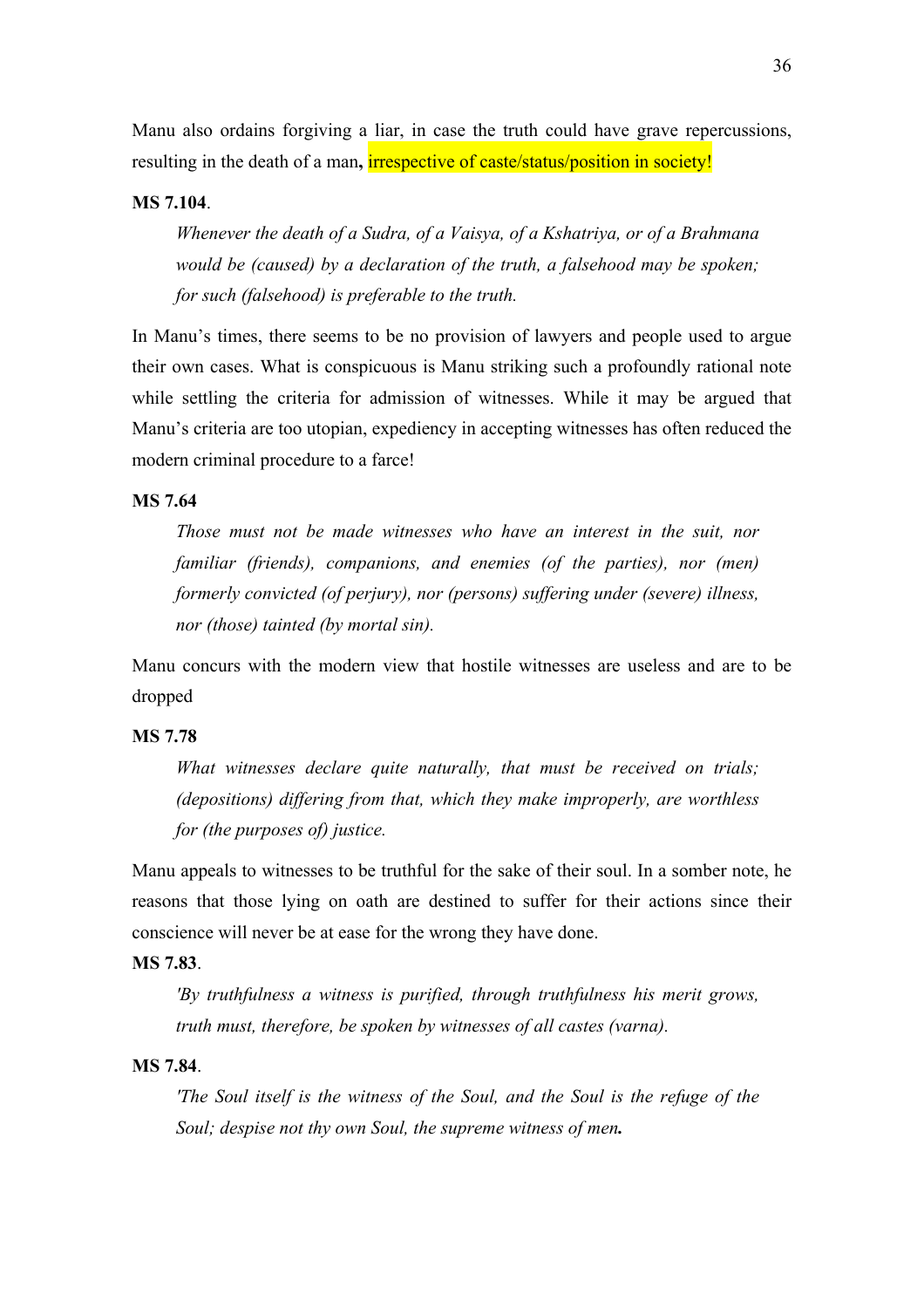Manu also ordains forgiving a liar, in case the truth could have grave repercussions, resulting in the death of a man**,** irrespective of caste/status/position in society!

**MS 7.104**.

> *Whenever the death of a Sudra, of a Vaisya, of a Kshatriya, or of a Brahmana would be (caused) by a declaration of the truth, a falsehood may be spoken; for such (falsehood) is preferable to the truth.*

In Manu's times, there seems to be no provision of lawyers and people used to argue their own cases. What is conspicuous is Manu striking such a profoundly rational note while settling the criteria for admission of witnesses. While it may be argued that Manu's criteria are too utopian, expediency in accepting witnesses has often reduced the modern criminal procedure to a farce!

**MS 7.64**

> *Those must not be made witnesses who have an interest in the suit, nor familiar (friends), companions, and enemies (of the parties), nor (men) formerly convicted (of perjury), nor (persons) suffering under (severe) illness, nor (those) tainted (by mortal sin).*

Manu concurs with the modern view that hostile witnesses are useless and are to be dropped

**MS 7.78**

> *What witnesses declare quite naturally, that must be received on trials; (depositions) differing from that, which they make improperly, are worthless for (the purposes of) justice.*

Manu appeals to witnesses to be truthful for the sake of their soul. In a somber note, he reasons that those lying on oath are destined to suffer for their actions since their conscience will never be at ease for the wrong they have done.

**MS 7.83**.

> *'By truthfulness a witness is purified, through truthfulness his merit grows, truth must, therefore, be spoken by witnesses of all castes (varna).*

**MS 7.84**.

> *'The Soul itself is the witness of the Soul, and the Soul is the refuge of the Soul; despise not thy own Soul, the supreme witness of men.*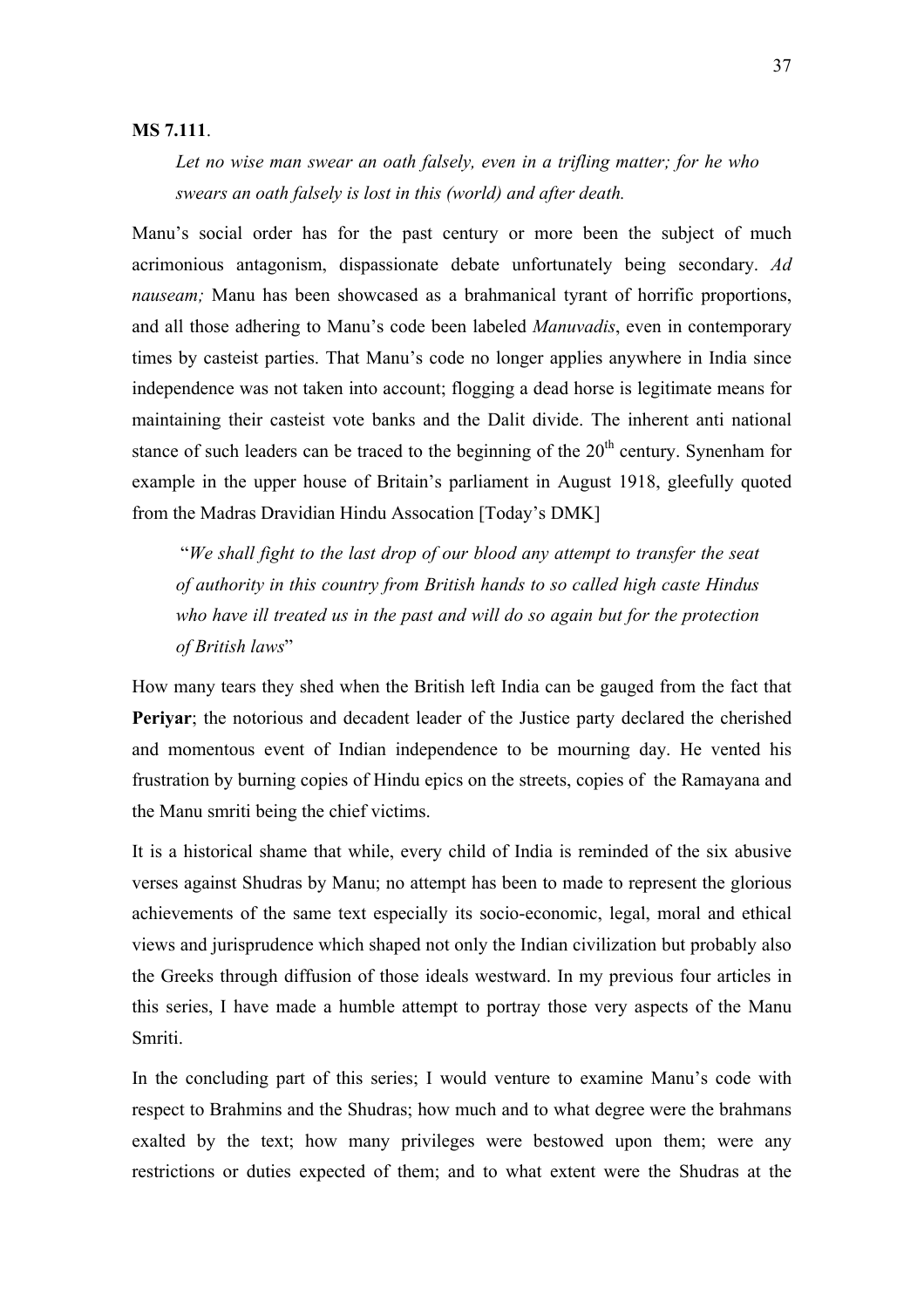**MS 7.111**.

> *Let no wise man swear an oath falsely, even in a trifling matter; for he who swears an oath falsely is lost in this (world) and after death.*

Manu's social order has for the past century or more been the subject of much acrimonious antagonism, dispassionate debate unfortunately being secondary. *Ad nauseam;* Manu has been showcased as a brahmanical tyrant of horrific proportions, and all those adhering to Manu's code been labeled *Manuvadis*, even in contemporary times by casteist parties. That Manu's code no longer applies anywhere in India since independence was not taken into account; flogging a dead horse is legitimate means for maintaining their casteist vote banks and the Dalit divide. The inherent anti national stance of such leaders can be traced to the beginning of the 20th century. Synenham for example in the upper house of Britain's parliament in August 1918, gleefully quoted from the Madras Dravidian Hindu Assocation [Today's DMK]

> "*We shall fight to the last drop of our blood any attempt to transfer the seat of authority in this country from British hands to so called high caste Hindus who have ill treated us in the past and will do so again but for the protection of British laws*"

How many tears they shed when the British left India can be gauged from the fact that **Periyar**; the notorious and decadent leader of the Justice party declared the cherished and momentous event of Indian independence to be mourning day. He vented his frustration by burning copies of Hindu epics on the streets, copies of the Ramayana and the Manu smriti being the chief victims.

It is a historical shame that while, every child of India is reminded of the six abusive verses against Shudras by Manu; no attempt has been to made to represent the glorious achievements of the same text especially its socio-economic, legal, moral and ethical views and jurisprudence which shaped not only the Indian civilization but probably also the Greeks through diffusion of those ideals westward. In my previous four articles in this series, I have made a humble attempt to portray those very aspects of the Manu Smriti.

In the concluding part of this series; I would venture to examine Manu's code with respect to Brahmins and the Shudras; how much and to what degree were the brahmans exalted by the text; how many privileges were bestowed upon them; were any restrictions or duties expected of them; and to what extent were the Shudras at the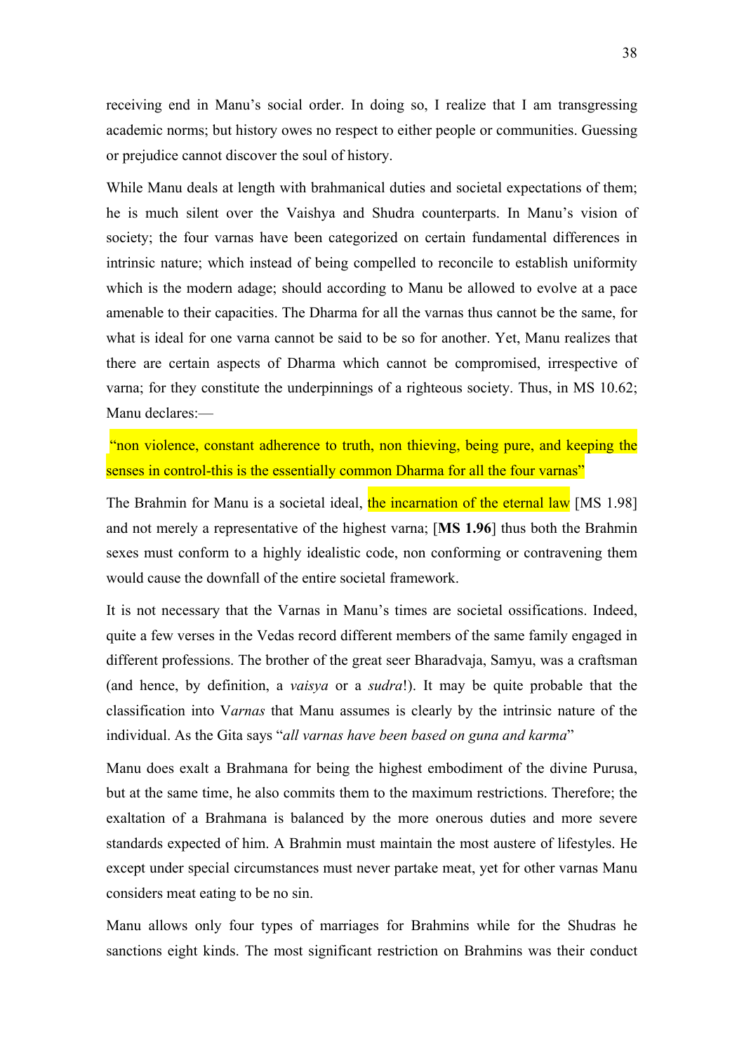receiving end in Manu's social order. In doing so, I realize that I am transgressing academic norms; but history owes no respect to either people or communities. Guessing or prejudice cannot discover the soul of history.

While Manu deals at length with brahmanical duties and societal expectations of them; he is much silent over the Vaishya and Shudra counterparts. In Manu's vision of society; the four varnas have been categorized on certain fundamental differences in intrinsic nature; which instead of being compelled to reconcile to establish uniformity which is the modern adage; should according to Manu be allowed to evolve at a pace amenable to their capacities. The Dharma for all the varnas thus cannot be the same, for what is ideal for one varna cannot be said to be so for another. Yet, Manu realizes that there are certain aspects of Dharma which cannot be compromised, irrespective of varna; for they constitute the underpinnings of a righteous society. Thus, in MS 10.62; Manu declares:—

"non violence, constant adherence to truth, non thieving, being pure, and keeping the senses in control-this is the essentially common Dharma for all the four varnas"

The Brahmin for Manu is a societal ideal, the incarnation of the eternal law [MS 1.98] and not merely a representative of the highest varna; [**MS 1.96**] thus both the Brahmin sexes must conform to a highly idealistic code, non conforming or contravening them would cause the downfall of the entire societal framework.

It is not necessary that the Varnas in Manu's times are societal ossifications. Indeed, quite a few verses in the Vedas record different members of the same family engaged in different professions. The brother of the great seer Bharadvaja, Samyu, was a craftsman (and hence, by definition, a *vaisya* or a *sudra*!). It may be quite probable that the classification into V*arnas* that Manu assumes is clearly by the intrinsic nature of the individual. As the Gita says "*all varnas have been based on guna and karma*"

Manu does exalt a Brahmana for being the highest embodiment of the divine Purusa, but at the same time, he also commits them to the maximum restrictions. Therefore; the exaltation of a Brahmana is balanced by the more onerous duties and more severe standards expected of him. A Brahmin must maintain the most austere of lifestyles. He except under special circumstances must never partake meat, yet for other varnas Manu considers meat eating to be no sin.

Manu allows only four types of marriages for Brahmins while for the Shudras he sanctions eight kinds. The most significant restriction on Brahmins was their conduct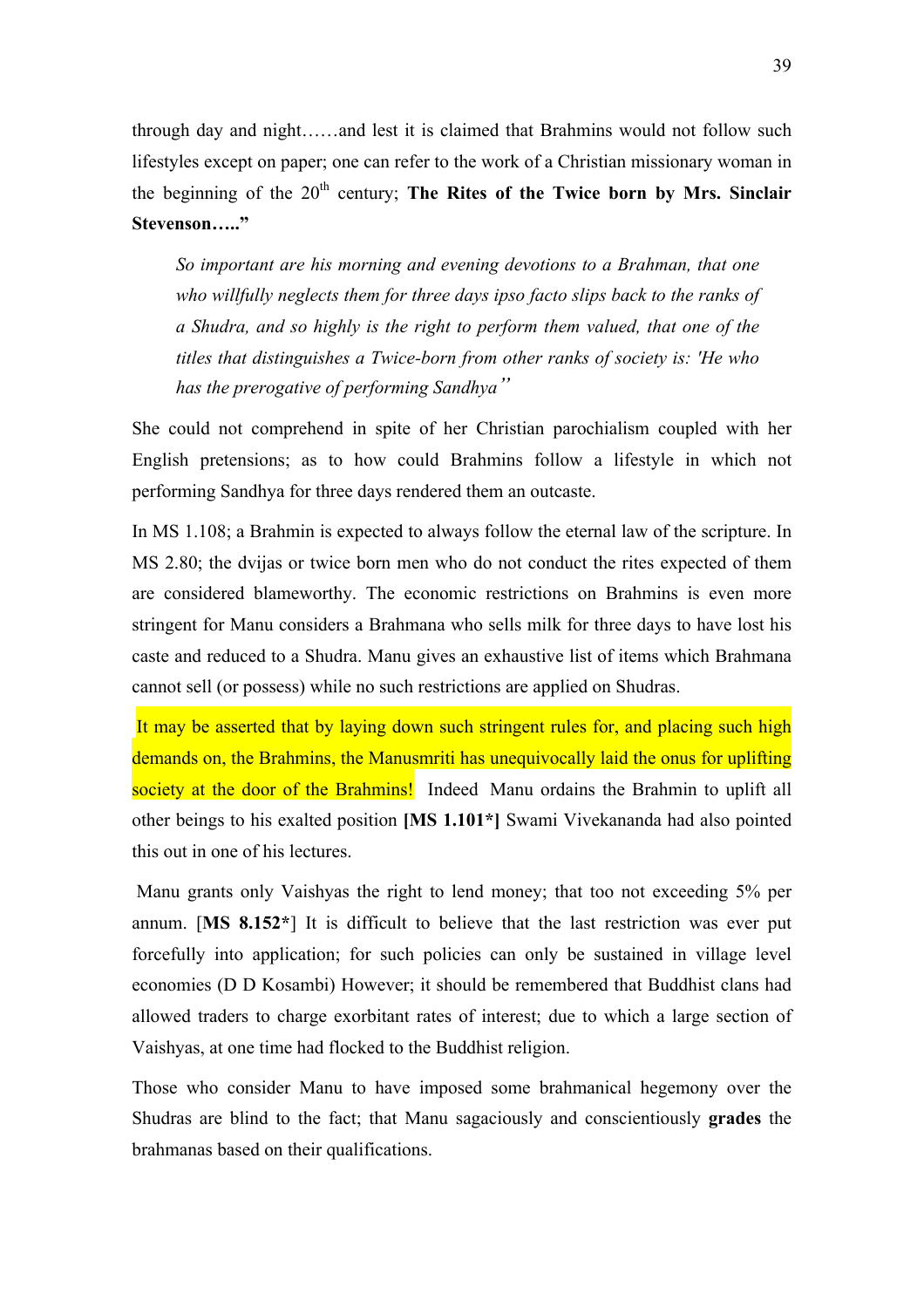through day and night……and lest it is claimed that Brahmins would not follow such lifestyles except on paper; one can refer to the work of a Christian missionary woman in the beginning of the 20th century; **The Rites of the Twice born by Mrs. Sinclair Stevenson….."**

> *So important are his morning and evening devotions to a Brahman, that one who willfully neglects them for three days ipso facto slips back to the ranks of a Shudra, and so highly is the right to perform them valued, that one of the titles that distinguishes a Twice-born from other ranks of society is: 'He who has the prerogative of performing Sandhya"*

She could not comprehend in spite of her Christian parochialism coupled with her English pretensions; as to how could Brahmins follow a lifestyle in which not performing Sandhya for three days rendered them an outcaste.

In MS 1.108; a Brahmin is expected to always follow the eternal law of the scripture. In MS 2.80; the dvijas or twice born men who do not conduct the rites expected of them are considered blameworthy. The economic restrictions on Brahmins is even more stringent for Manu considers a Brahmana who sells milk for three days to have lost his caste and reduced to a Shudra. Manu gives an exhaustive list of items which Brahmana cannot sell (or possess) while no such restrictions are applied on Shudras.

It may be asserted that by laying down such stringent rules for, and placing such high demands on, the Brahmins, the Manusmriti has unequivocally laid the onus for uplifting society at the door of the Brahmins! Indeed Manu ordains the Brahmin to uplift all other beings to his exalted position **[MS 1.101*]** Swami Vivekananda had also pointed this out in one of his lectures.

Manu grants only Vaishyas the right to lend money; that too not exceeding 5% per annum. [**MS 8.152***] It is difficult to believe that the last restriction was ever put forcefully into application; for such policies can only be sustained in village level economies (D D Kosambi) However; it should be remembered that Buddhist clans had allowed traders to charge exorbitant rates of interest; due to which a large section of Vaishyas, at one time had flocked to the Buddhist religion.

Those who consider Manu to have imposed some brahmanical hegemony over the Shudras are blind to the fact; that Manu sagaciously and conscientiously **grades** the brahmanas based on their qualifications.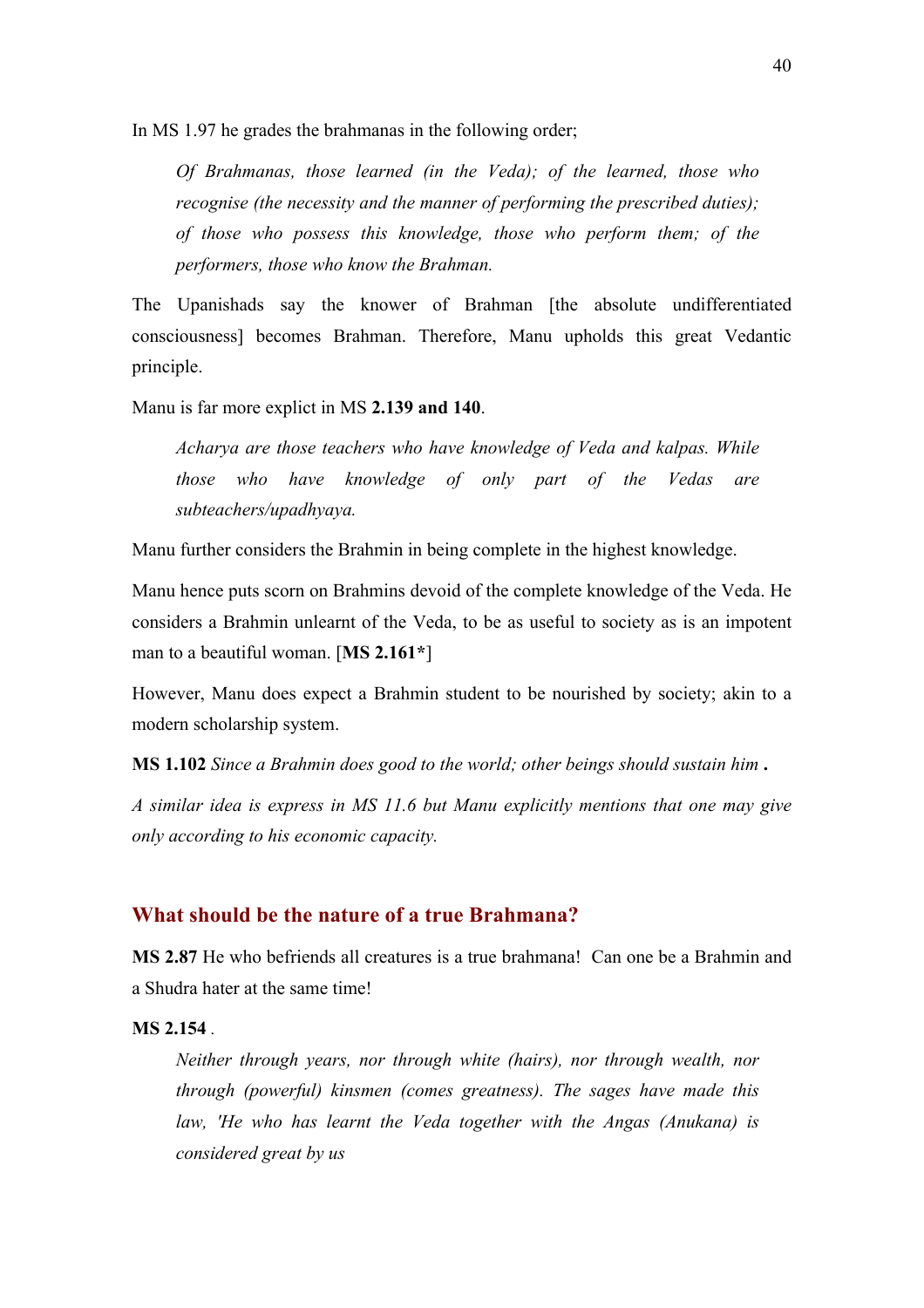In MS 1.97 he grades the brahmanas in the following order;

> *Of Brahmanas, those learned (in the Veda); of the learned, those who recognise (the necessity and the manner of performing the prescribed duties); of those who possess this knowledge, those who perform them; of the performers, those who know the Brahman.*

The Upanishads say the knower of Brahman [the absolute undifferentiated consciousness] becomes Brahman. Therefore, Manu upholds this great Vedantic principle.

Manu is far more explict in MS **2.139 and 140**.

> *Acharya are those teachers who have knowledge of Veda and kalpas. While those who have knowledge of only part of the Vedas are subteachers/upadhyaya.*

Manu further considers the Brahmin in being complete in the highest knowledge.

Manu hence puts scorn on Brahmins devoid of the complete knowledge of the Veda. He considers a Brahmin unlearnt of the Veda, to be as useful to society as is an impotent man to a beautiful woman. [**MS 2.161***]

However, Manu does expect a Brahmin student to be nourished by society; akin to a modern scholarship system.

**MS 1.102** *Since a Brahmin does good to the world; other beings should sustain him* **.**

*A similar idea is express in MS 11.6 but Manu explicitly mentions that one may give only according to his economic capacity.*

## What should be the nature of a true Brahmana?

**MS 2.87** He who befriends all creatures is a true brahmana! Can one be a Brahmin and a Shudra hater at the same time!

**MS 2.154** .

> *Neither through years, nor through white (hairs), nor through wealth, nor through (powerful) kinsmen (comes greatness). The sages have made this law, 'He who has learnt the Veda together with the Angas (Anukana) is considered great by us*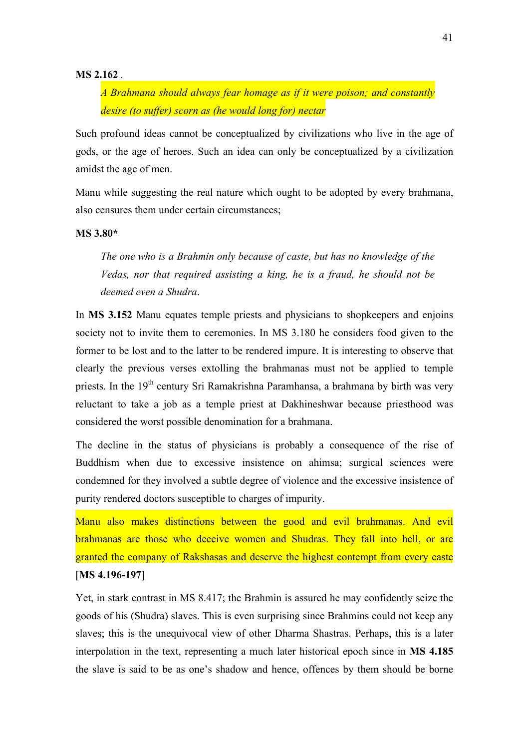**MS 2.162** .

> *A Brahmana should always fear homage as if it were poison; and constantly desire (to suffer) scorn as (he would long for) nectar*

Such profound ideas cannot be conceptualized by civilizations who live in the age of gods, or the age of heroes. Such an idea can only be conceptualized by a civilization amidst the age of men.

Manu while suggesting the real nature which ought to be adopted by every brahmana, also censures them under certain circumstances;

**MS 3.80***

> *The one who is a Brahmin only because of caste, but has no knowledge of the Vedas, nor that required assisting a king, he is a fraud, he should not be deemed even a Shudra.*

In **MS 3.152** Manu equates temple priests and physicians to shopkeepers and enjoins society not to invite them to ceremonies. In MS 3.180 he considers food given to the former to be lost and to the latter to be rendered impure. It is interesting to observe that clearly the previous verses extolling the brahmanas must not be applied to temple priests. In the 19th century Sri Ramakrishna Paramhansa, a brahmana by birth was very reluctant to take a job as a temple priest at Dakhineshwar because priesthood was considered the worst possible denomination for a brahmana.

The decline in the status of physicians is probably a consequence of the rise of Buddhism when due to excessive insistence on ahimsa; surgical sciences were condemned for they involved a subtle degree of violence and the excessive insistence of purity rendered doctors susceptible to charges of impurity.

Manu also makes distinctions between the good and evil brahmanas. And evil brahmanas are those who deceive women and Shudras. They fall into hell, or are granted the company of Rakshasas and deserve the highest contempt from every caste [**MS 4.196-197**]

Yet, in stark contrast in MS 8.417; the Brahmin is assured he may confidently seize the goods of his (Shudra) slaves. This is even surprising since Brahmins could not keep any slaves; this is the unequivocal view of other Dharma Shastras. Perhaps, this is a later interpolation in the text, representing a much later historical epoch since in **MS 4.185** the slave is said to be as one's shadow and hence, offences by them should be borne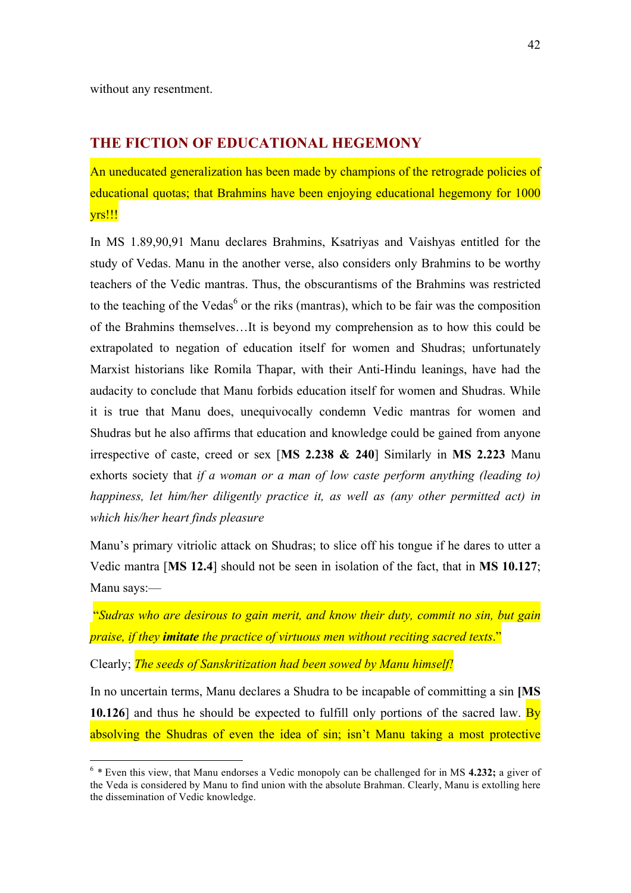without any resentment.

## THE FICTION OF EDUCATIONAL HEGEMONY

An uneducated generalization has been made by champions of the retrograde policies of educational quotas; that Brahmins have been enjoying educational hegemony for 1000 yrs!!!

In MS 1.89,90,91 Manu declares Brahmins, Ksatriyas and Vaishyas entitled for the study of Vedas. Manu in the another verse, also considers only Brahmins to be worthy teachers of the Vedic mantras. Thus, the obscurantisms of the Brahmins was restricted to the teaching of the Vedas[6] or the riks (mantras), which to be fair was the composition of the Brahmins themselves…It is beyond my comprehension as to how this could be extrapolated to negation of education itself for women and Shudras; unfortunately Marxist historians like Romila Thapar, with their Anti-Hindu leanings, have had the audacity to conclude that Manu forbids education itself for women and Shudras. While it is true that Manu does, unequivocally condemn Vedic mantras for women and Shudras but he also affirms that education and knowledge could be gained from anyone irrespective of caste, creed or sex [**MS 2.238 & 240**] Similarly in **MS 2.223** Manu exhorts society that *if a woman or a man of low caste perform anything (leading to) happiness, let him/her diligently practice it, as well as (any other permitted act) in which his/her heart finds pleasure*

Manu's primary vitriolic attack on Shudras; to slice off his tongue if he dares to utter a Vedic mantra [**MS 12.4**] should not be seen in isolation of the fact, that in **MS 10.127**; Manu says:—

"*Sudras who are desirous to gain merit, and know their duty, commit no sin, but gain praise, if they **imitate** the practice of virtuous men without reciting sacred texts*."

Clearly; *The seeds of Sanskritization had been sowed by Manu himself!*

In no uncertain terms, Manu declares a Shudra to be incapable of committing a sin **[MS 10.126**] and thus he should be expected to fulfill only portions of the sacred law. By absolving the Shudras of even the idea of sin; isn't Manu taking a most protective

---

[6] * Even this view, that Manu endorses a Vedic monopoly can be challenged for in MS **4.232;** a giver of the Veda is considered by Manu to find union with the absolute Brahman. Clearly, Manu is extolling here the dissemination of Vedic knowledge.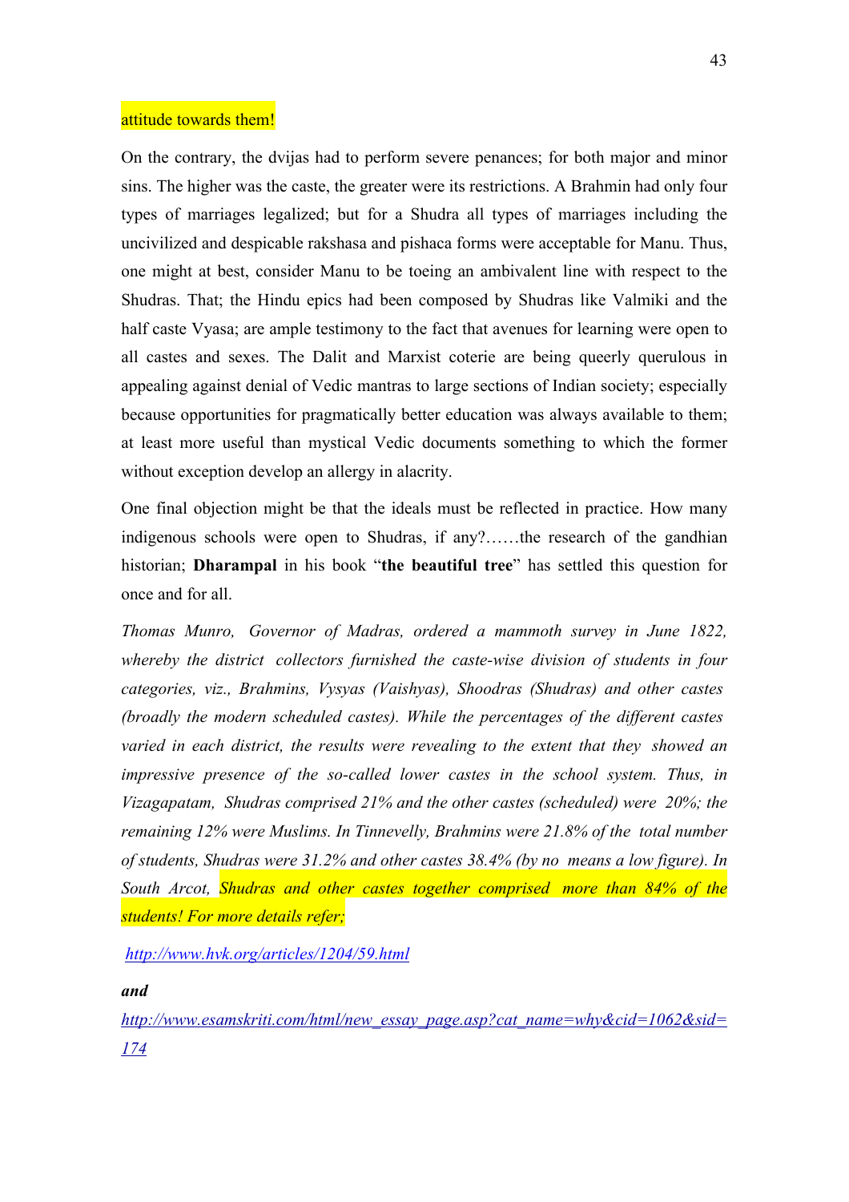attitude towards them!

On the contrary, the dvijas had to perform severe penances; for both major and minor sins. The higher was the caste, the greater were its restrictions. A Brahmin had only four types of marriages legalized; but for a Shudra all types of marriages including the uncivilized and despicable rakshasa and pishaca forms were acceptable for Manu. Thus, one might at best, consider Manu to be toeing an ambivalent line with respect to the Shudras. That; the Hindu epics had been composed by Shudras like Valmiki and the half caste Vyasa; are ample testimony to the fact that avenues for learning were open to all castes and sexes. The Dalit and Marxist coterie are being queerly querulous in appealing against denial of Vedic mantras to large sections of Indian society; especially because opportunities for pragmatically better education was always available to them; at least more useful than mystical Vedic documents something to which the former without exception develop an allergy in alacrity.

One final objection might be that the ideals must be reflected in practice. How many indigenous schools were open to Shudras, if any?……the research of the gandhian historian; **Dharampal** in his book "**the beautiful tree**" has settled this question for once and for all.

*Thomas Munro, Governor of Madras, ordered a mammoth survey in June 1822, whereby the district collectors furnished the caste-wise division of students in four categories, viz., Brahmins, Vysyas (Vaishyas), Shoodras (Shudras) and other castes (broadly the modern scheduled castes). While the percentages of the different castes varied in each district, the results were revealing to the extent that they showed an impressive presence of the so-called lower castes in the school system. Thus, in Vizagapatam, Shudras comprised 21% and the other castes (scheduled) were 20%; the remaining 12% were Muslims. In Tinnevelly, Brahmins were 21.8% of the total number of students, Shudras were 31.2% and other castes 38.4% (by no means a low figure). In South Arcot, Shudras and other castes together comprised more than 84% of the students! For more details refer;*

*http://www.hvk.org/articles/1204/59.html*

***and***

*http://www.esamskriti.com/html/new_essay_page.asp?cat_name=why&cid=1062&sid=174*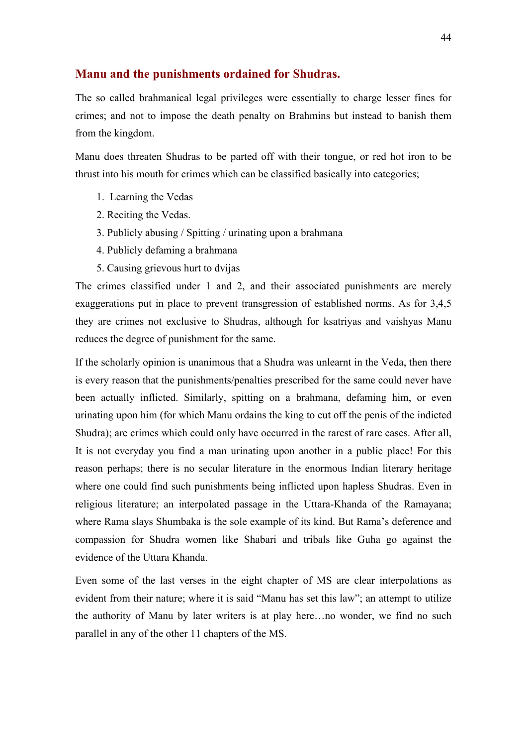## Manu and the punishments ordained for Shudras.

The so called brahmanical legal privileges were essentially to charge lesser fines for crimes; and not to impose the death penalty on Brahmins but instead to banish them from the kingdom.

Manu does threaten Shudras to be parted off with their tongue, or red hot iron to be thrust into his mouth for crimes which can be classified basically into categories;

1. Learning the Vedas
2. Reciting the Vedas.
3. Publicly abusing / Spitting / urinating upon a brahmana
4. Publicly defaming a brahmana
5. Causing grievous hurt to dvijas

The crimes classified under 1 and 2, and their associated punishments are merely exaggerations put in place to prevent transgression of established norms. As for 3,4,5 they are crimes not exclusive to Shudras, although for ksatriyas and vaishyas Manu reduces the degree of punishment for the same.

If the scholarly opinion is unanimous that a Shudra was unlearnt in the Veda, then there is every reason that the punishments/penalties prescribed for the same could never have been actually inflicted. Similarly, spitting on a brahmana, defaming him, or even urinating upon him (for which Manu ordains the king to cut off the penis of the indicted Shudra); are crimes which could only have occurred in the rarest of rare cases. After all, It is not everyday you find a man urinating upon another in a public place! For this reason perhaps; there is no secular literature in the enormous Indian literary heritage where one could find such punishments being inflicted upon hapless Shudras. Even in religious literature; an interpolated passage in the Uttara-Khanda of the Ramayana; where Rama slays Shumbaka is the sole example of its kind. But Rama's deference and compassion for Shudra women like Shabari and tribals like Guha go against the evidence of the Uttara Khanda.

Even some of the last verses in the eight chapter of MS are clear interpolations as evident from their nature; where it is said "Manu has set this law"; an attempt to utilize the authority of Manu by later writers is at play here…no wonder, we find no such parallel in any of the other 11 chapters of the MS.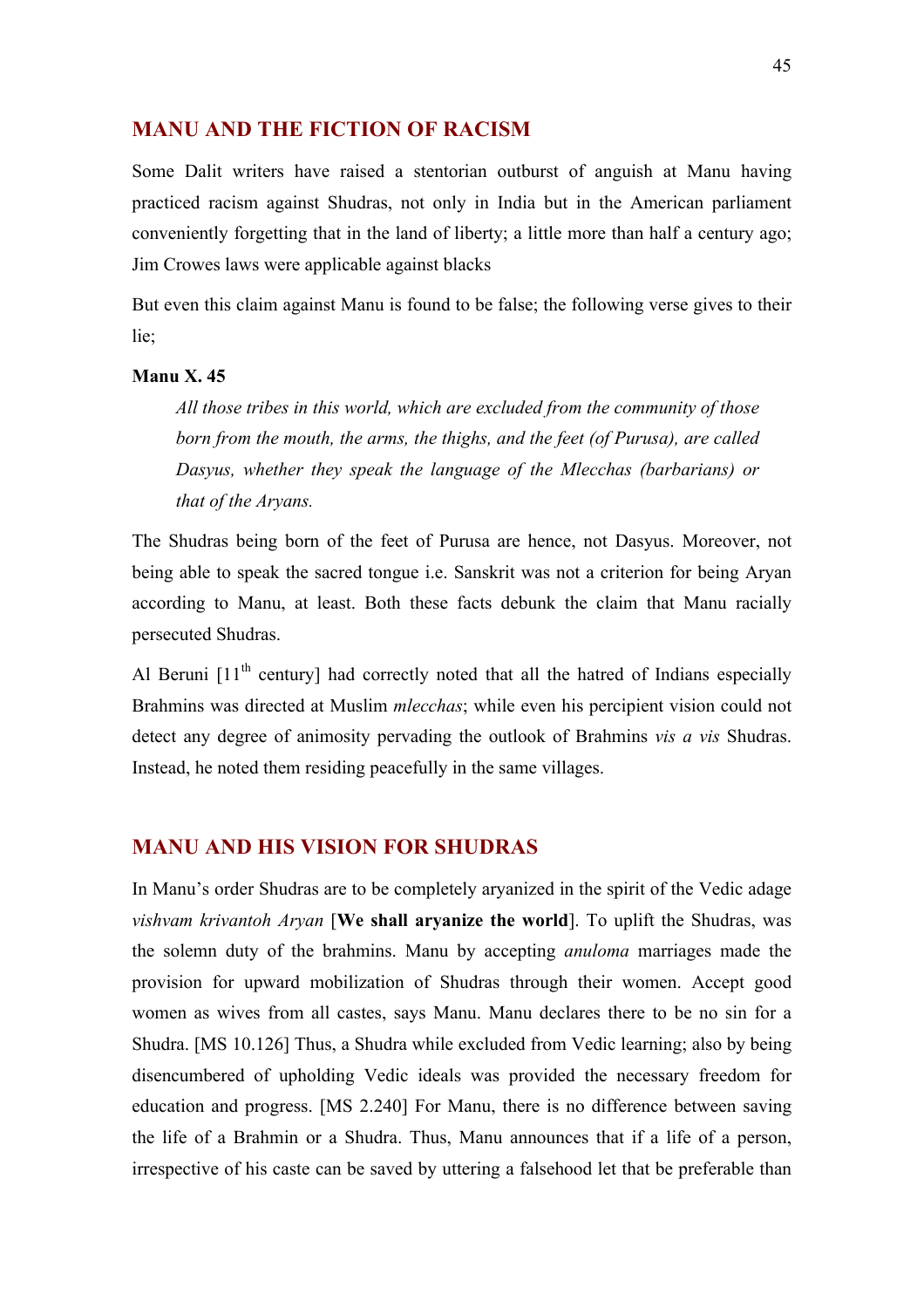## MANU AND THE FICTION OF RACISM

Some Dalit writers have raised a stentorian outburst of anguish at Manu having practiced racism against Shudras, not only in India but in the American parliament conveniently forgetting that in the land of liberty; a little more than half a century ago; Jim Crowes laws were applicable against blacks

But even this claim against Manu is found to be false; the following verse gives to their lie;

**Manu X. 45**

> *All those tribes in this world, which are excluded from the community of those born from the mouth, the arms, the thighs, and the feet (of Purusa), are called Dasyus, whether they speak the language of the Mlecchas (barbarians) or that of the Aryans.*

The Shudras being born of the feet of Purusa are hence, not Dasyus. Moreover, not being able to speak the sacred tongue i.e. Sanskrit was not a criterion for being Aryan according to Manu, at least. Both these facts debunk the claim that Manu racially persecuted Shudras.

Al Beruni [11th century] had correctly noted that all the hatred of Indians especially Brahmins was directed at Muslim *mlecchas*; while even his percipient vision could not detect any degree of animosity pervading the outlook of Brahmins *vis a vis* Shudras. Instead, he noted them residing peacefully in the same villages.

## MANU AND HIS VISION FOR SHUDRAS

In Manu's order Shudras are to be completely aryanized in the spirit of the Vedic adage *vishvam krivantoh Aryan* [**We shall aryanize the world**]. To uplift the Shudras, was the solemn duty of the brahmins. Manu by accepting *anuloma* marriages made the provision for upward mobilization of Shudras through their women. Accept good women as wives from all castes, says Manu. Manu declares there to be no sin for a Shudra. [MS 10.126] Thus, a Shudra while excluded from Vedic learning; also by being disencumbered of upholding Vedic ideals was provided the necessary freedom for education and progress. [MS 2.240] For Manu, there is no difference between saving the life of a Brahmin or a Shudra. Thus, Manu announces that if a life of a person, irrespective of his caste can be saved by uttering a falsehood let that be preferable than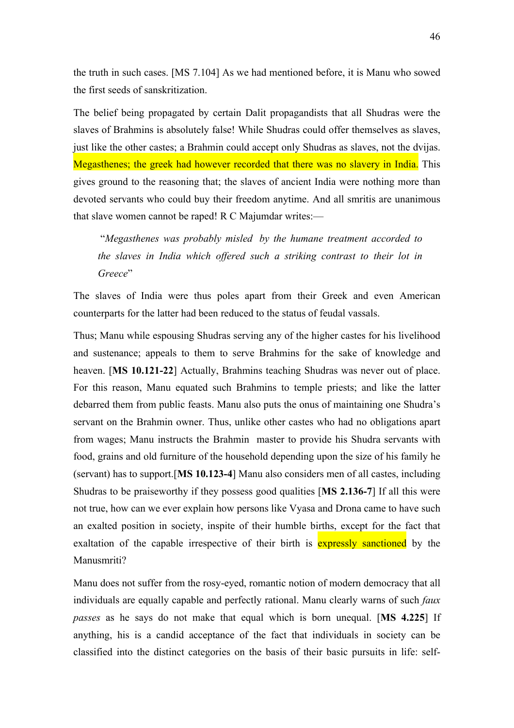the truth in such cases. [MS 7.104] As we had mentioned before, it is Manu who sowed the first seeds of sanskritization.

The belief being propagated by certain Dalit propagandists that all Shudras were the slaves of Brahmins is absolutely false! While Shudras could offer themselves as slaves, just like the other castes; a Brahmin could accept only Shudras as slaves, not the dvijas. Megasthenes; the greek had however recorded that there was no slavery in India. This gives ground to the reasoning that; the slaves of ancient India were nothing more than devoted servants who could buy their freedom anytime. And all smritis are unanimous that slave women cannot be raped! R C Majumdar writes:—

> "*Megasthenes was probably misled by the humane treatment accorded to the slaves in India which offered such a striking contrast to their lot in Greece*"

The slaves of India were thus poles apart from their Greek and even American counterparts for the latter had been reduced to the status of feudal vassals.

Thus; Manu while espousing Shudras serving any of the higher castes for his livelihood and sustenance; appeals to them to serve Brahmins for the sake of knowledge and heaven. [**MS 10.121-22**] Actually, Brahmins teaching Shudras was never out of place. For this reason, Manu equated such Brahmins to temple priests; and like the latter debarred them from public feasts. Manu also puts the onus of maintaining one Shudra's servant on the Brahmin owner. Thus, unlike other castes who had no obligations apart from wages; Manu instructs the Brahmin master to provide his Shudra servants with food, grains and old furniture of the household depending upon the size of his family he (servant) has to support.[**MS 10.123-4**] Manu also considers men of all castes, including Shudras to be praiseworthy if they possess good qualities [**MS 2.136-7**] If all this were not true, how can we ever explain how persons like Vyasa and Drona came to have such an exalted position in society, inspite of their humble births, except for the fact that exaltation of the capable irrespective of their birth is expressly sanctioned by the Manusmriti?

Manu does not suffer from the rosy-eyed, romantic notion of modern democracy that all individuals are equally capable and perfectly rational. Manu clearly warns of such *faux passes* as he says do not make that equal which is born unequal. [**MS 4.225**] If anything, his is a candid acceptance of the fact that individuals in society can be classified into the distinct categories on the basis of their basic pursuits in life: self-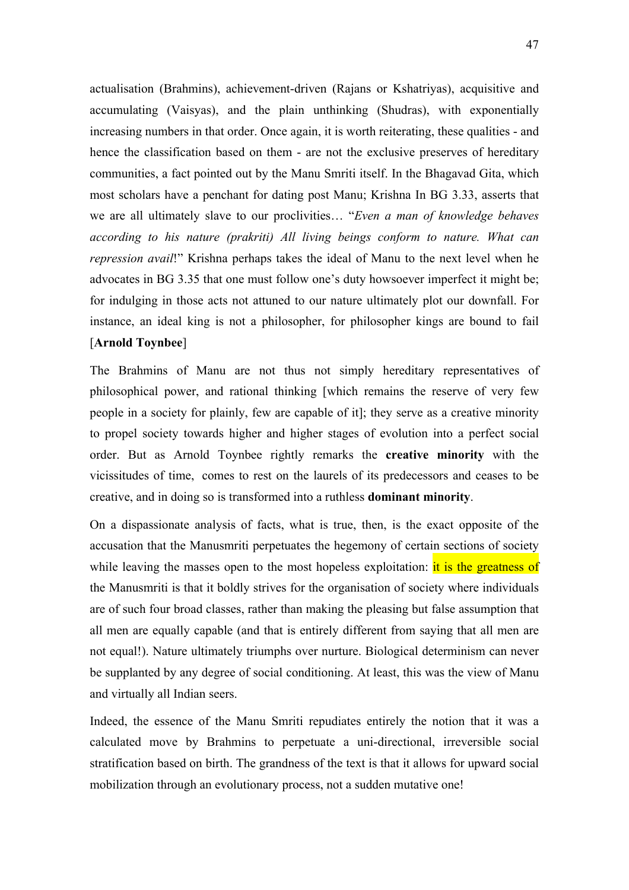actualisation (Brahmins), achievement-driven (Rajans or Kshatriyas), acquisitive and accumulating (Vaisyas), and the plain unthinking (Shudras), with exponentially increasing numbers in that order. Once again, it is worth reiterating, these qualities - and hence the classification based on them - are not the exclusive preserves of hereditary communities, a fact pointed out by the Manu Smriti itself. In the Bhagavad Gita, which most scholars have a penchant for dating post Manu; Krishna In BG 3.33, asserts that we are all ultimately slave to our proclivities… "*Even a man of knowledge behaves according to his nature (prakriti) All living beings conform to nature. What can repression avail*!" Krishna perhaps takes the ideal of Manu to the next level when he advocates in BG 3.35 that one must follow one's duty howsoever imperfect it might be; for indulging in those acts not attuned to our nature ultimately plot our downfall. For instance, an ideal king is not a philosopher, for philosopher kings are bound to fail [**Arnold Toynbee**]

The Brahmins of Manu are not thus not simply hereditary representatives of philosophical power, and rational thinking [which remains the reserve of very few people in a society for plainly, few are capable of it]; they serve as a creative minority to propel society towards higher and higher stages of evolution into a perfect social order. But as Arnold Toynbee rightly remarks the **creative minority** with the vicissitudes of time, comes to rest on the laurels of its predecessors and ceases to be creative, and in doing so is transformed into a ruthless **dominant minority**.

On a dispassionate analysis of facts, what is true, then, is the exact opposite of the accusation that the Manusmriti perpetuates the hegemony of certain sections of society while leaving the masses open to the most hopeless exploitation: it is the greatness of the Manusmriti is that it boldly strives for the organisation of society where individuals are of such four broad classes, rather than making the pleasing but false assumption that all men are equally capable (and that is entirely different from saying that all men are not equal!). Nature ultimately triumphs over nurture. Biological determinism can never be supplanted by any degree of social conditioning. At least, this was the view of Manu and virtually all Indian seers.

Indeed, the essence of the Manu Smriti repudiates entirely the notion that it was a calculated move by Brahmins to perpetuate a uni-directional, irreversible social stratification based on birth. The grandness of the text is that it allows for upward social mobilization through an evolutionary process, not a sudden mutative one!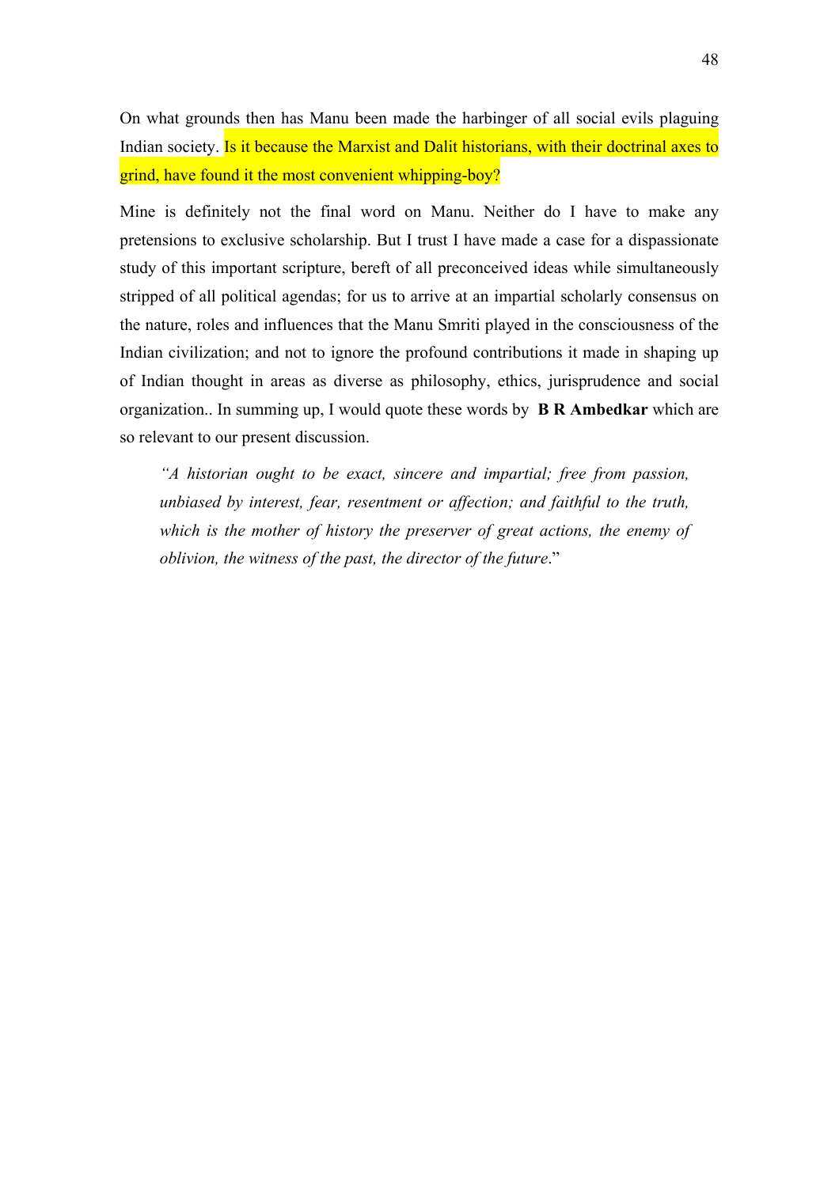On what grounds then has Manu been made the harbinger of all social evils plaguing Indian society. Is it because the Marxist and Dalit historians, with their doctrinal axes to grind, have found it the most convenient whipping-boy?

Mine is definitely not the final word on Manu. Neither do I have to make any pretensions to exclusive scholarship. But I trust I have made a case for a dispassionate study of this important scripture, bereft of all preconceived ideas while simultaneously stripped of all political agendas; for us to arrive at an impartial scholarly consensus on the nature, roles and influences that the Manu Smriti played in the consciousness of the Indian civilization; and not to ignore the profound contributions it made in shaping up of Indian thought in areas as diverse as philosophy, ethics, jurisprudence and social organization.. In summing up, I would quote these words by **B R Ambedkar** which are so relevant to our present discussion.

> *"A historian ought to be exact, sincere and impartial; free from passion, unbiased by interest, fear, resentment or affection; and faithful to the truth, which is the mother of history the preserver of great actions, the enemy of oblivion, the witness of the past, the director of the future*."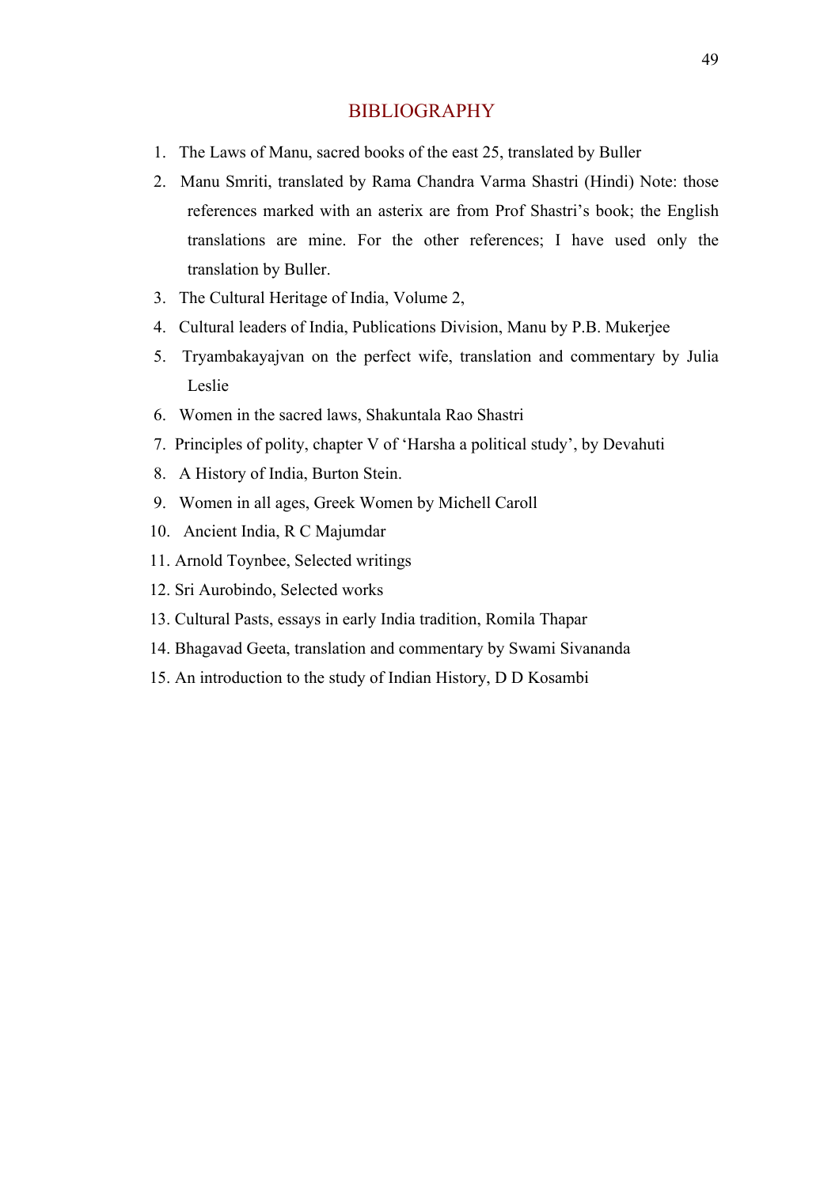## BIBLIOGRAPHY

1. The Laws of Manu, sacred books of the east 25, translated by Buller
2. Manu Smriti, translated by Rama Chandra Varma Shastri (Hindi) Note: those references marked with an asterix are from Prof Shastri's book; the English translations are mine. For the other references; I have used only the translation by Buller.
3. The Cultural Heritage of India, Volume 2,
4. Cultural leaders of India, Publications Division, Manu by P.B. Mukerjee
5. Tryambakayajvan on the perfect wife, translation and commentary by Julia Leslie
6. Women in the sacred laws, Shakuntala Rao Shastri
7. Principles of polity, chapter V of 'Harsha a political study', by Devahuti
8. A History of India, Burton Stein.
9. Women in all ages, Greek Women by Michell Caroll
10. Ancient India, R C Majumdar
11. Arnold Toynbee, Selected writings
12. Sri Aurobindo, Selected works
13. Cultural Pasts, essays in early India tradition, Romila Thapar
14. Bhagavad Geeta, translation and commentary by Swami Sivananda
15. An introduction to the study of Indian History, D D Kosambi